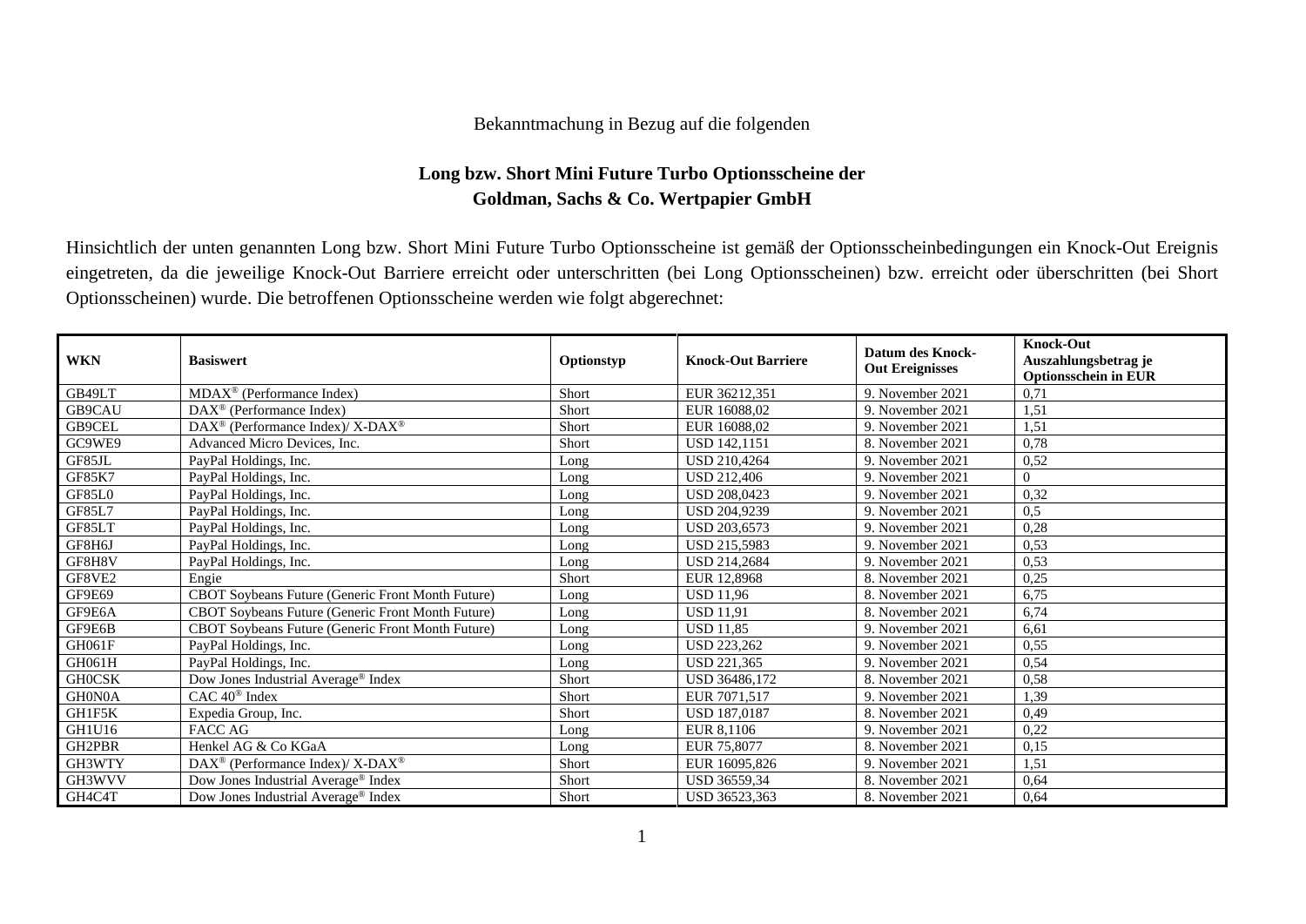Bekanntmachung in Bezug auf die folgenden

**Long bzw. Short Mini Future Turbo Optionsscheine der Goldman, Sachs & Co. Wertpapier GmbH**

Hinsichtlich der unten genannten Long bzw. Short Mini Future Turbo Optionsscheine ist gemäß der Optionsscheinbedingungen ein Knock-Out Ereignis eingetreten, da die jeweilige Knock-Out Barriere erreicht oder unterschritten (bei Long Optionsscheinen) bzw. erreicht oder überschritten (bei Short Optionsscheinen) wurde. Die betroffenen Optionsscheine werden wie folgt abgerechnet:

| WKN | Basiswert | Optionstyp | Knock-Out Barriere | Datum des Knock-Out Ereignisses | Knock-Out Auszahlungsbetrag je Optionsschein in EUR |
|---|---|---|---|---|---|
| GB49LT | MDAX® (Performance Index) | Short | EUR 36212,351 | 9. November 2021 | 0,71 |
| GB9CAU | DAX® (Performance Index) | Short | EUR 16088,02 | 9. November 2021 | 1,51 |
| GB9CEL | DAX® (Performance Index)/ X-DAX® | Short | EUR 16088,02 | 9. November 2021 | 1,51 |
| GC9WE9 | Advanced Micro Devices, Inc. | Short | USD 142,1151 | 8. November 2021 | 0,78 |
| GF85JL | PayPal Holdings, Inc. | Long | USD 210,4264 | 9. November 2021 | 0,52 |
| GF85K7 | PayPal Holdings, Inc. | Long | USD 212,406 | 9. November 2021 | 0 |
| GF85L0 | PayPal Holdings, Inc. | Long | USD 208,0423 | 9. November 2021 | 0,32 |
| GF85L7 | PayPal Holdings, Inc. | Long | USD 204,9239 | 9. November 2021 | 0,5 |
| GF85LT | PayPal Holdings, Inc. | Long | USD 203,6573 | 9. November 2021 | 0,28 |
| GF8H6J | PayPal Holdings, Inc. | Long | USD 215,5983 | 9. November 2021 | 0,53 |
| GF8H8V | PayPal Holdings, Inc. | Long | USD 214,2684 | 9. November 2021 | 0,53 |
| GF8VE2 | Engie | Short | EUR 12,8968 | 8. November 2021 | 0,25 |
| GF9E69 | CBOT Soybeans Future (Generic Front Month Future) | Long | USD 11,96 | 8. November 2021 | 6,75 |
| GF9E6A | CBOT Soybeans Future (Generic Front Month Future) | Long | USD 11,91 | 8. November 2021 | 6,74 |
| GF9E6B | CBOT Soybeans Future (Generic Front Month Future) | Long | USD 11,85 | 9. November 2021 | 6,61 |
| GH061F | PayPal Holdings, Inc. | Long | USD 223,262 | 9. November 2021 | 0,55 |
| GH061H | PayPal Holdings, Inc. | Long | USD 221,365 | 9. November 2021 | 0,54 |
| GH0CSK | Dow Jones Industrial Average® Index | Short | USD 36486,172 | 8. November 2021 | 0,58 |
| GH0N0A | CAC 40® Index | Short | EUR 7071,517 | 9. November 2021 | 1,39 |
| GH1F5K | Expedia Group, Inc. | Short | USD 187,0187 | 8. November 2021 | 0,49 |
| GH1U16 | FACC AG | Long | EUR 8,1106 | 9. November 2021 | 0,22 |
| GH2PBR | Henkel AG & Co KGaA | Long | EUR 75,8077 | 8. November 2021 | 0,15 |
| GH3WTY | DAX® (Performance Index)/ X-DAX® | Short | EUR 16095,826 | 9. November 2021 | 1,51 |
| GH3WVV | Dow Jones Industrial Average® Index | Short | USD 36559,34 | 8. November 2021 | 0,64 |
| GH4C4T | Dow Jones Industrial Average® Index | Short | USD 36523,363 | 8. November 2021 | 0,64 |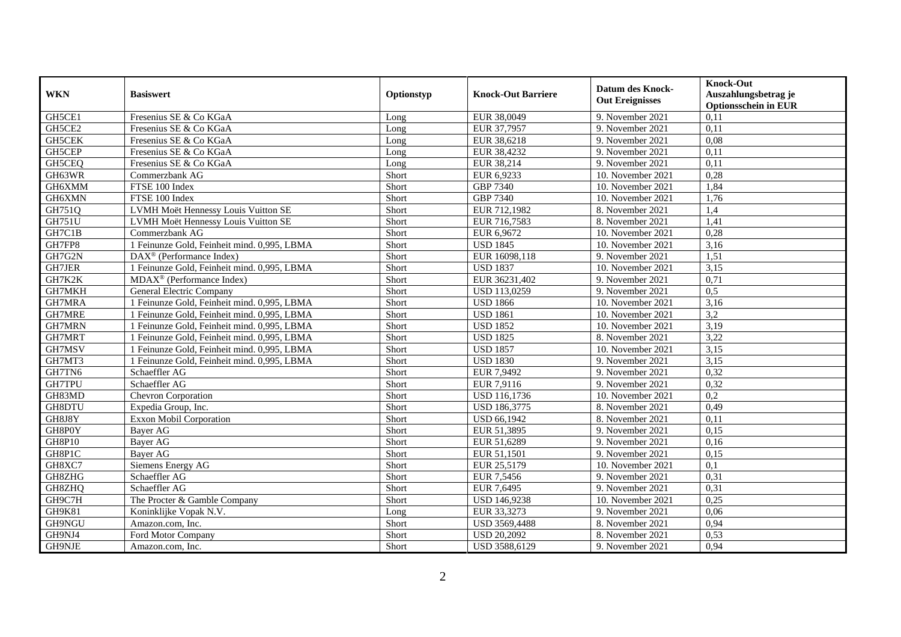| WKN | Basiswert | Optionstyp | Knock-Out Barriere | Datum des Knock-Out Ereignisses | Knock-Out Auszahlungsbetrag je Optionsschein in EUR |
|---|---|---|---|---|---|
| GH5CE1 | Fresenius SE & Co KGaA | Long | EUR 38,0049 | 9. November 2021 | 0,11 |
| GH5CE2 | Fresenius SE & Co KGaA | Long | EUR 37,7957 | 9. November 2021 | 0,11 |
| GH5CEK | Fresenius SE & Co KGaA | Long | EUR 38,6218 | 9. November 2021 | 0,08 |
| GH5CEP | Fresenius SE & Co KGaA | Long | EUR 38,4232 | 9. November 2021 | 0,11 |
| GH5CEQ | Fresenius SE & Co KGaA | Long | EUR 38,214 | 9. November 2021 | 0,11 |
| GH63WR | Commerzbank AG | Short | EUR 6,9233 | 10. November 2021 | 0,28 |
| GH6XMM | FTSE 100 Index | Short | GBP 7340 | 10. November 2021 | 1,84 |
| GH6XMN | FTSE 100 Index | Short | GBP 7340 | 10. November 2021 | 1,76 |
| GH751Q | LVMH Moët Hennessy Louis Vuitton SE | Short | EUR 712,1982 | 8. November 2021 | 1,4 |
| GH751U | LVMH Moët Hennessy Louis Vuitton SE | Short | EUR 716,7583 | 8. November 2021 | 1,41 |
| GH7C1B | Commerzbank AG | Short | EUR 6,9672 | 10. November 2021 | 0,28 |
| GH7FP8 | 1 Feinunze Gold, Feinheit mind. 0,995, LBMA | Short | USD 1845 | 10. November 2021 | 3,16 |
| GH7G2N | DAX® (Performance Index) | Short | EUR 16098,118 | 9. November 2021 | 1,51 |
| GH7JER | 1 Feinunze Gold, Feinheit mind. 0,995, LBMA | Short | USD 1837 | 10. November 2021 | 3,15 |
| GH7K2K | MDAX® (Performance Index) | Short | EUR 36231,402 | 9. November 2021 | 0,71 |
| GH7MKH | General Electric Company | Short | USD 113,0259 | 9. November 2021 | 0,5 |
| GH7MRA | 1 Feinunze Gold, Feinheit mind. 0,995, LBMA | Short | USD 1866 | 10. November 2021 | 3,16 |
| GH7MRE | 1 Feinunze Gold, Feinheit mind. 0,995, LBMA | Short | USD 1861 | 10. November 2021 | 3,2 |
| GH7MRN | 1 Feinunze Gold, Feinheit mind. 0,995, LBMA | Short | USD 1852 | 10. November 2021 | 3,19 |
| GH7MRT | 1 Feinunze Gold, Feinheit mind. 0,995, LBMA | Short | USD 1825 | 8. November 2021 | 3,22 |
| GH7MSV | 1 Feinunze Gold, Feinheit mind. 0,995, LBMA | Short | USD 1857 | 10. November 2021 | 3,15 |
| GH7MT3 | 1 Feinunze Gold, Feinheit mind. 0,995, LBMA | Short | USD 1830 | 9. November 2021 | 3,15 |
| GH7TN6 | Schaeffler AG | Short | EUR 7,9492 | 9. November 2021 | 0,32 |
| GH7TPU | Schaeffler AG | Short | EUR 7,9116 | 9. November 2021 | 0,32 |
| GH83MD | Chevron Corporation | Short | USD 116,1736 | 10. November 2021 | 0,2 |
| GH8DTU | Expedia Group, Inc. | Short | USD 186,3775 | 8. November 2021 | 0,49 |
| GH8J8Y | Exxon Mobil Corporation | Short | USD 66,1942 | 8. November 2021 | 0,11 |
| GH8P0Y | Bayer AG | Short | EUR 51,3895 | 9. November 2021 | 0,15 |
| GH8P10 | Bayer AG | Short | EUR 51,6289 | 9. November 2021 | 0,16 |
| GH8P1C | Bayer AG | Short | EUR 51,1501 | 9. November 2021 | 0,15 |
| GH8XC7 | Siemens Energy AG | Short | EUR 25,5179 | 10. November 2021 | 0,1 |
| GH8ZHG | Schaeffler AG | Short | EUR 7,5456 | 9. November 2021 | 0,31 |
| GH8ZHQ | Schaeffler AG | Short | EUR 7,6495 | 9. November 2021 | 0,31 |
| GH9C7H | The Procter & Gamble Company | Short | USD 146,9238 | 10. November 2021 | 0,25 |
| GH9K81 | Koninklijke Vopak N.V. | Long | EUR 33,3273 | 9. November 2021 | 0,06 |
| GH9NGU | Amazon.com, Inc. | Short | USD 3569,4488 | 8. November 2021 | 0,94 |
| GH9NJ4 | Ford Motor Company | Short | USD 20,2092 | 8. November 2021 | 0,53 |
| GH9NJE | Amazon.com, Inc. | Short | USD 3588,6129 | 9. November 2021 | 0,94 |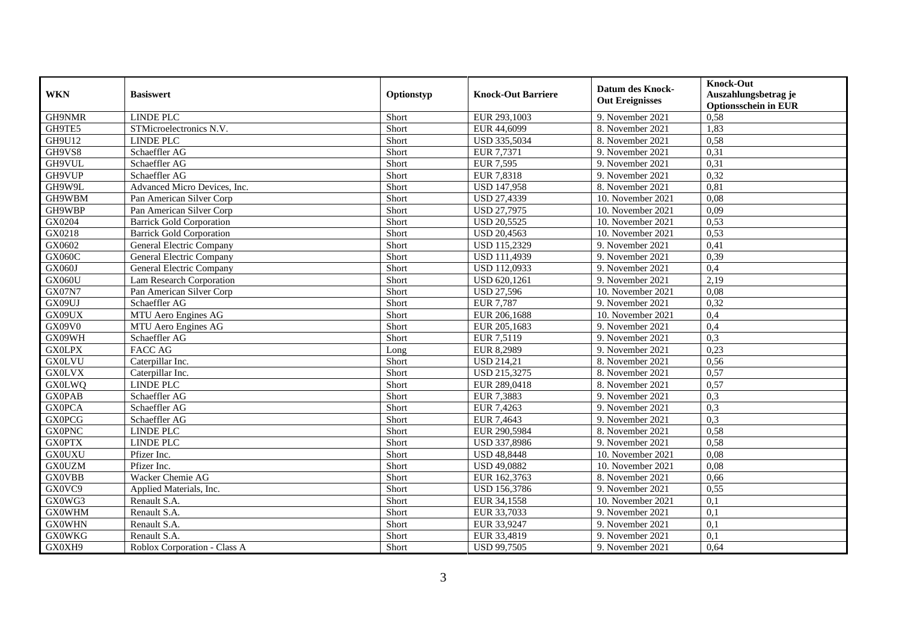| WKN | Basiswert | Optionstyp | Knock-Out Barriere | Datum des Knock-Out Ereignisses | Knock-Out Auszahlungsbetrag je Optionsschein in EUR |
|---|---|---|---|---|---|
| GH9NMR | LINDE PLC | Short | EUR 293,1003 | 9. November 2021 | 0,58 |
| GH9TE5 | STMicroelectronics N.V. | Short | EUR 44,6099 | 8. November 2021 | 1,83 |
| GH9U12 | LINDE PLC | Short | USD 335,5034 | 8. November 2021 | 0,58 |
| GH9VS8 | Schaeffler AG | Short | EUR 7,7371 | 9. November 2021 | 0,31 |
| GH9VUL | Schaeffler AG | Short | EUR 7,595 | 9. November 2021 | 0,31 |
| GH9VUP | Schaeffler AG | Short | EUR 7,8318 | 9. November 2021 | 0,32 |
| GH9W9L | Advanced Micro Devices, Inc. | Short | USD 147,958 | 8. November 2021 | 0,81 |
| GH9WBM | Pan American Silver Corp | Short | USD 27,4339 | 10. November 2021 | 0,08 |
| GH9WBP | Pan American Silver Corp | Short | USD 27,7975 | 10. November 2021 | 0,09 |
| GX0204 | Barrick Gold Corporation | Short | USD 20,5525 | 10. November 2021 | 0,53 |
| GX0218 | Barrick Gold Corporation | Short | USD 20,4563 | 10. November 2021 | 0,53 |
| GX0602 | General Electric Company | Short | USD 115,2329 | 9. November 2021 | 0,41 |
| GX060C | General Electric Company | Short | USD 111,4939 | 9. November 2021 | 0,39 |
| GX060J | General Electric Company | Short | USD 112,0933 | 9. November 2021 | 0,4 |
| GX060U | Lam Research Corporation | Short | USD 620,1261 | 9. November 2021 | 2,19 |
| GX07N7 | Pan American Silver Corp | Short | USD 27,596 | 10. November 2021 | 0,08 |
| GX09UJ | Schaeffler AG | Short | EUR 7,787 | 9. November 2021 | 0,32 |
| GX09UX | MTU Aero Engines AG | Short | EUR 206,1688 | 10. November 2021 | 0,4 |
| GX09V0 | MTU Aero Engines AG | Short | EUR 205,1683 | 9. November 2021 | 0,4 |
| GX09WH | Schaeffler AG | Short | EUR 7,5119 | 9. November 2021 | 0,3 |
| GX0LPX | FACC AG | Long | EUR 8,2989 | 9. November 2021 | 0,23 |
| GX0LVU | Caterpillar Inc. | Short | USD 214,21 | 8. November 2021 | 0,56 |
| GX0LVX | Caterpillar Inc. | Short | USD 215,3275 | 8. November 2021 | 0,57 |
| GX0LWQ | LINDE PLC | Short | EUR 289,0418 | 8. November 2021 | 0,57 |
| GX0PAB | Schaeffler AG | Short | EUR 7,3883 | 9. November 2021 | 0,3 |
| GX0PCA | Schaeffler AG | Short | EUR 7,4263 | 9. November 2021 | 0,3 |
| GX0PCG | Schaeffler AG | Short | EUR 7,4643 | 9. November 2021 | 0,3 |
| GX0PNC | LINDE PLC | Short | EUR 290,5984 | 8. November 2021 | 0,58 |
| GX0PTX | LINDE PLC | Short | USD 337,8986 | 9. November 2021 | 0,58 |
| GX0UXU | Pfizer Inc. | Short | USD 48,8448 | 10. November 2021 | 0,08 |
| GX0UZM | Pfizer Inc. | Short | USD 49,0882 | 10. November 2021 | 0,08 |
| GX0VBB | Wacker Chemie AG | Short | EUR 162,3763 | 8. November 2021 | 0,66 |
| GX0VC9 | Applied Materials, Inc. | Short | USD 156,3786 | 9. November 2021 | 0,55 |
| GX0WG3 | Renault S.A. | Short | EUR 34,1558 | 10. November 2021 | 0,1 |
| GX0WHM | Renault S.A. | Short | EUR 33,7033 | 9. November 2021 | 0,1 |
| GX0WHN | Renault S.A. | Short | EUR 33,9247 | 9. November 2021 | 0,1 |
| GX0WKG | Renault S.A. | Short | EUR 33,4819 | 9. November 2021 | 0,1 |
| GX0XH9 | Roblox Corporation - Class A | Short | USD 99,7505 | 9. November 2021 | 0,64 |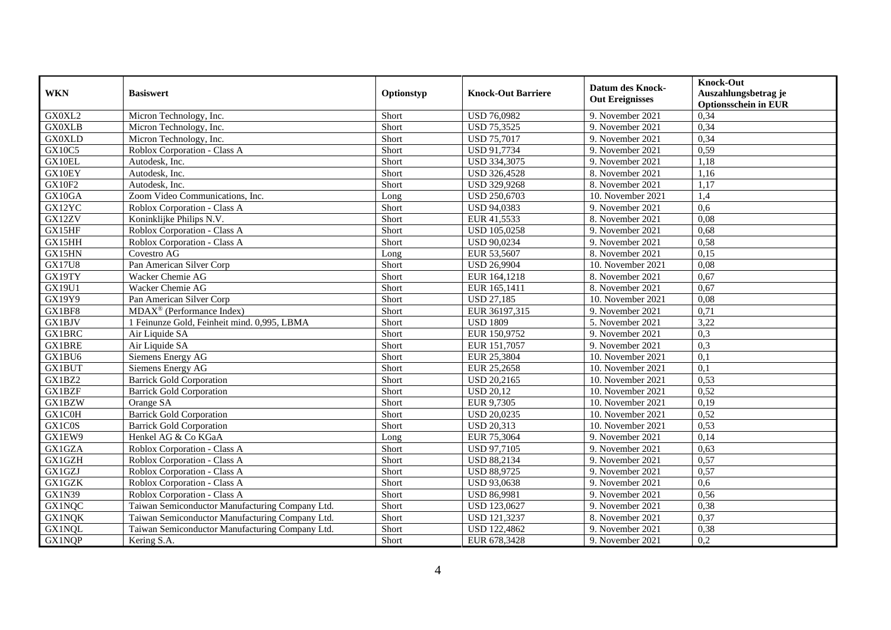| WKN | Basiswert | Optionstyp | Knock-Out Barriere | Datum des Knock-Out Ereignisses | Knock-Out Auszahlungsbetrag je Optionsschein in EUR |
|---|---|---|---|---|---|
| GX0XL2 | Micron Technology, Inc. | Short | USD 76,0982 | 9. November 2021 | 0,34 |
| GX0XLB | Micron Technology, Inc. | Short | USD 75,3525 | 9. November 2021 | 0,34 |
| GX0XLD | Micron Technology, Inc. | Short | USD 75,7017 | 9. November 2021 | 0,34 |
| GX10C5 | Roblox Corporation - Class A | Short | USD 91,7734 | 9. November 2021 | 0,59 |
| GX10EL | Autodesk, Inc. | Short | USD 334,3075 | 9. November 2021 | 1,18 |
| GX10EY | Autodesk, Inc. | Short | USD 326,4528 | 8. November 2021 | 1,16 |
| GX10F2 | Autodesk, Inc. | Short | USD 329,9268 | 8. November 2021 | 1,17 |
| GX10GA | Zoom Video Communications, Inc. | Long | USD 250,6703 | 10. November 2021 | 1,4 |
| GX12YC | Roblox Corporation - Class A | Short | USD 94,0383 | 9. November 2021 | 0,6 |
| GX12ZV | Koninklijke Philips N.V. | Short | EUR 41,5533 | 8. November 2021 | 0,08 |
| GX15HF | Roblox Corporation - Class A | Short | USD 105,0258 | 9. November 2021 | 0,68 |
| GX15HH | Roblox Corporation - Class A | Short | USD 90,0234 | 9. November 2021 | 0,58 |
| GX15HN | Covestro AG | Long | EUR 53,5607 | 8. November 2021 | 0,15 |
| GX17U8 | Pan American Silver Corp | Short | USD 26,9904 | 10. November 2021 | 0,08 |
| GX19TY | Wacker Chemie AG | Short | EUR 164,1218 | 8. November 2021 | 0,67 |
| GX19U1 | Wacker Chemie AG | Short | EUR 165,1411 | 8. November 2021 | 0,67 |
| GX19Y9 | Pan American Silver Corp | Short | USD 27,185 | 10. November 2021 | 0,08 |
| GX1BF8 | MDAX® (Performance Index) | Short | EUR 36197,315 | 9. November 2021 | 0,71 |
| GX1BJV | 1 Feinunze Gold, Feinheit mind. 0,995, LBMA | Short | USD 1809 | 5. November 2021 | 3,22 |
| GX1BRC | Air Liquide SA | Short | EUR 150,9752 | 9. November 2021 | 0,3 |
| GX1BRE | Air Liquide SA | Short | EUR 151,7057 | 9. November 2021 | 0,3 |
| GX1BU6 | Siemens Energy AG | Short | EUR 25,3804 | 10. November 2021 | 0,1 |
| GX1BUT | Siemens Energy AG | Short | EUR 25,2658 | 10. November 2021 | 0,1 |
| GX1BZ2 | Barrick Gold Corporation | Short | USD 20,2165 | 10. November 2021 | 0,53 |
| GX1BZF | Barrick Gold Corporation | Short | USD 20,12 | 10. November 2021 | 0,52 |
| GX1BZW | Orange SA | Short | EUR 9,7305 | 10. November 2021 | 0,19 |
| GX1C0H | Barrick Gold Corporation | Short | USD 20,0235 | 10. November 2021 | 0,52 |
| GX1C0S | Barrick Gold Corporation | Short | USD 20,313 | 10. November 2021 | 0,53 |
| GX1EW9 | Henkel AG & Co KGaA | Long | EUR 75,3064 | 9. November 2021 | 0,14 |
| GX1GZA | Roblox Corporation - Class A | Short | USD 97,7105 | 9. November 2021 | 0,63 |
| GX1GZH | Roblox Corporation - Class A | Short | USD 88,2134 | 9. November 2021 | 0,57 |
| GX1GZJ | Roblox Corporation - Class A | Short | USD 88,9725 | 9. November 2021 | 0,57 |
| GX1GZK | Roblox Corporation - Class A | Short | USD 93,0638 | 9. November 2021 | 0,6 |
| GX1N39 | Roblox Corporation - Class A | Short | USD 86,9981 | 9. November 2021 | 0,56 |
| GX1NQC | Taiwan Semiconductor Manufacturing Company Ltd. | Short | USD 123,0627 | 9. November 2021 | 0,38 |
| GX1NQK | Taiwan Semiconductor Manufacturing Company Ltd. | Short | USD 121,3237 | 8. November 2021 | 0,37 |
| GX1NQL | Taiwan Semiconductor Manufacturing Company Ltd. | Short | USD 122,4862 | 9. November 2021 | 0,38 |
| GX1NQP | Kering S.A. | Short | EUR 678,3428 | 9. November 2021 | 0,2 |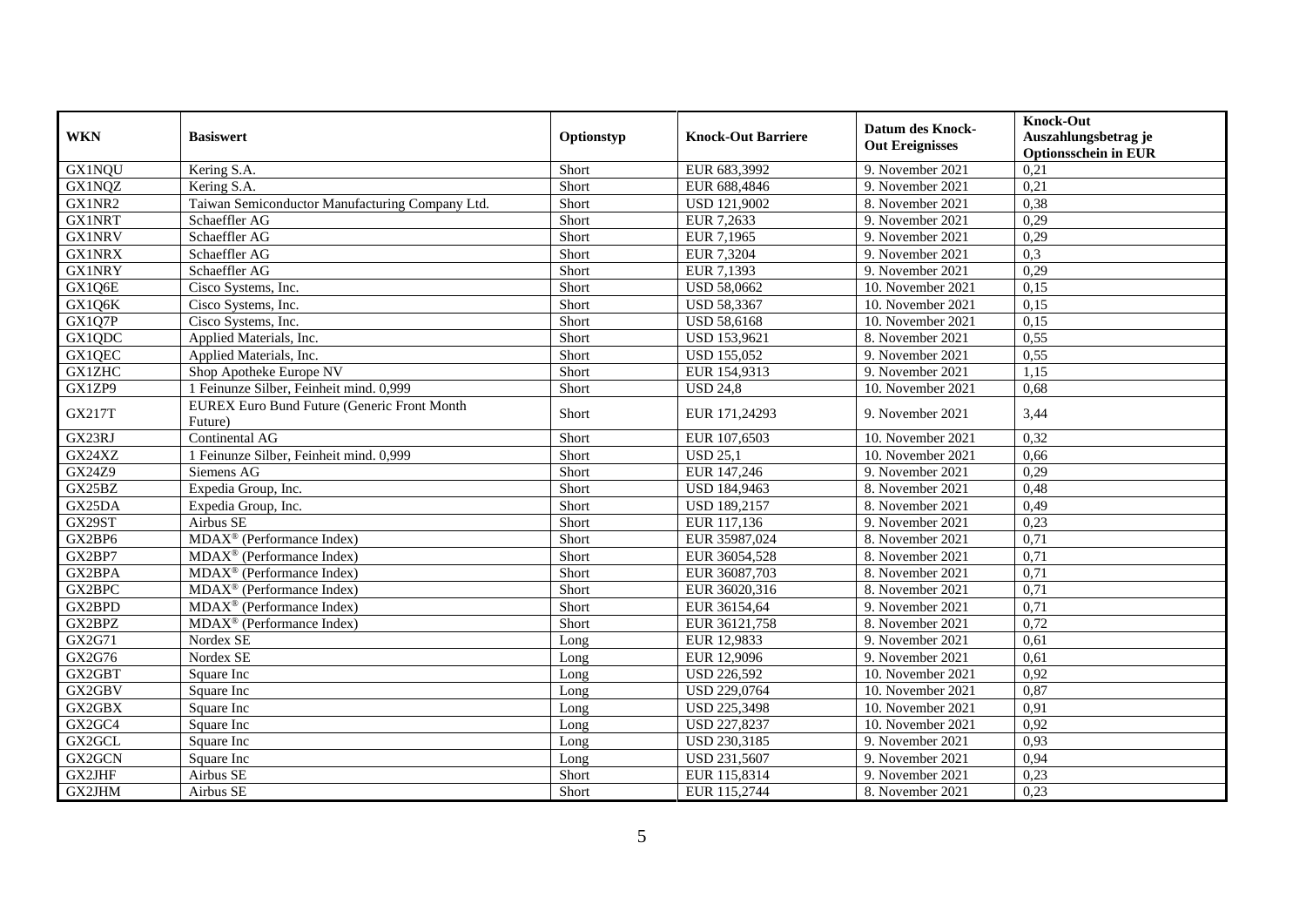| WKN | Basiswert | Optionstyp | Knock-Out Barriere | Datum des Knock-Out Ereignisses | Knock-Out Auszahlungsbetrag je Optionsschein in EUR |
|---|---|---|---|---|---|
| GX1NQU | Kering S.A. | Short | EUR 683,3992 | 9. November 2021 | 0,21 |
| GX1NQZ | Kering S.A. | Short | EUR 688,4846 | 9. November 2021 | 0,21 |
| GX1NR2 | Taiwan Semiconductor Manufacturing Company Ltd. | Short | USD 121,9002 | 8. November 2021 | 0,38 |
| GX1NRT | Schaeffler AG | Short | EUR 7,2633 | 9. November 2021 | 0,29 |
| GX1NRV | Schaeffler AG | Short | EUR 7,1965 | 9. November 2021 | 0,29 |
| GX1NRX | Schaeffler AG | Short | EUR 7,3204 | 9. November 2021 | 0,3 |
| GX1NRY | Schaeffler AG | Short | EUR 7,1393 | 9. November 2021 | 0,29 |
| GX1Q6E | Cisco Systems, Inc. | Short | USD 58,0662 | 10. November 2021 | 0,15 |
| GX1Q6K | Cisco Systems, Inc. | Short | USD 58,3367 | 10. November 2021 | 0,15 |
| GX1Q7P | Cisco Systems, Inc. | Short | USD 58,6168 | 10. November 2021 | 0,15 |
| GX1QDC | Applied Materials, Inc. | Short | USD 153,9621 | 8. November 2021 | 0,55 |
| GX1QEC | Applied Materials, Inc. | Short | USD 155,052 | 9. November 2021 | 0,55 |
| GX1ZHC | Shop Apotheke Europe NV | Short | EUR 154,9313 | 9. November 2021 | 1,15 |
| GX1ZP9 | 1 Feinunze Silber, Feinheit mind. 0,999 | Short | USD 24,8 | 10. November 2021 | 0,68 |
| GX217T | EUREX Euro Bund Future (Generic Front Month Future) | Short | EUR 171,24293 | 9. November 2021 | 3,44 |
| GX23RJ | Continental AG | Short | EUR 107,6503 | 10. November 2021 | 0,32 |
| GX24XZ | 1 Feinunze Silber, Feinheit mind. 0,999 | Short | USD 25,1 | 10. November 2021 | 0,66 |
| GX24Z9 | Siemens AG | Short | EUR 147,246 | 9. November 2021 | 0,29 |
| GX25BZ | Expedia Group, Inc. | Short | USD 184,9463 | 8. November 2021 | 0,48 |
| GX25DA | Expedia Group, Inc. | Short | USD 189,2157 | 8. November 2021 | 0,49 |
| GX29ST | Airbus SE | Short | EUR 117,136 | 9. November 2021 | 0,23 |
| GX2BP6 | MDAX® (Performance Index) | Short | EUR 35987,024 | 8. November 2021 | 0,71 |
| GX2BP7 | MDAX® (Performance Index) | Short | EUR 36054,528 | 8. November 2021 | 0,71 |
| GX2BPA | MDAX® (Performance Index) | Short | EUR 36087,703 | 8. November 2021 | 0,71 |
| GX2BPC | MDAX® (Performance Index) | Short | EUR 36020,316 | 8. November 2021 | 0,71 |
| GX2BPD | MDAX® (Performance Index) | Short | EUR 36154,64 | 9. November 2021 | 0,71 |
| GX2BPZ | MDAX® (Performance Index) | Short | EUR 36121,758 | 8. November 2021 | 0,72 |
| GX2G71 | Nordex SE | Long | EUR 12,9833 | 9. November 2021 | 0,61 |
| GX2G76 | Nordex SE | Long | EUR 12,9096 | 9. November 2021 | 0,61 |
| GX2GBT | Square Inc | Long | USD 226,592 | 10. November 2021 | 0,92 |
| GX2GBV | Square Inc | Long | USD 229,0764 | 10. November 2021 | 0,87 |
| GX2GBX | Square Inc | Long | USD 225,3498 | 10. November 2021 | 0,91 |
| GX2GC4 | Square Inc | Long | USD 227,8237 | 10. November 2021 | 0,92 |
| GX2GCL | Square Inc | Long | USD 230,3185 | 9. November 2021 | 0,93 |
| GX2GCN | Square Inc | Long | USD 231,5607 | 9. November 2021 | 0,94 |
| GX2JHF | Airbus SE | Short | EUR 115,8314 | 9. November 2021 | 0,23 |
| GX2JHM | Airbus SE | Short | EUR 115,2744 | 8. November 2021 | 0,23 |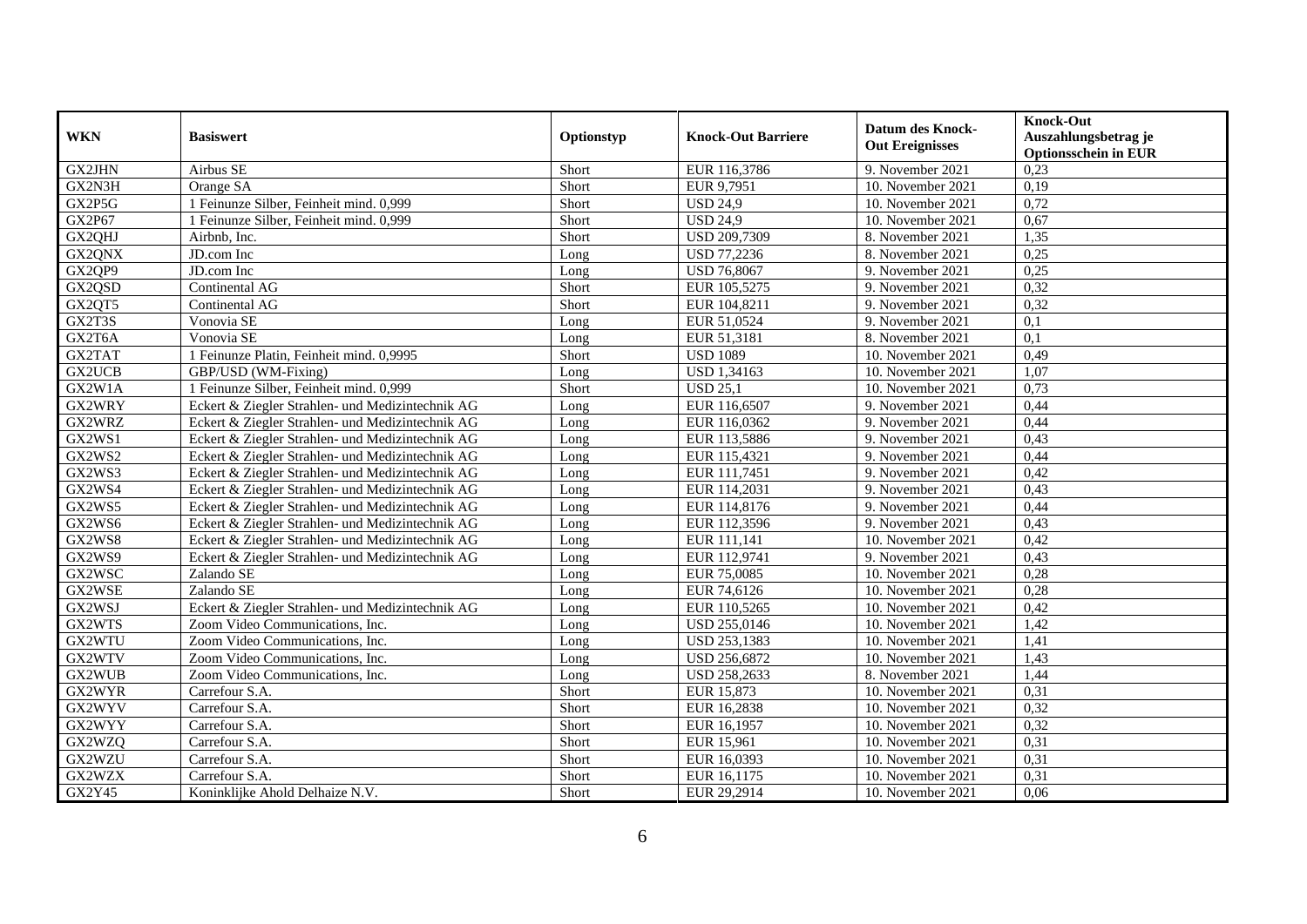| WKN | Basiswert | Optionstyp | Knock-Out Barriere | Datum des Knock-Out Ereignisses | Knock-Out Auszahlungsbetrag je Optionsschein in EUR |
|---|---|---|---|---|---|
| GX2JHN | Airbus SE | Short | EUR 116,3786 | 9. November 2021 | 0,23 |
| GX2N3H | Orange SA | Short | EUR 9,7951 | 10. November 2021 | 0,19 |
| GX2P5G | 1 Feinunze Silber, Feinheit mind. 0,999 | Short | USD 24,9 | 10. November 2021 | 0,72 |
| GX2P67 | 1 Feinunze Silber, Feinheit mind. 0,999 | Short | USD 24,9 | 10. November 2021 | 0,67 |
| GX2QHJ | Airbnb, Inc. | Short | USD 209,7309 | 8. November 2021 | 1,35 |
| GX2QNX | JD.com Inc | Long | USD 77,2236 | 8. November 2021 | 0,25 |
| GX2QP9 | JD.com Inc | Long | USD 76,8067 | 9. November 2021 | 0,25 |
| GX2QSD | Continental AG | Short | EUR 105,5275 | 9. November 2021 | 0,32 |
| GX2QT5 | Continental AG | Short | EUR 104,8211 | 9. November 2021 | 0,32 |
| GX2T3S | Vonovia SE | Long | EUR 51,0524 | 9. November 2021 | 0,1 |
| GX2T6A | Vonovia SE | Long | EUR 51,3181 | 8. November 2021 | 0,1 |
| GX2TAT | 1 Feinunze Platin, Feinheit mind. 0,9995 | Short | USD 1089 | 10. November 2021 | 0,49 |
| GX2UCB | GBP/USD (WM-Fixing) | Long | USD 1,34163 | 10. November 2021 | 1,07 |
| GX2W1A | 1 Feinunze Silber, Feinheit mind. 0,999 | Short | USD 25,1 | 10. November 2021 | 0,73 |
| GX2WRY | Eckert & Ziegler Strahlen- und Medizintechnik AG | Long | EUR 116,6507 | 9. November 2021 | 0,44 |
| GX2WRZ | Eckert & Ziegler Strahlen- und Medizintechnik AG | Long | EUR 116,0362 | 9. November 2021 | 0,44 |
| GX2WS1 | Eckert & Ziegler Strahlen- und Medizintechnik AG | Long | EUR 113,5886 | 9. November 2021 | 0,43 |
| GX2WS2 | Eckert & Ziegler Strahlen- und Medizintechnik AG | Long | EUR 115,4321 | 9. November 2021 | 0,44 |
| GX2WS3 | Eckert & Ziegler Strahlen- und Medizintechnik AG | Long | EUR 111,7451 | 9. November 2021 | 0,42 |
| GX2WS4 | Eckert & Ziegler Strahlen- und Medizintechnik AG | Long | EUR 114,2031 | 9. November 2021 | 0,43 |
| GX2WS5 | Eckert & Ziegler Strahlen- und Medizintechnik AG | Long | EUR 114,8176 | 9. November 2021 | 0,44 |
| GX2WS6 | Eckert & Ziegler Strahlen- und Medizintechnik AG | Long | EUR 112,3596 | 9. November 2021 | 0,43 |
| GX2WS8 | Eckert & Ziegler Strahlen- und Medizintechnik AG | Long | EUR 111,141 | 10. November 2021 | 0,42 |
| GX2WS9 | Eckert & Ziegler Strahlen- und Medizintechnik AG | Long | EUR 112,9741 | 9. November 2021 | 0,43 |
| GX2WSC | Zalando SE | Long | EUR 75,0085 | 10. November 2021 | 0,28 |
| GX2WSE | Zalando SE | Long | EUR 74,6126 | 10. November 2021 | 0,28 |
| GX2WSJ | Eckert & Ziegler Strahlen- und Medizintechnik AG | Long | EUR 110,5265 | 10. November 2021 | 0,42 |
| GX2WTS | Zoom Video Communications, Inc. | Long | USD 255,0146 | 10. November 2021 | 1,42 |
| GX2WTU | Zoom Video Communications, Inc. | Long | USD 253,1383 | 10. November 2021 | 1,41 |
| GX2WTV | Zoom Video Communications, Inc. | Long | USD 256,6872 | 10. November 2021 | 1,43 |
| GX2WUB | Zoom Video Communications, Inc. | Long | USD 258,2633 | 8. November 2021 | 1,44 |
| GX2WYR | Carrefour S.A. | Short | EUR 15,873 | 10. November 2021 | 0,31 |
| GX2WYV | Carrefour S.A. | Short | EUR 16,2838 | 10. November 2021 | 0,32 |
| GX2WYY | Carrefour S.A. | Short | EUR 16,1957 | 10. November 2021 | 0,32 |
| GX2WZQ | Carrefour S.A. | Short | EUR 15,961 | 10. November 2021 | 0,31 |
| GX2WZU | Carrefour S.A. | Short | EUR 16,0393 | 10. November 2021 | 0,31 |
| GX2WZX | Carrefour S.A. | Short | EUR 16,1175 | 10. November 2021 | 0,31 |
| GX2Y45 | Koninklijke Ahold Delhaize N.V. | Short | EUR 29,2914 | 10. November 2021 | 0,06 |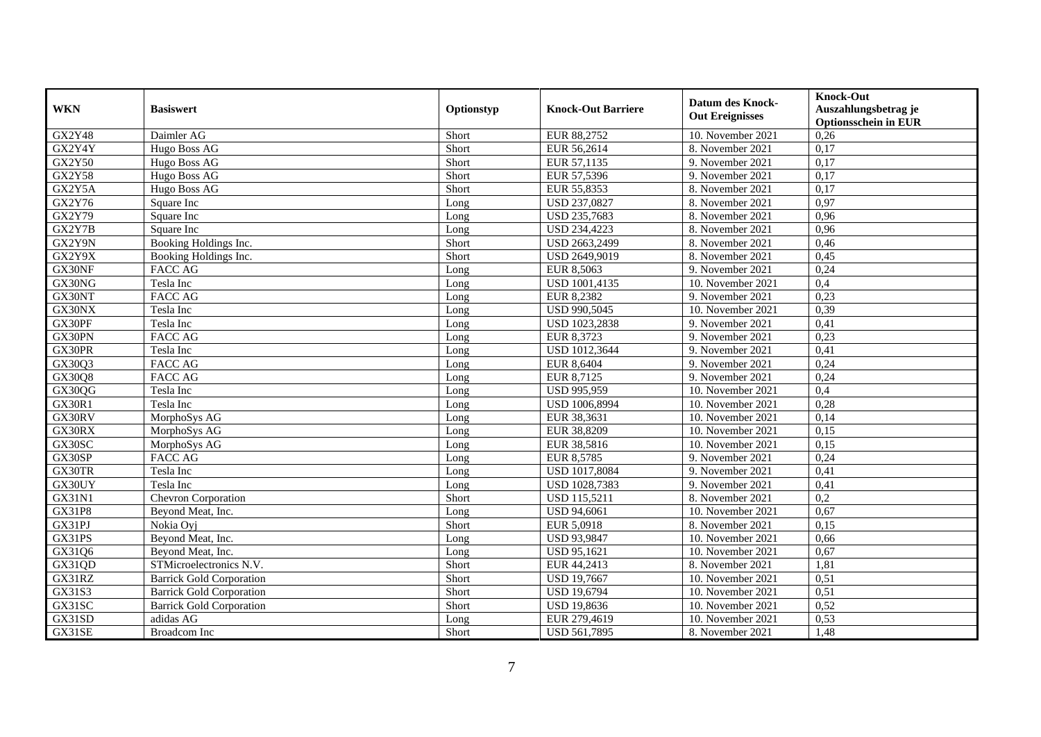| WKN | Basiswert | Optionstyp | Knock-Out Barriere | Datum des Knock-Out Ereignisses | Knock-Out Auszahlungsbetrag je Optionsschein in EUR |
|---|---|---|---|---|---|
| GX2Y48 | Daimler AG | Short | EUR 88,2752 | 10. November 2021 | 0,26 |
| GX2Y4Y | Hugo Boss AG | Short | EUR 56,2614 | 8. November 2021 | 0,17 |
| GX2Y50 | Hugo Boss AG | Short | EUR 57,1135 | 9. November 2021 | 0,17 |
| GX2Y58 | Hugo Boss AG | Short | EUR 57,5396 | 9. November 2021 | 0,17 |
| GX2Y5A | Hugo Boss AG | Short | EUR 55,8353 | 8. November 2021 | 0,17 |
| GX2Y76 | Square Inc | Long | USD 237,0827 | 8. November 2021 | 0,97 |
| GX2Y79 | Square Inc | Long | USD 235,7683 | 8. November 2021 | 0,96 |
| GX2Y7B | Square Inc | Long | USD 234,4223 | 8. November 2021 | 0,96 |
| GX2Y9N | Booking Holdings Inc. | Short | USD 2663,2499 | 8. November 2021 | 0,46 |
| GX2Y9X | Booking Holdings Inc. | Short | USD 2649,9019 | 8. November 2021 | 0,45 |
| GX30NF | FACC AG | Long | EUR 8,5063 | 9. November 2021 | 0,24 |
| GX30NG | Tesla Inc | Long | USD 1001,4135 | 10. November 2021 | 0,4 |
| GX30NT | FACC AG | Long | EUR 8,2382 | 9. November 2021 | 0,23 |
| GX30NX | Tesla Inc | Long | USD 990,5045 | 10. November 2021 | 0,39 |
| GX30PF | Tesla Inc | Long | USD 1023,2838 | 9. November 2021 | 0,41 |
| GX30PN | FACC AG | Long | EUR 8,3723 | 9. November 2021 | 0,23 |
| GX30PR | Tesla Inc | Long | USD 1012,3644 | 9. November 2021 | 0,41 |
| GX30Q3 | FACC AG | Long | EUR 8,6404 | 9. November 2021 | 0,24 |
| GX30Q8 | FACC AG | Long | EUR 8,7125 | 9. November 2021 | 0,24 |
| GX30QG | Tesla Inc | Long | USD 995,959 | 10. November 2021 | 0,4 |
| GX30R1 | Tesla Inc | Long | USD 1006,8994 | 10. November 2021 | 0,28 |
| GX30RV | MorphoSys AG | Long | EUR 38,3631 | 10. November 2021 | 0,14 |
| GX30RX | MorphoSys AG | Long | EUR 38,8209 | 10. November 2021 | 0,15 |
| GX30SC | MorphoSys AG | Long | EUR 38,5816 | 10. November 2021 | 0,15 |
| GX30SP | FACC AG | Long | EUR 8,5785 | 9. November 2021 | 0,24 |
| GX30TR | Tesla Inc | Long | USD 1017,8084 | 9. November 2021 | 0,41 |
| GX30UY | Tesla Inc | Long | USD 1028,7383 | 9. November 2021 | 0,41 |
| GX31N1 | Chevron Corporation | Short | USD 115,5211 | 8. November 2021 | 0,2 |
| GX31P8 | Beyond Meat, Inc. | Long | USD 94,6061 | 10. November 2021 | 0,67 |
| GX31PJ | Nokia Oyj | Short | EUR 5,0918 | 8. November 2021 | 0,15 |
| GX31PS | Beyond Meat, Inc. | Long | USD 93,9847 | 10. November 2021 | 0,66 |
| GX31Q6 | Beyond Meat, Inc. | Long | USD 95,1621 | 10. November 2021 | 0,67 |
| GX31QD | STMicroelectronics N.V. | Short | EUR 44,2413 | 8. November 2021 | 1,81 |
| GX31RZ | Barrick Gold Corporation | Short | USD 19,7667 | 10. November 2021 | 0,51 |
| GX31S3 | Barrick Gold Corporation | Short | USD 19,6794 | 10. November 2021 | 0,51 |
| GX31SC | Barrick Gold Corporation | Short | USD 19,8636 | 10. November 2021 | 0,52 |
| GX31SD | adidas AG | Long | EUR 279,4619 | 10. November 2021 | 0,53 |
| GX31SE | Broadcom Inc | Short | USD 561,7895 | 8. November 2021 | 1,48 |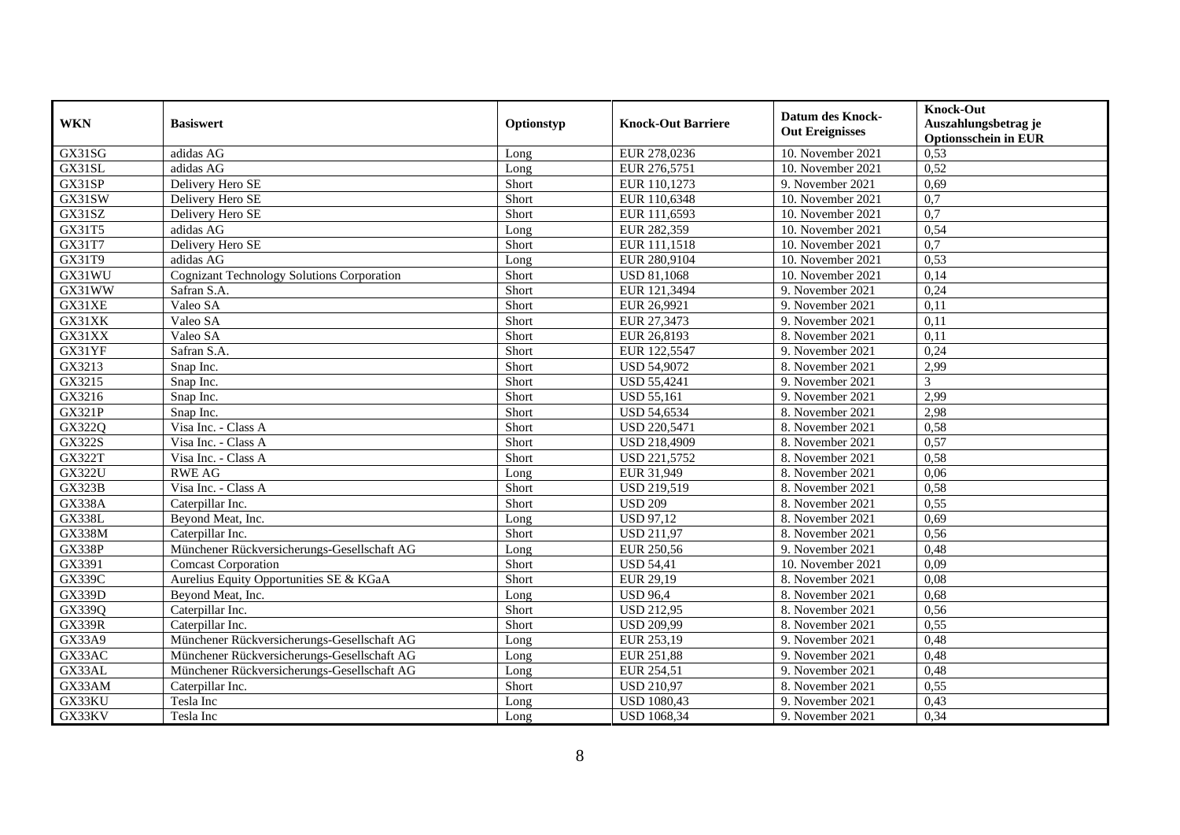| WKN | Basiswert | Optionstyp | Knock-Out Barriere | Datum des Knock-Out Ereignisses | Knock-Out Auszahlungsbetrag je Optionsschein in EUR |
|---|---|---|---|---|---|
| GX31SG | adidas AG | Long | EUR 278,0236 | 10. November 2021 | 0,53 |
| GX31SL | adidas AG | Long | EUR 276,5751 | 10. November 2021 | 0,52 |
| GX31SP | Delivery Hero SE | Short | EUR 110,1273 | 9. November 2021 | 0,69 |
| GX31SW | Delivery Hero SE | Short | EUR 110,6348 | 10. November 2021 | 0,7 |
| GX31SZ | Delivery Hero SE | Short | EUR 111,6593 | 10. November 2021 | 0,7 |
| GX31T5 | adidas AG | Long | EUR 282,359 | 10. November 2021 | 0,54 |
| GX31T7 | Delivery Hero SE | Short | EUR 111,1518 | 10. November 2021 | 0,7 |
| GX31T9 | adidas AG | Long | EUR 280,9104 | 10. November 2021 | 0,53 |
| GX31WU | Cognizant Technology Solutions Corporation | Short | USD 81,1068 | 10. November 2021 | 0,14 |
| GX31WW | Safran S.A. | Short | EUR 121,3494 | 9. November 2021 | 0,24 |
| GX31XE | Valeo SA | Short | EUR 26,9921 | 9. November 2021 | 0,11 |
| GX31XK | Valeo SA | Short | EUR 27,3473 | 9. November 2021 | 0,11 |
| GX31XX | Valeo SA | Short | EUR 26,8193 | 8. November 2021 | 0,11 |
| GX31YF | Safran S.A. | Short | EUR 122,5547 | 9. November 2021 | 0,24 |
| GX3213 | Snap Inc. | Short | USD 54,9072 | 8. November 2021 | 2,99 |
| GX3215 | Snap Inc. | Short | USD 55,4241 | 9. November 2021 | 3 |
| GX3216 | Snap Inc. | Short | USD 55,161 | 9. November 2021 | 2,99 |
| GX321P | Snap Inc. | Short | USD 54,6534 | 8. November 2021 | 2,98 |
| GX322Q | Visa Inc. - Class A | Short | USD 220,5471 | 8. November 2021 | 0,58 |
| GX322S | Visa Inc. - Class A | Short | USD 218,4909 | 8. November 2021 | 0,57 |
| GX322T | Visa Inc. - Class A | Short | USD 221,5752 | 8. November 2021 | 0,58 |
| GX322U | RWE AG | Long | EUR 31,949 | 8. November 2021 | 0,06 |
| GX323B | Visa Inc. - Class A | Short | USD 219,519 | 8. November 2021 | 0,58 |
| GX338A | Caterpillar Inc. | Short | USD 209 | 8. November 2021 | 0,55 |
| GX338L | Beyond Meat, Inc. | Long | USD 97,12 | 8. November 2021 | 0,69 |
| GX338M | Caterpillar Inc. | Short | USD 211,97 | 8. November 2021 | 0,56 |
| GX338P | Münchener Rückversicherungs-Gesellschaft AG | Long | EUR 250,56 | 9. November 2021 | 0,48 |
| GX3391 | Comcast Corporation | Short | USD 54,41 | 10. November 2021 | 0,09 |
| GX339C | Aurelius Equity Opportunities SE & KGaA | Short | EUR 29,19 | 8. November 2021 | 0,08 |
| GX339D | Beyond Meat, Inc. | Long | USD 96,4 | 8. November 2021 | 0,68 |
| GX339Q | Caterpillar Inc. | Short | USD 212,95 | 8. November 2021 | 0,56 |
| GX339R | Caterpillar Inc. | Short | USD 209,99 | 8. November 2021 | 0,55 |
| GX33A9 | Münchener Rückversicherungs-Gesellschaft AG | Long | EUR 253,19 | 9. November 2021 | 0,48 |
| GX33AC | Münchener Rückversicherungs-Gesellschaft AG | Long | EUR 251,88 | 9. November 2021 | 0,48 |
| GX33AL | Münchener Rückversicherungs-Gesellschaft AG | Long | EUR 254,51 | 9. November 2021 | 0,48 |
| GX33AM | Caterpillar Inc. | Short | USD 210,97 | 8. November 2021 | 0,55 |
| GX33KU | Tesla Inc | Long | USD 1080,43 | 9. November 2021 | 0,43 |
| GX33KV | Tesla Inc | Long | USD 1068,34 | 9. November 2021 | 0,34 |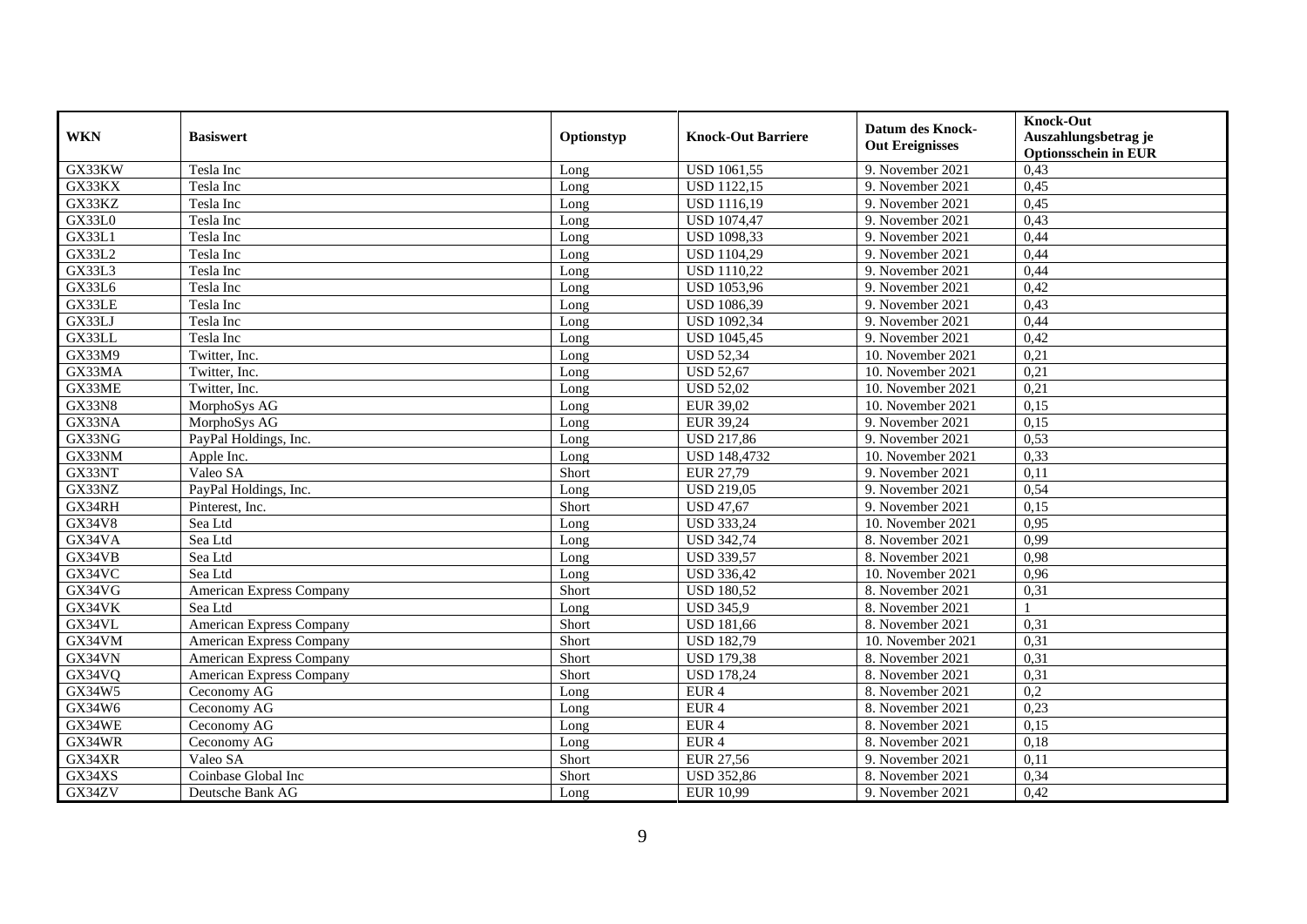| WKN | Basiswert | Optionstyp | Knock-Out Barriere | Datum des Knock-Out Ereignisses | Knock-Out Auszahlungsbetrag je Optionsschein in EUR |
|---|---|---|---|---|---|
| GX33KW | Tesla Inc | Long | USD 1061,55 | 9. November 2021 | 0,43 |
| GX33KX | Tesla Inc | Long | USD 1122,15 | 9. November 2021 | 0,45 |
| GX33KZ | Tesla Inc | Long | USD 1116,19 | 9. November 2021 | 0,45 |
| GX33L0 | Tesla Inc | Long | USD 1074,47 | 9. November 2021 | 0,43 |
| GX33L1 | Tesla Inc | Long | USD 1098,33 | 9. November 2021 | 0,44 |
| GX33L2 | Tesla Inc | Long | USD 1104,29 | 9. November 2021 | 0,44 |
| GX33L3 | Tesla Inc | Long | USD 1110,22 | 9. November 2021 | 0,44 |
| GX33L6 | Tesla Inc | Long | USD 1053,96 | 9. November 2021 | 0,42 |
| GX33LE | Tesla Inc | Long | USD 1086,39 | 9. November 2021 | 0,43 |
| GX33LJ | Tesla Inc | Long | USD 1092,34 | 9. November 2021 | 0,44 |
| GX33LL | Tesla Inc | Long | USD 1045,45 | 9. November 2021 | 0,42 |
| GX33M9 | Twitter, Inc. | Long | USD 52,34 | 10. November 2021 | 0,21 |
| GX33MA | Twitter, Inc. | Long | USD 52,67 | 10. November 2021 | 0,21 |
| GX33ME | Twitter, Inc. | Long | USD 52,02 | 10. November 2021 | 0,21 |
| GX33N8 | MorphoSys AG | Long | EUR 39,02 | 10. November 2021 | 0,15 |
| GX33NA | MorphoSys AG | Long | EUR 39,24 | 9. November 2021 | 0,15 |
| GX33NG | PayPal Holdings, Inc. | Long | USD 217,86 | 9. November 2021 | 0,53 |
| GX33NM | Apple Inc. | Long | USD 148,4732 | 10. November 2021 | 0,33 |
| GX33NT | Valeo SA | Short | EUR 27,79 | 9. November 2021 | 0,11 |
| GX33NZ | PayPal Holdings, Inc. | Long | USD 219,05 | 9. November 2021 | 0,54 |
| GX34RH | Pinterest, Inc. | Short | USD 47,67 | 9. November 2021 | 0,15 |
| GX34V8 | Sea Ltd | Long | USD 333,24 | 10. November 2021 | 0,95 |
| GX34VA | Sea Ltd | Long | USD 342,74 | 8. November 2021 | 0,99 |
| GX34VB | Sea Ltd | Long | USD 339,57 | 8. November 2021 | 0,98 |
| GX34VC | Sea Ltd | Long | USD 336,42 | 10. November 2021 | 0,96 |
| GX34VG | American Express Company | Short | USD 180,52 | 8. November 2021 | 0,31 |
| GX34VK | Sea Ltd | Long | USD 345,9 | 8. November 2021 | 1 |
| GX34VL | American Express Company | Short | USD 181,66 | 8. November 2021 | 0,31 |
| GX34VM | American Express Company | Short | USD 182,79 | 10. November 2021 | 0,31 |
| GX34VN | American Express Company | Short | USD 179,38 | 8. November 2021 | 0,31 |
| GX34VQ | American Express Company | Short | USD 178,24 | 8. November 2021 | 0,31 |
| GX34W5 | Ceconomy AG | Long | EUR 4 | 8. November 2021 | 0,2 |
| GX34W6 | Ceconomy AG | Long | EUR 4 | 8. November 2021 | 0,23 |
| GX34WE | Ceconomy AG | Long | EUR 4 | 8. November 2021 | 0,15 |
| GX34WR | Ceconomy AG | Long | EUR 4 | 8. November 2021 | 0,18 |
| GX34XR | Valeo SA | Short | EUR 27,56 | 9. November 2021 | 0,11 |
| GX34XS | Coinbase Global Inc | Short | USD 352,86 | 8. November 2021 | 0,34 |
| GX34ZV | Deutsche Bank AG | Long | EUR 10,99 | 9. November 2021 | 0,42 |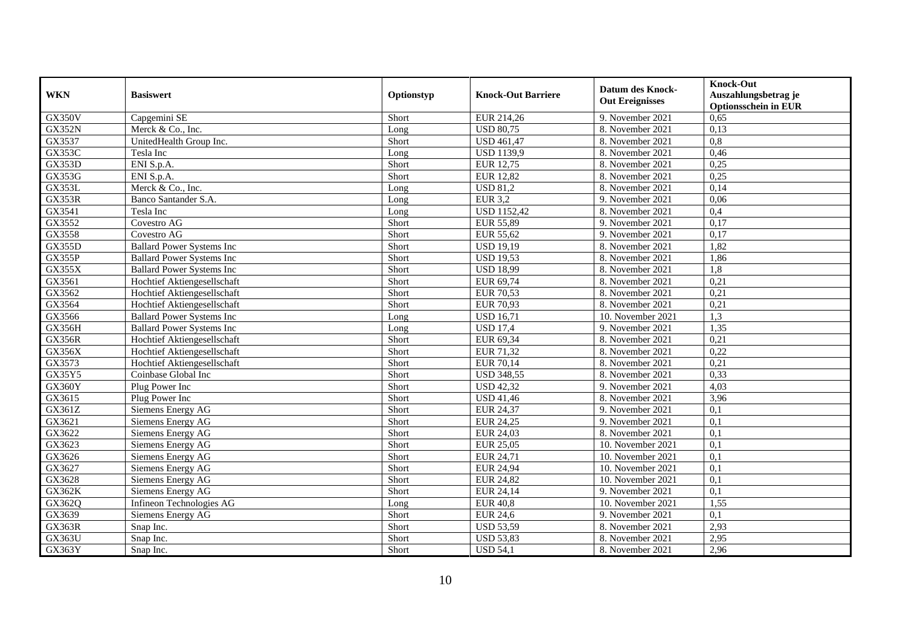| WKN | Basiswert | Optionstyp | Knock-Out Barriere | Datum des Knock-Out Ereignisses | Knock-Out Auszahlungsbetrag je Optionsschein in EUR |
|---|---|---|---|---|---|
| GX350V | Capgemini SE | Short | EUR 214,26 | 9. November 2021 | 0,65 |
| GX352N | Merck & Co., Inc. | Long | USD 80,75 | 8. November 2021 | 0,13 |
| GX3537 | UnitedHealth Group Inc. | Short | USD 461,47 | 8. November 2021 | 0,8 |
| GX353C | Tesla Inc | Long | USD 1139,9 | 8. November 2021 | 0,46 |
| GX353D | ENI S.p.A. | Short | EUR 12,75 | 8. November 2021 | 0,25 |
| GX353G | ENI S.p.A. | Short | EUR 12,82 | 8. November 2021 | 0,25 |
| GX353L | Merck & Co., Inc. | Long | USD 81,2 | 8. November 2021 | 0,14 |
| GX353R | Banco Santander S.A. | Long | EUR 3,2 | 9. November 2021 | 0,06 |
| GX3541 | Tesla Inc | Long | USD 1152,42 | 8. November 2021 | 0,4 |
| GX3552 | Covestro AG | Short | EUR 55,89 | 9. November 2021 | 0,17 |
| GX3558 | Covestro AG | Short | EUR 55,62 | 9. November 2021 | 0,17 |
| GX355D | Ballard Power Systems Inc | Short | USD 19,19 | 8. November 2021 | 1,82 |
| GX355P | Ballard Power Systems Inc | Short | USD 19,53 | 8. November 2021 | 1,86 |
| GX355X | Ballard Power Systems Inc | Short | USD 18,99 | 8. November 2021 | 1,8 |
| GX3561 | Hochtief Aktiengesellschaft | Short | EUR 69,74 | 8. November 2021 | 0,21 |
| GX3562 | Hochtief Aktiengesellschaft | Short | EUR 70,53 | 8. November 2021 | 0,21 |
| GX3564 | Hochtief Aktiengesellschaft | Short | EUR 70,93 | 8. November 2021 | 0,21 |
| GX3566 | Ballard Power Systems Inc | Long | USD 16,71 | 10. November 2021 | 1,3 |
| GX356H | Ballard Power Systems Inc | Long | USD 17,4 | 9. November 2021 | 1,35 |
| GX356R | Hochtief Aktiengesellschaft | Short | EUR 69,34 | 8. November 2021 | 0,21 |
| GX356X | Hochtief Aktiengesellschaft | Short | EUR 71,32 | 8. November 2021 | 0,22 |
| GX3573 | Hochtief Aktiengesellschaft | Short | EUR 70,14 | 8. November 2021 | 0,21 |
| GX35Y5 | Coinbase Global Inc | Short | USD 348,55 | 8. November 2021 | 0,33 |
| GX360Y | Plug Power Inc | Short | USD 42,32 | 9. November 2021 | 4,03 |
| GX3615 | Plug Power Inc | Short | USD 41,46 | 8. November 2021 | 3,96 |
| GX361Z | Siemens Energy AG | Short | EUR 24,37 | 9. November 2021 | 0,1 |
| GX3621 | Siemens Energy AG | Short | EUR 24,25 | 9. November 2021 | 0,1 |
| GX3622 | Siemens Energy AG | Short | EUR 24,03 | 8. November 2021 | 0,1 |
| GX3623 | Siemens Energy AG | Short | EUR 25,05 | 10. November 2021 | 0,1 |
| GX3626 | Siemens Energy AG | Short | EUR 24,71 | 10. November 2021 | 0,1 |
| GX3627 | Siemens Energy AG | Short | EUR 24,94 | 10. November 2021 | 0,1 |
| GX3628 | Siemens Energy AG | Short | EUR 24,82 | 10. November 2021 | 0,1 |
| GX362K | Siemens Energy AG | Short | EUR 24,14 | 9. November 2021 | 0,1 |
| GX362Q | Infineon Technologies AG | Long | EUR 40,8 | 10. November 2021 | 1,55 |
| GX3639 | Siemens Energy AG | Short | EUR 24,6 | 9. November 2021 | 0,1 |
| GX363R | Snap Inc. | Short | USD 53,59 | 8. November 2021 | 2,93 |
| GX363U | Snap Inc. | Short | USD 53,83 | 8. November 2021 | 2,95 |
| GX363Y | Snap Inc. | Short | USD 54,1 | 8. November 2021 | 2,96 |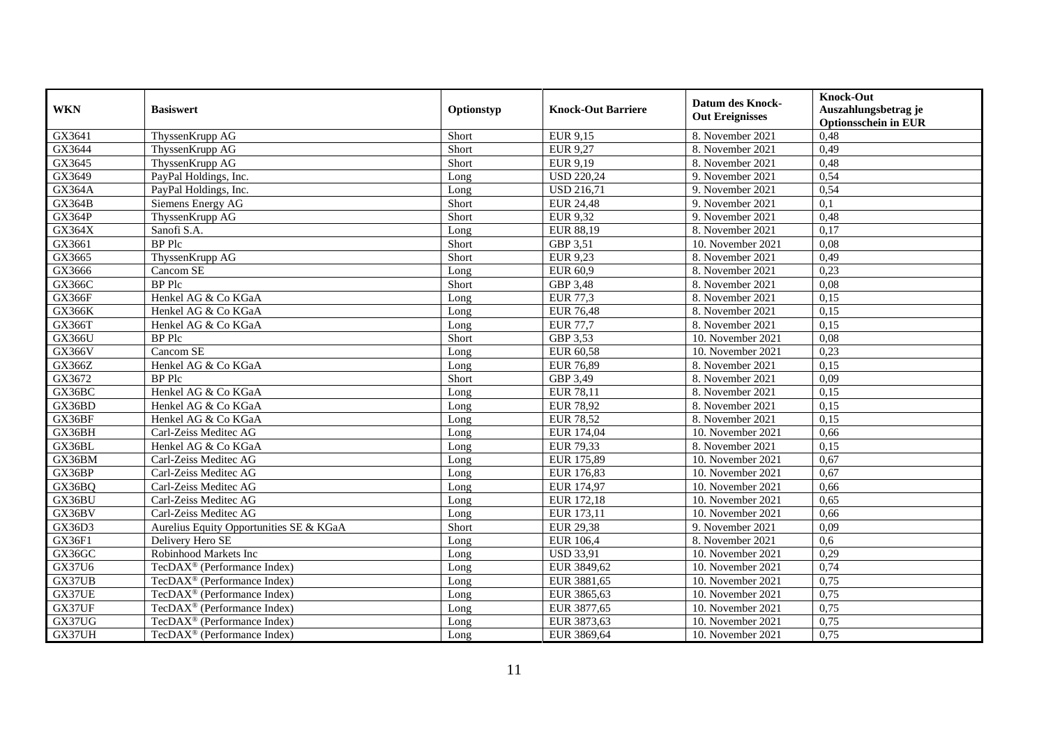| WKN | Basiswert | Optionstyp | Knock-Out Barriere | Datum des Knock-Out Ereignisses | Knock-Out Auszahlungsbetrag je Optionsschein in EUR |
|---|---|---|---|---|---|
| GX3641 | ThyssenKrupp AG | Short | EUR 9,15 | 8. November 2021 | 0,48 |
| GX3644 | ThyssenKrupp AG | Short | EUR 9,27 | 8. November 2021 | 0,49 |
| GX3645 | ThyssenKrupp AG | Short | EUR 9,19 | 8. November 2021 | 0,48 |
| GX3649 | PayPal Holdings, Inc. | Long | USD 220,24 | 9. November 2021 | 0,54 |
| GX364A | PayPal Holdings, Inc. | Long | USD 216,71 | 9. November 2021 | 0,54 |
| GX364B | Siemens Energy AG | Short | EUR 24,48 | 9. November 2021 | 0,1 |
| GX364P | ThyssenKrupp AG | Short | EUR 9,32 | 9. November 2021 | 0,48 |
| GX364X | Sanofi S.A. | Long | EUR 88,19 | 8. November 2021 | 0,17 |
| GX3661 | BP Plc | Short | GBP 3,51 | 10. November 2021 | 0,08 |
| GX3665 | ThyssenKrupp AG | Short | EUR 9,23 | 8. November 2021 | 0,49 |
| GX3666 | Cancom SE | Long | EUR 60,9 | 8. November 2021 | 0,23 |
| GX366C | BP Plc | Short | GBP 3,48 | 8. November 2021 | 0,08 |
| GX366F | Henkel AG & Co KGaA | Long | EUR 77,3 | 8. November 2021 | 0,15 |
| GX366K | Henkel AG & Co KGaA | Long | EUR 76,48 | 8. November 2021 | 0,15 |
| GX366T | Henkel AG & Co KGaA | Long | EUR 77,7 | 8. November 2021 | 0,15 |
| GX366U | BP Plc | Short | GBP 3,53 | 10. November 2021 | 0,08 |
| GX366V | Cancom SE | Long | EUR 60,58 | 10. November 2021 | 0,23 |
| GX366Z | Henkel AG & Co KGaA | Long | EUR 76,89 | 8. November 2021 | 0,15 |
| GX3672 | BP Plc | Short | GBP 3,49 | 8. November 2021 | 0,09 |
| GX36BC | Henkel AG & Co KGaA | Long | EUR 78,11 | 8. November 2021 | 0,15 |
| GX36BD | Henkel AG & Co KGaA | Long | EUR 78,92 | 8. November 2021 | 0,15 |
| GX36BF | Henkel AG & Co KGaA | Long | EUR 78,52 | 8. November 2021 | 0,15 |
| GX36BH | Carl-Zeiss Meditec AG | Long | EUR 174,04 | 10. November 2021 | 0,66 |
| GX36BL | Henkel AG & Co KGaA | Long | EUR 79,33 | 8. November 2021 | 0,15 |
| GX36BM | Carl-Zeiss Meditec AG | Long | EUR 175,89 | 10. November 2021 | 0,67 |
| GX36BP | Carl-Zeiss Meditec AG | Long | EUR 176,83 | 10. November 2021 | 0,67 |
| GX36BQ | Carl-Zeiss Meditec AG | Long | EUR 174,97 | 10. November 2021 | 0,66 |
| GX36BU | Carl-Zeiss Meditec AG | Long | EUR 172,18 | 10. November 2021 | 0,65 |
| GX36BV | Carl-Zeiss Meditec AG | Long | EUR 173,11 | 10. November 2021 | 0,66 |
| GX36D3 | Aurelius Equity Opportunities SE & KGaA | Short | EUR 29,38 | 9. November 2021 | 0,09 |
| GX36F1 | Delivery Hero SE | Long | EUR 106,4 | 8. November 2021 | 0,6 |
| GX36GC | Robinhood Markets Inc | Long | USD 33,91 | 10. November 2021 | 0,29 |
| GX37U6 | TecDAX® (Performance Index) | Long | EUR 3849,62 | 10. November 2021 | 0,74 |
| GX37UB | TecDAX® (Performance Index) | Long | EUR 3881,65 | 10. November 2021 | 0,75 |
| GX37UE | TecDAX® (Performance Index) | Long | EUR 3865,63 | 10. November 2021 | 0,75 |
| GX37UF | TecDAX® (Performance Index) | Long | EUR 3877,65 | 10. November 2021 | 0,75 |
| GX37UG | TecDAX® (Performance Index) | Long | EUR 3873,63 | 10. November 2021 | 0,75 |
| GX37UH | TecDAX® (Performance Index) | Long | EUR 3869,64 | 10. November 2021 | 0,75 |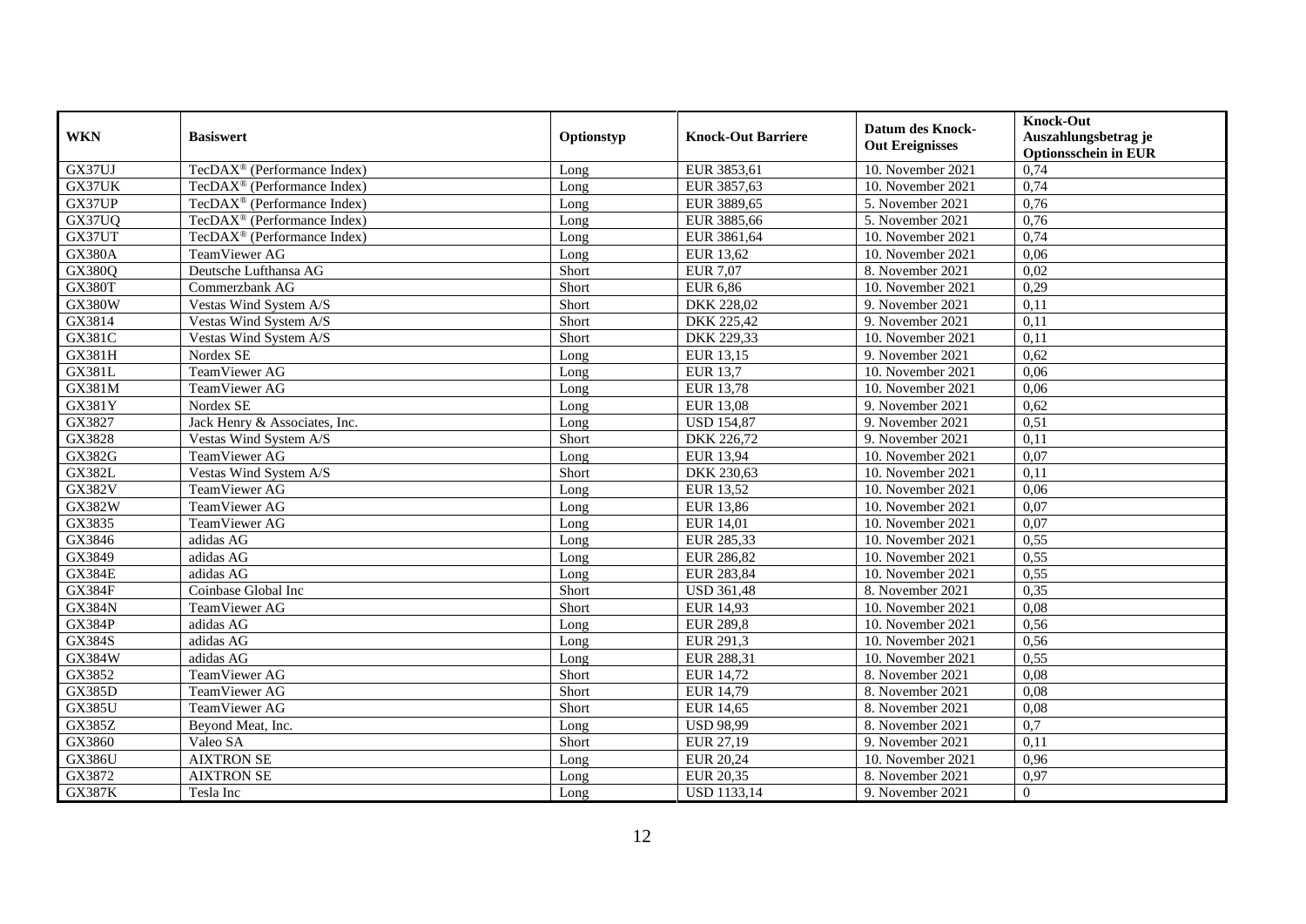| WKN | Basiswert | Optionstyp | Knock-Out Barriere | Datum des Knock-Out Ereignisses | Knock-Out Auszahlungsbetrag je Optionsschein in EUR |
|---|---|---|---|---|---|
| GX37UJ | TecDAX® (Performance Index) | Long | EUR 3853,61 | 10. November 2021 | 0,74 |
| GX37UK | TecDAX® (Performance Index) | Long | EUR 3857,63 | 10. November 2021 | 0,74 |
| GX37UP | TecDAX® (Performance Index) | Long | EUR 3889,65 | 5. November 2021 | 0,76 |
| GX37UQ | TecDAX® (Performance Index) | Long | EUR 3885,66 | 5. November 2021 | 0,76 |
| GX37UT | TecDAX® (Performance Index) | Long | EUR 3861,64 | 10. November 2021 | 0,74 |
| GX380A | TeamViewer AG | Long | EUR 13,62 | 10. November 2021 | 0,06 |
| GX380Q | Deutsche Lufthansa AG | Short | EUR 7,07 | 8. November 2021 | 0,02 |
| GX380T | Commerzbank AG | Short | EUR 6,86 | 10. November 2021 | 0,29 |
| GX380W | Vestas Wind System A/S | Short | DKK 228,02 | 9. November 2021 | 0,11 |
| GX3814 | Vestas Wind System A/S | Short | DKK 225,42 | 9. November 2021 | 0,11 |
| GX381C | Vestas Wind System A/S | Short | DKK 229,33 | 10. November 2021 | 0,11 |
| GX381H | Nordex SE | Long | EUR 13,15 | 9. November 2021 | 0,62 |
| GX381L | TeamViewer AG | Long | EUR 13,7 | 10. November 2021 | 0,06 |
| GX381M | TeamViewer AG | Long | EUR 13,78 | 10. November 2021 | 0,06 |
| GX381Y | Nordex SE | Long | EUR 13,08 | 9. November 2021 | 0,62 |
| GX3827 | Jack Henry & Associates, Inc. | Long | USD 154,87 | 9. November 2021 | 0,51 |
| GX3828 | Vestas Wind System A/S | Short | DKK 226,72 | 9. November 2021 | 0,11 |
| GX382G | TeamViewer AG | Long | EUR 13,94 | 10. November 2021 | 0,07 |
| GX382L | Vestas Wind System A/S | Short | DKK 230,63 | 10. November 2021 | 0,11 |
| GX382V | TeamViewer AG | Long | EUR 13,52 | 10. November 2021 | 0,06 |
| GX382W | TeamViewer AG | Long | EUR 13,86 | 10. November 2021 | 0,07 |
| GX3835 | TeamViewer AG | Long | EUR 14,01 | 10. November 2021 | 0,07 |
| GX3846 | adidas AG | Long | EUR 285,33 | 10. November 2021 | 0,55 |
| GX3849 | adidas AG | Long | EUR 286,82 | 10. November 2021 | 0,55 |
| GX384E | adidas AG | Long | EUR 283,84 | 10. November 2021 | 0,55 |
| GX384F | Coinbase Global Inc | Short | USD 361,48 | 8. November 2021 | 0,35 |
| GX384N | TeamViewer AG | Short | EUR 14,93 | 10. November 2021 | 0,08 |
| GX384P | adidas AG | Long | EUR 289,8 | 10. November 2021 | 0,56 |
| GX384S | adidas AG | Long | EUR 291,3 | 10. November 2021 | 0,56 |
| GX384W | adidas AG | Long | EUR 288,31 | 10. November 2021 | 0,55 |
| GX3852 | TeamViewer AG | Short | EUR 14,72 | 8. November 2021 | 0,08 |
| GX385D | TeamViewer AG | Short | EUR 14,79 | 8. November 2021 | 0,08 |
| GX385U | TeamViewer AG | Short | EUR 14,65 | 8. November 2021 | 0,08 |
| GX385Z | Beyond Meat, Inc. | Long | USD 98,99 | 8. November 2021 | 0,7 |
| GX3860 | Valeo SA | Short | EUR 27,19 | 9. November 2021 | 0,11 |
| GX386U | AIXTRON SE | Long | EUR 20,24 | 10. November 2021 | 0,96 |
| GX3872 | AIXTRON SE | Long | EUR 20,35 | 8. November 2021 | 0,97 |
| GX387K | Tesla Inc | Long | USD 1133,14 | 9. November 2021 | 0 |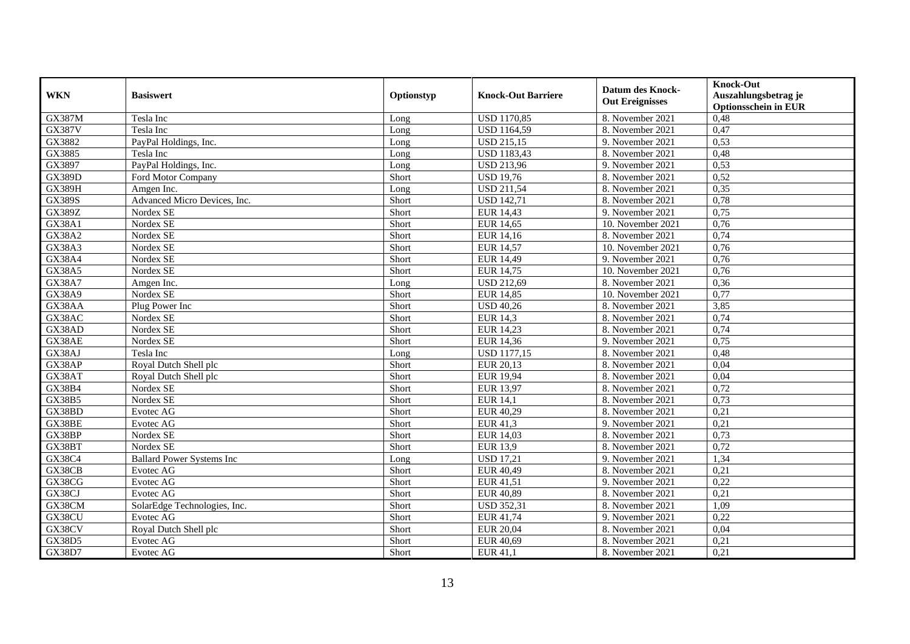| WKN | Basiswert | Optionstyp | Knock-Out Barriere | Datum des Knock-Out Ereignisses | Knock-Out Auszahlungsbetrag je Optionsschein in EUR |
|---|---|---|---|---|---|
| GX387M | Tesla Inc | Long | USD 1170,85 | 8. November 2021 | 0,48 |
| GX387V | Tesla Inc | Long | USD 1164,59 | 8. November 2021 | 0,47 |
| GX3882 | PayPal Holdings, Inc. | Long | USD 215,15 | 9. November 2021 | 0,53 |
| GX3885 | Tesla Inc | Long | USD 1183,43 | 8. November 2021 | 0,48 |
| GX3897 | PayPal Holdings, Inc. | Long | USD 213,96 | 9. November 2021 | 0,53 |
| GX389D | Ford Motor Company | Short | USD 19,76 | 8. November 2021 | 0,52 |
| GX389H | Amgen Inc. | Long | USD 211,54 | 8. November 2021 | 0,35 |
| GX389S | Advanced Micro Devices, Inc. | Short | USD 142,71 | 8. November 2021 | 0,78 |
| GX389Z | Nordex SE | Short | EUR 14,43 | 9. November 2021 | 0,75 |
| GX38A1 | Nordex SE | Short | EUR 14,65 | 10. November 2021 | 0,76 |
| GX38A2 | Nordex SE | Short | EUR 14,16 | 8. November 2021 | 0,74 |
| GX38A3 | Nordex SE | Short | EUR 14,57 | 10. November 2021 | 0,76 |
| GX38A4 | Nordex SE | Short | EUR 14,49 | 9. November 2021 | 0,76 |
| GX38A5 | Nordex SE | Short | EUR 14,75 | 10. November 2021 | 0,76 |
| GX38A7 | Amgen Inc. | Long | USD 212,69 | 8. November 2021 | 0,36 |
| GX38A9 | Nordex SE | Short | EUR 14,85 | 10. November 2021 | 0,77 |
| GX38AA | Plug Power Inc | Short | USD 40,26 | 8. November 2021 | 3,85 |
| GX38AC | Nordex SE | Short | EUR 14,3 | 8. November 2021 | 0,74 |
| GX38AD | Nordex SE | Short | EUR 14,23 | 8. November 2021 | 0,74 |
| GX38AE | Nordex SE | Short | EUR 14,36 | 9. November 2021 | 0,75 |
| GX38AJ | Tesla Inc | Long | USD 1177,15 | 8. November 2021 | 0,48 |
| GX38AP | Royal Dutch Shell plc | Short | EUR 20,13 | 8. November 2021 | 0,04 |
| GX38AT | Royal Dutch Shell plc | Short | EUR 19,94 | 8. November 2021 | 0,04 |
| GX38B4 | Nordex SE | Short | EUR 13,97 | 8. November 2021 | 0,72 |
| GX38B5 | Nordex SE | Short | EUR 14,1 | 8. November 2021 | 0,73 |
| GX38BD | Evotec AG | Short | EUR 40,29 | 8. November 2021 | 0,21 |
| GX38BE | Evotec AG | Short | EUR 41,3 | 9. November 2021 | 0,21 |
| GX38BP | Nordex SE | Short | EUR 14,03 | 8. November 2021 | 0,73 |
| GX38BT | Nordex SE | Short | EUR 13,9 | 8. November 2021 | 0,72 |
| GX38C4 | Ballard Power Systems Inc | Long | USD 17,21 | 9. November 2021 | 1,34 |
| GX38CB | Evotec AG | Short | EUR 40,49 | 8. November 2021 | 0,21 |
| GX38CG | Evotec AG | Short | EUR 41,51 | 9. November 2021 | 0,22 |
| GX38CJ | Evotec AG | Short | EUR 40,89 | 8. November 2021 | 0,21 |
| GX38CM | SolarEdge Technologies, Inc. | Short | USD 352,31 | 8. November 2021 | 1,09 |
| GX38CU | Evotec AG | Short | EUR 41,74 | 9. November 2021 | 0,22 |
| GX38CV | Royal Dutch Shell plc | Short | EUR 20,04 | 8. November 2021 | 0,04 |
| GX38D5 | Evotec AG | Short | EUR 40,69 | 8. November 2021 | 0,21 |
| GX38D7 | Evotec AG | Short | EUR 41,1 | 8. November 2021 | 0,21 |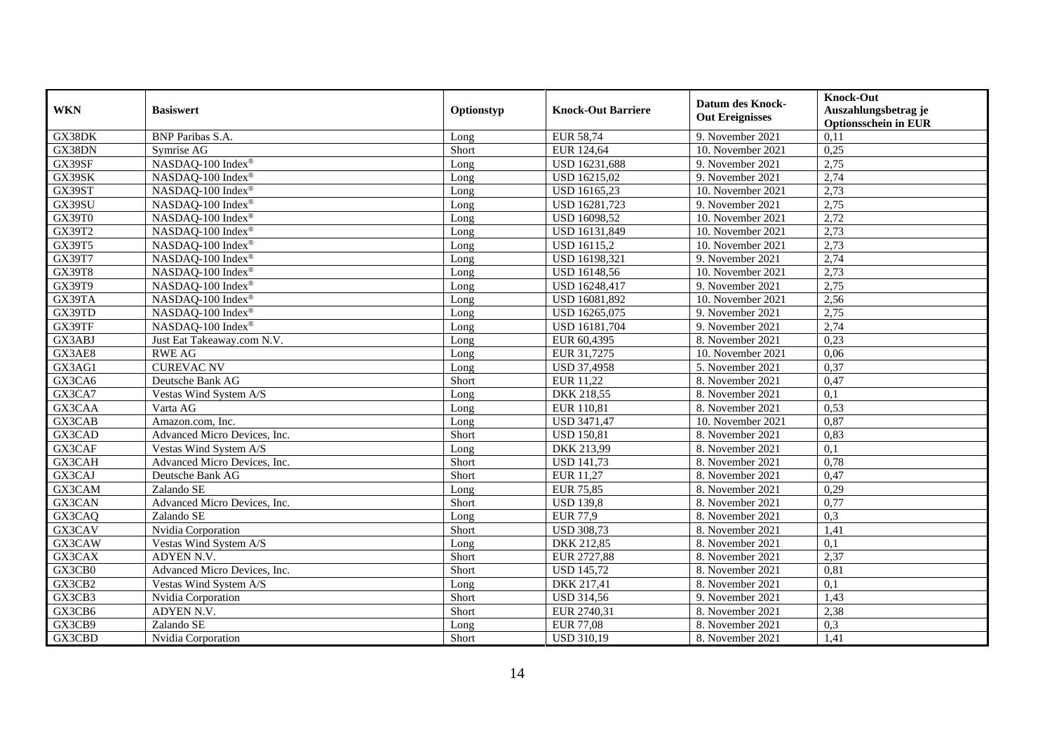| WKN | Basiswert | Optionstyp | Knock-Out Barriere | Datum des Knock-Out Ereignisses | Knock-Out Auszahlungsbetrag je Optionsschein in EUR |
|---|---|---|---|---|---|
| GX38DK | BNP Paribas S.A. | Long | EUR 58,74 | 9. November 2021 | 0,11 |
| GX38DN | Symrise AG | Short | EUR 124,64 | 10. November 2021 | 0,25 |
| GX39SF | NASDAQ-100 Index® | Long | USD 16231,688 | 9. November 2021 | 2,75 |
| GX39SK | NASDAQ-100 Index® | Long | USD 16215,02 | 9. November 2021 | 2,74 |
| GX39ST | NASDAQ-100 Index® | Long | USD 16165,23 | 10. November 2021 | 2,73 |
| GX39SU | NASDAQ-100 Index® | Long | USD 16281,723 | 9. November 2021 | 2,75 |
| GX39T0 | NASDAQ-100 Index® | Long | USD 16098,52 | 10. November 2021 | 2,72 |
| GX39T2 | NASDAQ-100 Index® | Long | USD 16131,849 | 10. November 2021 | 2,73 |
| GX39T5 | NASDAQ-100 Index® | Long | USD 16115,2 | 10. November 2021 | 2,73 |
| GX39T7 | NASDAQ-100 Index® | Long | USD 16198,321 | 9. November 2021 | 2,74 |
| GX39T8 | NASDAQ-100 Index® | Long | USD 16148,56 | 10. November 2021 | 2,73 |
| GX39T9 | NASDAQ-100 Index® | Long | USD 16248,417 | 9. November 2021 | 2,75 |
| GX39TA | NASDAQ-100 Index® | Long | USD 16081,892 | 10. November 2021 | 2,56 |
| GX39TD | NASDAQ-100 Index® | Long | USD 16265,075 | 9. November 2021 | 2,75 |
| GX39TF | NASDAQ-100 Index® | Long | USD 16181,704 | 9. November 2021 | 2,74 |
| GX3ABJ | Just Eat Takeaway.com N.V. | Long | EUR 60,4395 | 8. November 2021 | 0,23 |
| GX3AE8 | RWE AG | Long | EUR 31,7275 | 10. November 2021 | 0,06 |
| GX3AG1 | CUREVAC NV | Long | USD 37,4958 | 5. November 2021 | 0,37 |
| GX3CA6 | Deutsche Bank AG | Short | EUR 11,22 | 8. November 2021 | 0,47 |
| GX3CA7 | Vestas Wind System A/S | Long | DKK 218,55 | 8. November 2021 | 0,1 |
| GX3CAA | Varta AG | Long | EUR 110,81 | 8. November 2021 | 0,53 |
| GX3CAB | Amazon.com, Inc. | Long | USD 3471,47 | 10. November 2021 | 0,87 |
| GX3CAD | Advanced Micro Devices, Inc. | Short | USD 150,81 | 8. November 2021 | 0,83 |
| GX3CAF | Vestas Wind System A/S | Long | DKK 213,99 | 8. November 2021 | 0,1 |
| GX3CAH | Advanced Micro Devices, Inc. | Short | USD 141,73 | 8. November 2021 | 0,78 |
| GX3CAJ | Deutsche Bank AG | Short | EUR 11,27 | 8. November 2021 | 0,47 |
| GX3CAM | Zalando SE | Long | EUR 75,85 | 8. November 2021 | 0,29 |
| GX3CAN | Advanced Micro Devices, Inc. | Short | USD 139,8 | 8. November 2021 | 0,77 |
| GX3CAQ | Zalando SE | Long | EUR 77,9 | 8. November 2021 | 0,3 |
| GX3CAV | Nvidia Corporation | Short | USD 308,73 | 8. November 2021 | 1,41 |
| GX3CAW | Vestas Wind System A/S | Long | DKK 212,85 | 8. November 2021 | 0,1 |
| GX3CAX | ADYEN N.V. | Short | EUR 2727,88 | 8. November 2021 | 2,37 |
| GX3CB0 | Advanced Micro Devices, Inc. | Short | USD 145,72 | 8. November 2021 | 0,81 |
| GX3CB2 | Vestas Wind System A/S | Long | DKK 217,41 | 8. November 2021 | 0,1 |
| GX3CB3 | Nvidia Corporation | Short | USD 314,56 | 9. November 2021 | 1,43 |
| GX3CB6 | ADYEN N.V. | Short | EUR 2740,31 | 8. November 2021 | 2,38 |
| GX3CB9 | Zalando SE | Long | EUR 77,08 | 8. November 2021 | 0,3 |
| GX3CBD | Nvidia Corporation | Short | USD 310,19 | 8. November 2021 | 1,41 |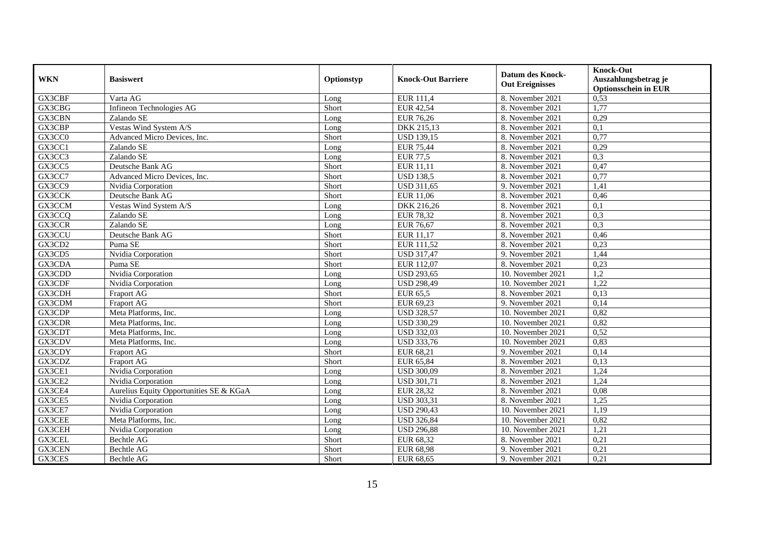| WKN | Basiswert | Optionstyp | Knock-Out Barriere | Datum des Knock-Out Ereignisses | Knock-Out Auszahlungsbetrag je Optionsschein in EUR |
|---|---|---|---|---|---|
| GX3CBF | Varta AG | Long | EUR 111,4 | 8. November 2021 | 0,53 |
| GX3CBG | Infineon Technologies AG | Short | EUR 42,54 | 8. November 2021 | 1,77 |
| GX3CBN | Zalando SE | Long | EUR 76,26 | 8. November 2021 | 0,29 |
| GX3CBP | Vestas Wind System A/S | Long | DKK 215,13 | 8. November 2021 | 0,1 |
| GX3CC0 | Advanced Micro Devices, Inc. | Short | USD 139,15 | 8. November 2021 | 0,77 |
| GX3CC1 | Zalando SE | Long | EUR 75,44 | 8. November 2021 | 0,29 |
| GX3CC3 | Zalando SE | Long | EUR 77,5 | 8. November 2021 | 0,3 |
| GX3CC5 | Deutsche Bank AG | Short | EUR 11,11 | 8. November 2021 | 0,47 |
| GX3CC7 | Advanced Micro Devices, Inc. | Short | USD 138,5 | 8. November 2021 | 0,77 |
| GX3CC9 | Nvidia Corporation | Short | USD 311,65 | 9. November 2021 | 1,41 |
| GX3CCK | Deutsche Bank AG | Short | EUR 11,06 | 8. November 2021 | 0,46 |
| GX3CCM | Vestas Wind System A/S | Long | DKK 216,26 | 8. November 2021 | 0,1 |
| GX3CCQ | Zalando SE | Long | EUR 78,32 | 8. November 2021 | 0,3 |
| GX3CCR | Zalando SE | Long | EUR 76,67 | 8. November 2021 | 0,3 |
| GX3CCU | Deutsche Bank AG | Short | EUR 11,17 | 8. November 2021 | 0,46 |
| GX3CD2 | Puma SE | Short | EUR 111,52 | 8. November 2021 | 0,23 |
| GX3CD5 | Nvidia Corporation | Short | USD 317,47 | 9. November 2021 | 1,44 |
| GX3CDA | Puma SE | Short | EUR 112,07 | 8. November 2021 | 0,23 |
| GX3CDD | Nvidia Corporation | Long | USD 293,65 | 10. November 2021 | 1,2 |
| GX3CDF | Nvidia Corporation | Long | USD 298,49 | 10. November 2021 | 1,22 |
| GX3CDH | Fraport AG | Short | EUR 65,5 | 8. November 2021 | 0,13 |
| GX3CDM | Fraport AG | Short | EUR 69,23 | 9. November 2021 | 0,14 |
| GX3CDP | Meta Platforms, Inc. | Long | USD 328,57 | 10. November 2021 | 0,82 |
| GX3CDR | Meta Platforms, Inc. | Long | USD 330,29 | 10. November 2021 | 0,82 |
| GX3CDT | Meta Platforms, Inc. | Long | USD 332,03 | 10. November 2021 | 0,52 |
| GX3CDV | Meta Platforms, Inc. | Long | USD 333,76 | 10. November 2021 | 0,83 |
| GX3CDY | Fraport AG | Short | EUR 68,21 | 9. November 2021 | 0,14 |
| GX3CDZ | Fraport AG | Short | EUR 65,84 | 8. November 2021 | 0,13 |
| GX3CE1 | Nvidia Corporation | Long | USD 300,09 | 8. November 2021 | 1,24 |
| GX3CE2 | Nvidia Corporation | Long | USD 301,71 | 8. November 2021 | 1,24 |
| GX3CE4 | Aurelius Equity Opportunities SE & KGaA | Long | EUR 28,32 | 8. November 2021 | 0,08 |
| GX3CE5 | Nvidia Corporation | Long | USD 303,31 | 8. November 2021 | 1,25 |
| GX3CE7 | Nvidia Corporation | Long | USD 290,43 | 10. November 2021 | 1,19 |
| GX3CEE | Meta Platforms, Inc. | Long | USD 326,84 | 10. November 2021 | 0,82 |
| GX3CEH | Nvidia Corporation | Long | USD 296,88 | 10. November 2021 | 1,21 |
| GX3CEL | Bechtle AG | Short | EUR 68,32 | 8. November 2021 | 0,21 |
| GX3CEN | Bechtle AG | Short | EUR 68,98 | 9. November 2021 | 0,21 |
| GX3CES | Bechtle AG | Short | EUR 68,65 | 9. November 2021 | 0,21 |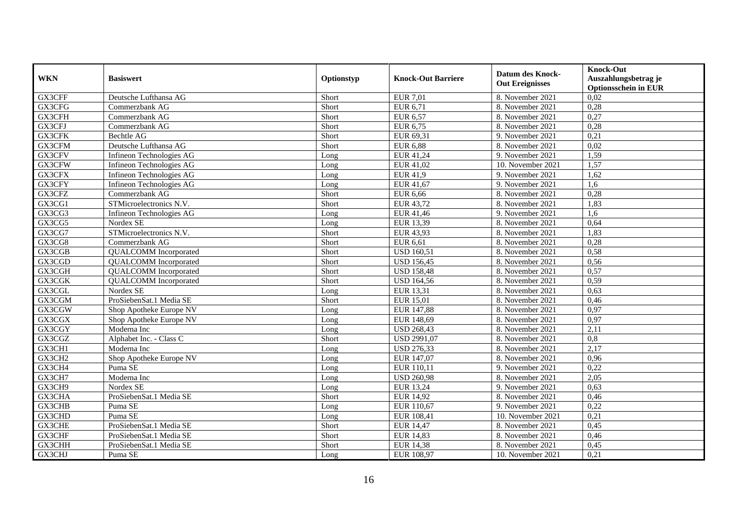| WKN | Basiswert | Optionstyp | Knock-Out Barriere | Datum des Knock-Out Ereignisses | Knock-Out Auszahlungsbetrag je Optionsschein in EUR |
|---|---|---|---|---|---|
| GX3CFF | Deutsche Lufthansa AG | Short | EUR 7,01 | 8. November 2021 | 0,02 |
| GX3CFG | Commerzbank AG | Short | EUR 6,71 | 8. November 2021 | 0,28 |
| GX3CFH | Commerzbank AG | Short | EUR 6,57 | 8. November 2021 | 0,27 |
| GX3CFJ | Commerzbank AG | Short | EUR 6,75 | 8. November 2021 | 0,28 |
| GX3CFK | Bechtle AG | Short | EUR 69,31 | 9. November 2021 | 0,21 |
| GX3CFM | Deutsche Lufthansa AG | Short | EUR 6,88 | 8. November 2021 | 0,02 |
| GX3CFV | Infineon Technologies AG | Long | EUR 41,24 | 9. November 2021 | 1,59 |
| GX3CFW | Infineon Technologies AG | Long | EUR 41,02 | 10. November 2021 | 1,57 |
| GX3CFX | Infineon Technologies AG | Long | EUR 41,9 | 9. November 2021 | 1,62 |
| GX3CFY | Infineon Technologies AG | Long | EUR 41,67 | 9. November 2021 | 1,6 |
| GX3CFZ | Commerzbank AG | Short | EUR 6,66 | 8. November 2021 | 0,28 |
| GX3CG1 | STMicroelectronics N.V. | Short | EUR 43,72 | 8. November 2021 | 1,83 |
| GX3CG3 | Infineon Technologies AG | Long | EUR 41,46 | 9. November 2021 | 1,6 |
| GX3CG5 | Nordex SE | Long | EUR 13,39 | 8. November 2021 | 0,64 |
| GX3CG7 | STMicroelectronics N.V. | Short | EUR 43,93 | 8. November 2021 | 1,83 |
| GX3CG8 | Commerzbank AG | Short | EUR 6,61 | 8. November 2021 | 0,28 |
| GX3CGB | QUALCOMM Incorporated | Short | USD 160,51 | 8. November 2021 | 0,58 |
| GX3CGD | QUALCOMM Incorporated | Short | USD 156,45 | 8. November 2021 | 0,56 |
| GX3CGH | QUALCOMM Incorporated | Short | USD 158,48 | 8. November 2021 | 0,57 |
| GX3CGK | QUALCOMM Incorporated | Short | USD 164,56 | 8. November 2021 | 0,59 |
| GX3CGL | Nordex SE | Long | EUR 13,31 | 8. November 2021 | 0,63 |
| GX3CGM | ProSiebenSat.1 Media SE | Short | EUR 15,01 | 8. November 2021 | 0,46 |
| GX3CGW | Shop Apotheke Europe NV | Long | EUR 147,88 | 8. November 2021 | 0,97 |
| GX3CGX | Shop Apotheke Europe NV | Long | EUR 148,69 | 8. November 2021 | 0,97 |
| GX3CGY | Moderna Inc | Long | USD 268,43 | 8. November 2021 | 2,11 |
| GX3CGZ | Alphabet Inc. - Class C | Short | USD 2991,07 | 8. November 2021 | 0,8 |
| GX3CH1 | Moderna Inc | Long | USD 276,33 | 8. November 2021 | 2,17 |
| GX3CH2 | Shop Apotheke Europe NV | Long | EUR 147,07 | 8. November 2021 | 0,96 |
| GX3CH4 | Puma SE | Long | EUR 110,11 | 9. November 2021 | 0,22 |
| GX3CH7 | Moderna Inc | Long | USD 260,98 | 8. November 2021 | 2,05 |
| GX3CH9 | Nordex SE | Long | EUR 13,24 | 9. November 2021 | 0,63 |
| GX3CHA | ProSiebenSat.1 Media SE | Short | EUR 14,92 | 8. November 2021 | 0,46 |
| GX3CHB | Puma SE | Long | EUR 110,67 | 9. November 2021 | 0,22 |
| GX3CHD | Puma SE | Long | EUR 108,41 | 10. November 2021 | 0,21 |
| GX3CHE | ProSiebenSat.1 Media SE | Short | EUR 14,47 | 8. November 2021 | 0,45 |
| GX3CHF | ProSiebenSat.1 Media SE | Short | EUR 14,83 | 8. November 2021 | 0,46 |
| GX3CHH | ProSiebenSat.1 Media SE | Short | EUR 14,38 | 8. November 2021 | 0,45 |
| GX3CHJ | Puma SE | Long | EUR 108,97 | 10. November 2021 | 0,21 |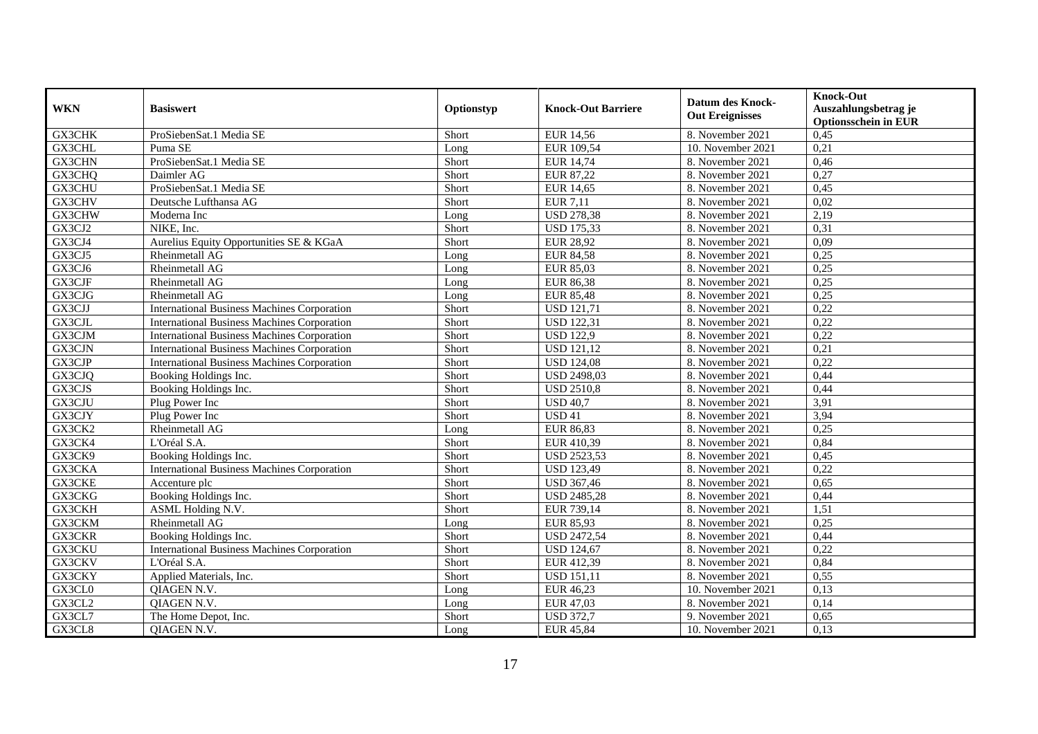| WKN | Basiswert | Optionstyp | Knock-Out Barriere | Datum des Knock-Out Ereignisses | Knock-Out Auszahlungsbetrag je Optionsschein in EUR |
|---|---|---|---|---|---|
| GX3CHK | ProSiebenSat.1 Media SE | Short | EUR 14,56 | 8. November 2021 | 0,45 |
| GX3CHL | Puma SE | Long | EUR 109,54 | 10. November 2021 | 0,21 |
| GX3CHN | ProSiebenSat.1 Media SE | Short | EUR 14,74 | 8. November 2021 | 0,46 |
| GX3CHQ | Daimler AG | Short | EUR 87,22 | 8. November 2021 | 0,27 |
| GX3CHU | ProSiebenSat.1 Media SE | Short | EUR 14,65 | 8. November 2021 | 0,45 |
| GX3CHV | Deutsche Lufthansa AG | Short | EUR 7,11 | 8. November 2021 | 0,02 |
| GX3CHW | Moderna Inc | Long | USD 278,38 | 8. November 2021 | 2,19 |
| GX3CJ2 | NIKE, Inc. | Short | USD 175,33 | 8. November 2021 | 0,31 |
| GX3CJ4 | Aurelius Equity Opportunities SE & KGaA | Short | EUR 28,92 | 8. November 2021 | 0,09 |
| GX3CJ5 | Rheinmetall AG | Long | EUR 84,58 | 8. November 2021 | 0,25 |
| GX3CJ6 | Rheinmetall AG | Long | EUR 85,03 | 8. November 2021 | 0,25 |
| GX3CJF | Rheinmetall AG | Long | EUR 86,38 | 8. November 2021 | 0,25 |
| GX3CJG | Rheinmetall AG | Long | EUR 85,48 | 8. November 2021 | 0,25 |
| GX3CJJ | International Business Machines Corporation | Short | USD 121,71 | 8. November 2021 | 0,22 |
| GX3CJL | International Business Machines Corporation | Short | USD 122,31 | 8. November 2021 | 0,22 |
| GX3CJM | International Business Machines Corporation | Short | USD 122,9 | 8. November 2021 | 0,22 |
| GX3CJN | International Business Machines Corporation | Short | USD 121,12 | 8. November 2021 | 0,21 |
| GX3CJP | International Business Machines Corporation | Short | USD 124,08 | 8. November 2021 | 0,22 |
| GX3CJQ | Booking Holdings Inc. | Short | USD 2498,03 | 8. November 2021 | 0,44 |
| GX3CJS | Booking Holdings Inc. | Short | USD 2510,8 | 8. November 2021 | 0,44 |
| GX3CJU | Plug Power Inc | Short | USD 40,7 | 8. November 2021 | 3,91 |
| GX3CJY | Plug Power Inc | Short | USD 41 | 8. November 2021 | 3,94 |
| GX3CK2 | Rheinmetall AG | Long | EUR 86,83 | 8. November 2021 | 0,25 |
| GX3CK4 | L'Oréal S.A. | Short | EUR 410,39 | 8. November 2021 | 0,84 |
| GX3CK9 | Booking Holdings Inc. | Short | USD 2523,53 | 8. November 2021 | 0,45 |
| GX3CKA | International Business Machines Corporation | Short | USD 123,49 | 8. November 2021 | 0,22 |
| GX3CKE | Accenture plc | Short | USD 367,46 | 8. November 2021 | 0,65 |
| GX3CKG | Booking Holdings Inc. | Short | USD 2485,28 | 8. November 2021 | 0,44 |
| GX3CKH | ASML Holding N.V. | Short | EUR 739,14 | 8. November 2021 | 1,51 |
| GX3CKM | Rheinmetall AG | Long | EUR 85,93 | 8. November 2021 | 0,25 |
| GX3CKR | Booking Holdings Inc. | Short | USD 2472,54 | 8. November 2021 | 0,44 |
| GX3CKU | International Business Machines Corporation | Short | USD 124,67 | 8. November 2021 | 0,22 |
| GX3CKV | L'Oréal S.A. | Short | EUR 412,39 | 8. November 2021 | 0,84 |
| GX3CKY | Applied Materials, Inc. | Short | USD 151,11 | 8. November 2021 | 0,55 |
| GX3CL0 | QIAGEN N.V. | Long | EUR 46,23 | 10. November 2021 | 0,13 |
| GX3CL2 | QIAGEN N.V. | Long | EUR 47,03 | 8. November 2021 | 0,14 |
| GX3CL7 | The Home Depot, Inc. | Short | USD 372,7 | 9. November 2021 | 0,65 |
| GX3CL8 | QIAGEN N.V. | Long | EUR 45,84 | 10. November 2021 | 0,13 |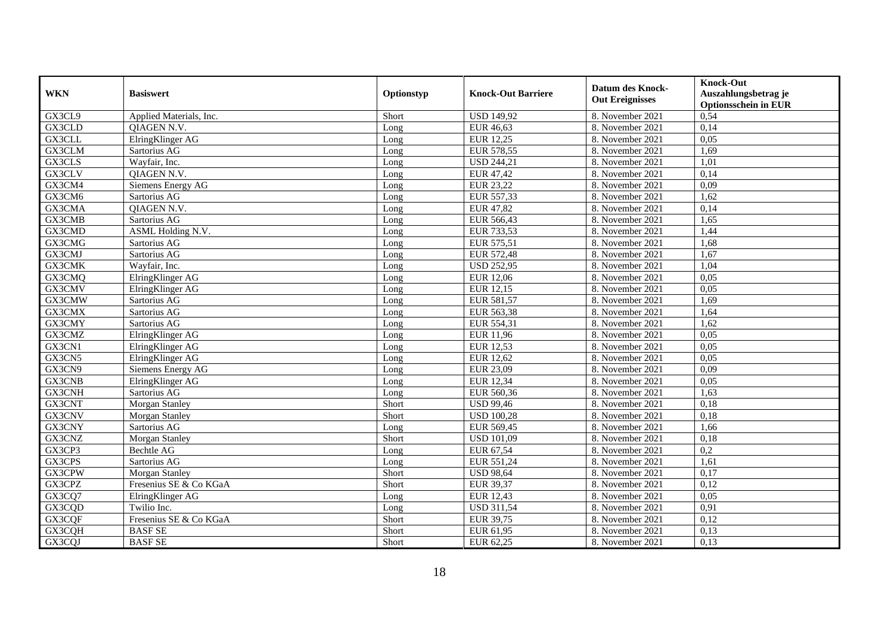| WKN | Basiswert | Optionstyp | Knock-Out Barriere | Datum des Knock-Out Ereignisses | Knock-Out Auszahlungsbetrag je Optionsschein in EUR |
|---|---|---|---|---|---|
| GX3CL9 | Applied Materials, Inc. | Short | USD 149,92 | 8. November 2021 | 0,54 |
| GX3CLD | QIAGEN N.V. | Long | EUR 46,63 | 8. November 2021 | 0,14 |
| GX3CLL | ElringKlinger AG | Long | EUR 12,25 | 8. November 2021 | 0,05 |
| GX3CLM | Sartorius AG | Long | EUR 578,55 | 8. November 2021 | 1,69 |
| GX3CLS | Wayfair, Inc. | Long | USD 244,21 | 8. November 2021 | 1,01 |
| GX3CLV | QIAGEN N.V. | Long | EUR 47,42 | 8. November 2021 | 0,14 |
| GX3CM4 | Siemens Energy AG | Long | EUR 23,22 | 8. November 2021 | 0,09 |
| GX3CM6 | Sartorius AG | Long | EUR 557,33 | 8. November 2021 | 1,62 |
| GX3CMA | QIAGEN N.V. | Long | EUR 47,82 | 8. November 2021 | 0,14 |
| GX3CMB | Sartorius AG | Long | EUR 566,43 | 8. November 2021 | 1,65 |
| GX3CMD | ASML Holding N.V. | Long | EUR 733,53 | 8. November 2021 | 1,44 |
| GX3CMG | Sartorius AG | Long | EUR 575,51 | 8. November 2021 | 1,68 |
| GX3CMJ | Sartorius AG | Long | EUR 572,48 | 8. November 2021 | 1,67 |
| GX3CMK | Wayfair, Inc. | Long | USD 252,95 | 8. November 2021 | 1,04 |
| GX3CMQ | ElringKlinger AG | Long | EUR 12,06 | 8. November 2021 | 0,05 |
| GX3CMV | ElringKlinger AG | Long | EUR 12,15 | 8. November 2021 | 0,05 |
| GX3CMW | Sartorius AG | Long | EUR 581,57 | 8. November 2021 | 1,69 |
| GX3CMX | Sartorius AG | Long | EUR 563,38 | 8. November 2021 | 1,64 |
| GX3CMY | Sartorius AG | Long | EUR 554,31 | 8. November 2021 | 1,62 |
| GX3CMZ | ElringKlinger AG | Long | EUR 11,96 | 8. November 2021 | 0,05 |
| GX3CN1 | ElringKlinger AG | Long | EUR 12,53 | 8. November 2021 | 0,05 |
| GX3CN5 | ElringKlinger AG | Long | EUR 12,62 | 8. November 2021 | 0,05 |
| GX3CN9 | Siemens Energy AG | Long | EUR 23,09 | 8. November 2021 | 0,09 |
| GX3CNB | ElringKlinger AG | Long | EUR 12,34 | 8. November 2021 | 0,05 |
| GX3CNH | Sartorius AG | Long | EUR 560,36 | 8. November 2021 | 1,63 |
| GX3CNT | Morgan Stanley | Short | USD 99,46 | 8. November 2021 | 0,18 |
| GX3CNV | Morgan Stanley | Short | USD 100,28 | 8. November 2021 | 0,18 |
| GX3CNY | Sartorius AG | Long | EUR 569,45 | 8. November 2021 | 1,66 |
| GX3CNZ | Morgan Stanley | Short | USD 101,09 | 8. November 2021 | 0,18 |
| GX3CP3 | Bechtle AG | Long | EUR 67,54 | 8. November 2021 | 0,2 |
| GX3CPS | Sartorius AG | Long | EUR 551,24 | 8. November 2021 | 1,61 |
| GX3CPW | Morgan Stanley | Short | USD 98,64 | 8. November 2021 | 0,17 |
| GX3CPZ | Fresenius SE & Co KGaA | Short | EUR 39,37 | 8. November 2021 | 0,12 |
| GX3CQ7 | ElringKlinger AG | Long | EUR 12,43 | 8. November 2021 | 0,05 |
| GX3CQD | Twilio Inc. | Long | USD 311,54 | 8. November 2021 | 0,91 |
| GX3CQF | Fresenius SE & Co KGaA | Short | EUR 39,75 | 8. November 2021 | 0,12 |
| GX3CQH | BASF SE | Short | EUR 61,95 | 8. November 2021 | 0,13 |
| GX3CQJ | BASF SE | Short | EUR 62,25 | 8. November 2021 | 0,13 |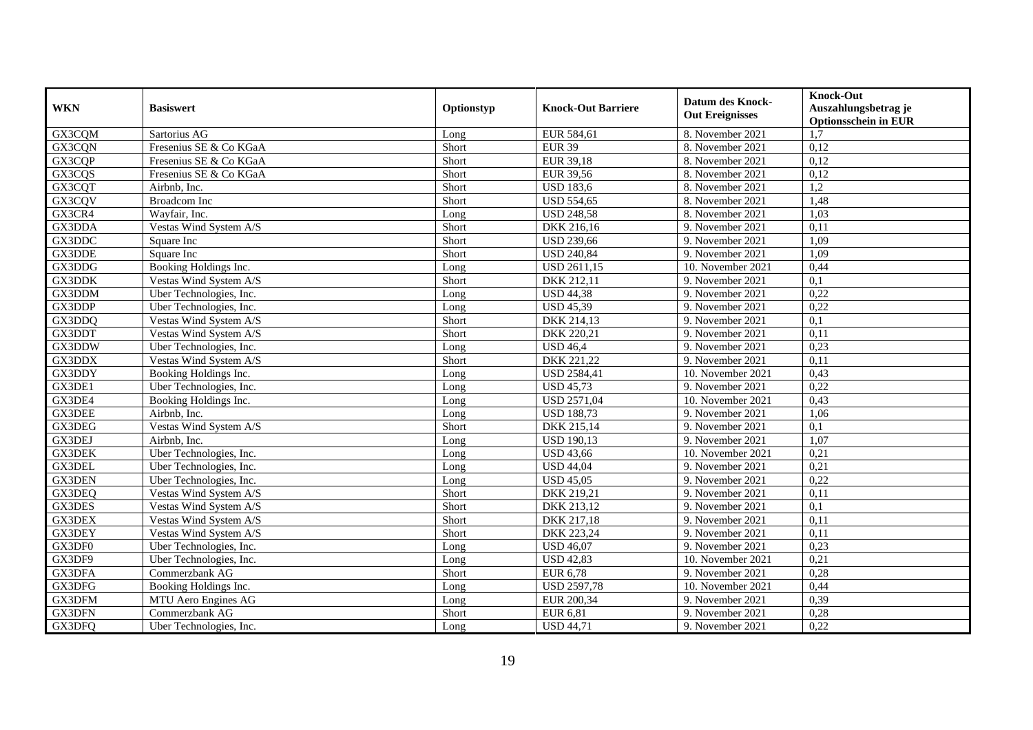| WKN | Basiswert | Optionstyp | Knock-Out Barriere | Datum des Knock-Out Ereignisses | Knock-Out Auszahlungsbetrag je Optionsschein in EUR |
|---|---|---|---|---|---|
| GX3CQM | Sartorius AG | Long | EUR 584,61 | 8. November 2021 | 1,7 |
| GX3CQN | Fresenius SE & Co KGaA | Short | EUR 39 | 8. November 2021 | 0,12 |
| GX3CQP | Fresenius SE & Co KGaA | Short | EUR 39,18 | 8. November 2021 | 0,12 |
| GX3CQS | Fresenius SE & Co KGaA | Short | EUR 39,56 | 8. November 2021 | 0,12 |
| GX3CQT | Airbnb, Inc. | Short | USD 183,6 | 8. November 2021 | 1,2 |
| GX3CQV | Broadcom Inc | Short | USD 554,65 | 8. November 2021 | 1,48 |
| GX3CR4 | Wayfair, Inc. | Long | USD 248,58 | 8. November 2021 | 1,03 |
| GX3DDA | Vestas Wind System A/S | Short | DKK 216,16 | 9. November 2021 | 0,11 |
| GX3DDC | Square Inc | Short | USD 239,66 | 9. November 2021 | 1,09 |
| GX3DDE | Square Inc | Short | USD 240,84 | 9. November 2021 | 1,09 |
| GX3DDG | Booking Holdings Inc. | Long | USD 2611,15 | 10. November 2021 | 0,44 |
| GX3DDK | Vestas Wind System A/S | Short | DKK 212,11 | 9. November 2021 | 0,1 |
| GX3DDM | Uber Technologies, Inc. | Long | USD 44,38 | 9. November 2021 | 0,22 |
| GX3DDP | Uber Technologies, Inc. | Long | USD 45,39 | 9. November 2021 | 0,22 |
| GX3DDQ | Vestas Wind System A/S | Short | DKK 214,13 | 9. November 2021 | 0,1 |
| GX3DDT | Vestas Wind System A/S | Short | DKK 220,21 | 9. November 2021 | 0,11 |
| GX3DDW | Uber Technologies, Inc. | Long | USD 46,4 | 9. November 2021 | 0,23 |
| GX3DDX | Vestas Wind System A/S | Short | DKK 221,22 | 9. November 2021 | 0,11 |
| GX3DDY | Booking Holdings Inc. | Long | USD 2584,41 | 10. November 2021 | 0,43 |
| GX3DE1 | Uber Technologies, Inc. | Long | USD 45,73 | 9. November 2021 | 0,22 |
| GX3DE4 | Booking Holdings Inc. | Long | USD 2571,04 | 10. November 2021 | 0,43 |
| GX3DEE | Airbnb, Inc. | Long | USD 188,73 | 9. November 2021 | 1,06 |
| GX3DEG | Vestas Wind System A/S | Short | DKK 215,14 | 9. November 2021 | 0,1 |
| GX3DEJ | Airbnb, Inc. | Long | USD 190,13 | 9. November 2021 | 1,07 |
| GX3DEK | Uber Technologies, Inc. | Long | USD 43,66 | 10. November 2021 | 0,21 |
| GX3DEL | Uber Technologies, Inc. | Long | USD 44,04 | 9. November 2021 | 0,21 |
| GX3DEN | Uber Technologies, Inc. | Long | USD 45,05 | 9. November 2021 | 0,22 |
| GX3DEQ | Vestas Wind System A/S | Short | DKK 219,21 | 9. November 2021 | 0,11 |
| GX3DES | Vestas Wind System A/S | Short | DKK 213,12 | 9. November 2021 | 0,1 |
| GX3DEX | Vestas Wind System A/S | Short | DKK 217,18 | 9. November 2021 | 0,11 |
| GX3DEY | Vestas Wind System A/S | Short | DKK 223,24 | 9. November 2021 | 0,11 |
| GX3DF0 | Uber Technologies, Inc. | Long | USD 46,07 | 9. November 2021 | 0,23 |
| GX3DF9 | Uber Technologies, Inc. | Long | USD 42,83 | 10. November 2021 | 0,21 |
| GX3DFA | Commerzbank AG | Short | EUR 6,78 | 9. November 2021 | 0,28 |
| GX3DFG | Booking Holdings Inc. | Long | USD 2597,78 | 10. November 2021 | 0,44 |
| GX3DFM | MTU Aero Engines AG | Long | EUR 200,34 | 9. November 2021 | 0,39 |
| GX3DFN | Commerzbank AG | Short | EUR 6,81 | 9. November 2021 | 0,28 |
| GX3DFQ | Uber Technologies, Inc. | Long | USD 44,71 | 9. November 2021 | 0,22 |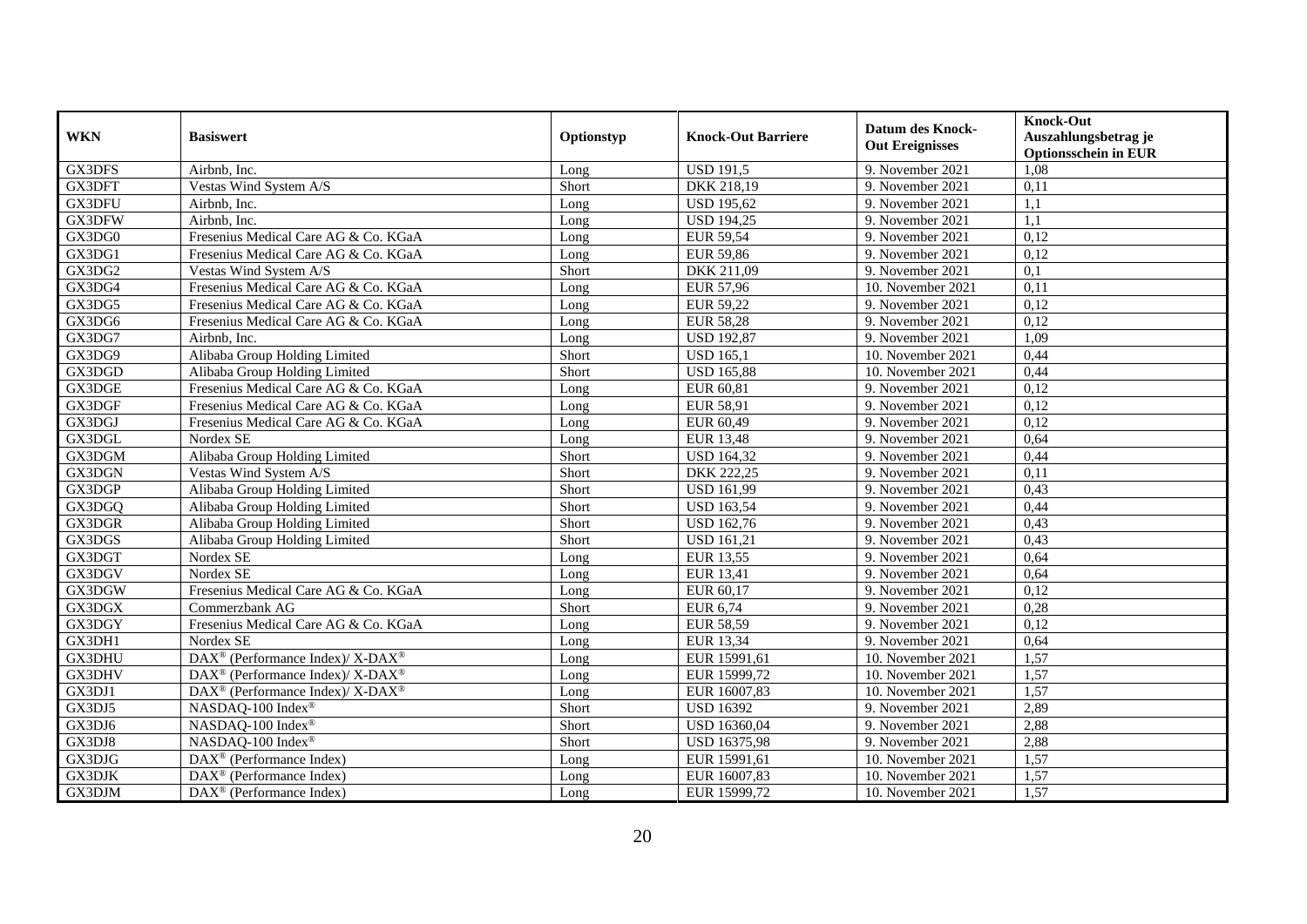| WKN | Basiswert | Optionstyp | Knock-Out Barriere | Datum des Knock-Out Ereignisses | Knock-Out Auszahlungsbetrag je Optionsschein in EUR |
|---|---|---|---|---|---|
| GX3DFS | Airbnb, Inc. | Long | USD 191,5 | 9. November 2021 | 1,08 |
| GX3DFT | Vestas Wind System A/S | Short | DKK 218,19 | 9. November 2021 | 0,11 |
| GX3DFU | Airbnb, Inc. | Long | USD 195,62 | 9. November 2021 | 1,1 |
| GX3DFW | Airbnb, Inc. | Long | USD 194,25 | 9. November 2021 | 1,1 |
| GX3DG0 | Fresenius Medical Care AG & Co. KGaA | Long | EUR 59,54 | 9. November 2021 | 0,12 |
| GX3DG1 | Fresenius Medical Care AG & Co. KGaA | Long | EUR 59,86 | 9. November 2021 | 0,12 |
| GX3DG2 | Vestas Wind System A/S | Short | DKK 211,09 | 9. November 2021 | 0,1 |
| GX3DG4 | Fresenius Medical Care AG & Co. KGaA | Long | EUR 57,96 | 10. November 2021 | 0,11 |
| GX3DG5 | Fresenius Medical Care AG & Co. KGaA | Long | EUR 59,22 | 9. November 2021 | 0,12 |
| GX3DG6 | Fresenius Medical Care AG & Co. KGaA | Long | EUR 58,28 | 9. November 2021 | 0,12 |
| GX3DG7 | Airbnb, Inc. | Long | USD 192,87 | 9. November 2021 | 1,09 |
| GX3DG9 | Alibaba Group Holding Limited | Short | USD 165,1 | 10. November 2021 | 0,44 |
| GX3DGD | Alibaba Group Holding Limited | Short | USD 165,88 | 10. November 2021 | 0,44 |
| GX3DGE | Fresenius Medical Care AG & Co. KGaA | Long | EUR 60,81 | 9. November 2021 | 0,12 |
| GX3DGF | Fresenius Medical Care AG & Co. KGaA | Long | EUR 58,91 | 9. November 2021 | 0,12 |
| GX3DGJ | Fresenius Medical Care AG & Co. KGaA | Long | EUR 60,49 | 9. November 2021 | 0,12 |
| GX3DGL | Nordex SE | Long | EUR 13,48 | 9. November 2021 | 0,64 |
| GX3DGM | Alibaba Group Holding Limited | Short | USD 164,32 | 9. November 2021 | 0,44 |
| GX3DGN | Vestas Wind System A/S | Short | DKK 222,25 | 9. November 2021 | 0,11 |
| GX3DGP | Alibaba Group Holding Limited | Short | USD 161,99 | 9. November 2021 | 0,43 |
| GX3DGQ | Alibaba Group Holding Limited | Short | USD 163,54 | 9. November 2021 | 0,44 |
| GX3DGR | Alibaba Group Holding Limited | Short | USD 162,76 | 9. November 2021 | 0,43 |
| GX3DGS | Alibaba Group Holding Limited | Short | USD 161,21 | 9. November 2021 | 0,43 |
| GX3DGT | Nordex SE | Long | EUR 13,55 | 9. November 2021 | 0,64 |
| GX3DGV | Nordex SE | Long | EUR 13,41 | 9. November 2021 | 0,64 |
| GX3DGW | Fresenius Medical Care AG & Co. KGaA | Long | EUR 60,17 | 9. November 2021 | 0,12 |
| GX3DGX | Commerzbank AG | Short | EUR 6,74 | 9. November 2021 | 0,28 |
| GX3DGY | Fresenius Medical Care AG & Co. KGaA | Long | EUR 58,59 | 9. November 2021 | 0,12 |
| GX3DH1 | Nordex SE | Long | EUR 13,34 | 9. November 2021 | 0,64 |
| GX3DHU | DAX® (Performance Index)/ X-DAX® | Long | EUR 15991,61 | 10. November 2021 | 1,57 |
| GX3DHV | DAX® (Performance Index)/ X-DAX® | Long | EUR 15999,72 | 10. November 2021 | 1,57 |
| GX3DJ1 | DAX® (Performance Index)/ X-DAX® | Long | EUR 16007,83 | 10. November 2021 | 1,57 |
| GX3DJ5 | NASDAQ-100 Index® | Short | USD 16392 | 9. November 2021 | 2,89 |
| GX3DJ6 | NASDAQ-100 Index® | Short | USD 16360,04 | 9. November 2021 | 2,88 |
| GX3DJ8 | NASDAQ-100 Index® | Short | USD 16375,98 | 9. November 2021 | 2,88 |
| GX3DJG | DAX® (Performance Index) | Long | EUR 15991,61 | 10. November 2021 | 1,57 |
| GX3DJK | DAX® (Performance Index) | Long | EUR 16007,83 | 10. November 2021 | 1,57 |
| GX3DJM | DAX® (Performance Index) | Long | EUR 15999,72 | 10. November 2021 | 1,57 |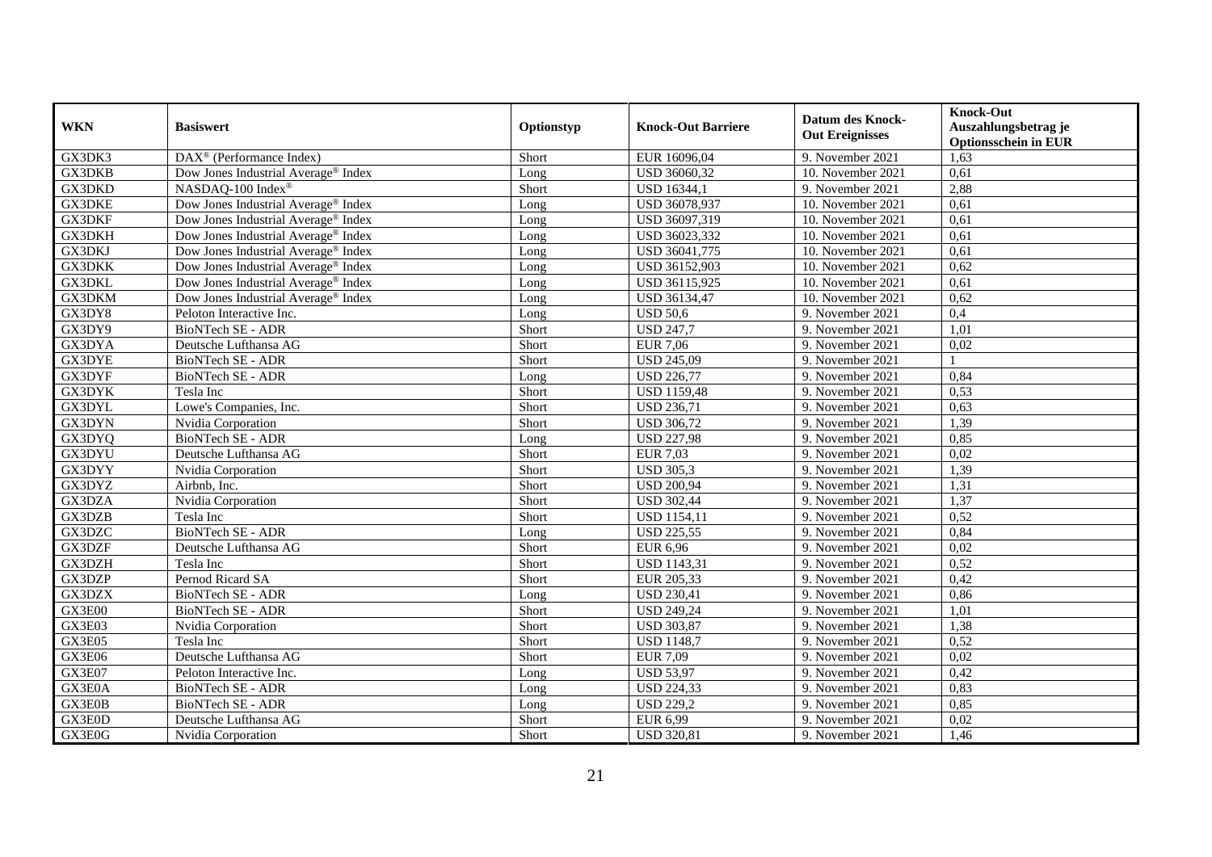| WKN | Basiswert | Optionstyp | Knock-Out Barriere | Datum des Knock-Out Ereignisses | Knock-Out Auszahlungsbetrag je Optionsschein in EUR |
|---|---|---|---|---|---|
| GX3DK3 | DAX® (Performance Index) | Short | EUR 16096,04 | 9. November 2021 | 1,63 |
| GX3DKB | Dow Jones Industrial Average® Index | Long | USD 36060,32 | 10. November 2021 | 0,61 |
| GX3DKD | NASDAQ-100 Index® | Short | USD 16344,1 | 9. November 2021 | 2,88 |
| GX3DKE | Dow Jones Industrial Average® Index | Long | USD 36078,937 | 10. November 2021 | 0,61 |
| GX3DKF | Dow Jones Industrial Average® Index | Long | USD 36097,319 | 10. November 2021 | 0,61 |
| GX3DKH | Dow Jones Industrial Average® Index | Long | USD 36023,332 | 10. November 2021 | 0,61 |
| GX3DKJ | Dow Jones Industrial Average® Index | Long | USD 36041,775 | 10. November 2021 | 0,61 |
| GX3DKK | Dow Jones Industrial Average® Index | Long | USD 36152,903 | 10. November 2021 | 0,62 |
| GX3DKL | Dow Jones Industrial Average® Index | Long | USD 36115,925 | 10. November 2021 | 0,61 |
| GX3DKM | Dow Jones Industrial Average® Index | Long | USD 36134,47 | 10. November 2021 | 0,62 |
| GX3DY8 | Peloton Interactive Inc. | Long | USD 50,6 | 9. November 2021 | 0,4 |
| GX3DY9 | BioNTech SE - ADR | Short | USD 247,7 | 9. November 2021 | 1,01 |
| GX3DYA | Deutsche Lufthansa AG | Short | EUR 7,06 | 9. November 2021 | 0,02 |
| GX3DYE | BioNTech SE - ADR | Short | USD 245,09 | 9. November 2021 | 1 |
| GX3DYF | BioNTech SE - ADR | Long | USD 226,77 | 9. November 2021 | 0,84 |
| GX3DYK | Tesla Inc | Short | USD 1159,48 | 9. November 2021 | 0,53 |
| GX3DYL | Lowe's Companies, Inc. | Short | USD 236,71 | 9. November 2021 | 0,63 |
| GX3DYN | Nvidia Corporation | Short | USD 306,72 | 9. November 2021 | 1,39 |
| GX3DYQ | BioNTech SE - ADR | Long | USD 227,98 | 9. November 2021 | 0,85 |
| GX3DYU | Deutsche Lufthansa AG | Short | EUR 7,03 | 9. November 2021 | 0,02 |
| GX3DYY | Nvidia Corporation | Short | USD 305,3 | 9. November 2021 | 1,39 |
| GX3DYZ | Airbnb, Inc. | Short | USD 200,94 | 9. November 2021 | 1,31 |
| GX3DZA | Nvidia Corporation | Short | USD 302,44 | 9. November 2021 | 1,37 |
| GX3DZB | Tesla Inc | Short | USD 1154,11 | 9. November 2021 | 0,52 |
| GX3DZC | BioNTech SE - ADR | Long | USD 225,55 | 9. November 2021 | 0,84 |
| GX3DZF | Deutsche Lufthansa AG | Short | EUR 6,96 | 9. November 2021 | 0,02 |
| GX3DZH | Tesla Inc | Short | USD 1143,31 | 9. November 2021 | 0,52 |
| GX3DZP | Pernod Ricard SA | Short | EUR 205,33 | 9. November 2021 | 0,42 |
| GX3DZX | BioNTech SE - ADR | Long | USD 230,41 | 9. November 2021 | 0,86 |
| GX3E00 | BioNTech SE - ADR | Short | USD 249,24 | 9. November 2021 | 1,01 |
| GX3E03 | Nvidia Corporation | Short | USD 303,87 | 9. November 2021 | 1,38 |
| GX3E05 | Tesla Inc | Short | USD 1148,7 | 9. November 2021 | 0,52 |
| GX3E06 | Deutsche Lufthansa AG | Short | EUR 7,09 | 9. November 2021 | 0,02 |
| GX3E07 | Peloton Interactive Inc. | Long | USD 53,97 | 9. November 2021 | 0,42 |
| GX3E0A | BioNTech SE - ADR | Long | USD 224,33 | 9. November 2021 | 0,83 |
| GX3E0B | BioNTech SE - ADR | Long | USD 229,2 | 9. November 2021 | 0,85 |
| GX3E0D | Deutsche Lufthansa AG | Short | EUR 6,99 | 9. November 2021 | 0,02 |
| GX3E0G | Nvidia Corporation | Short | USD 320,81 | 9. November 2021 | 1,46 |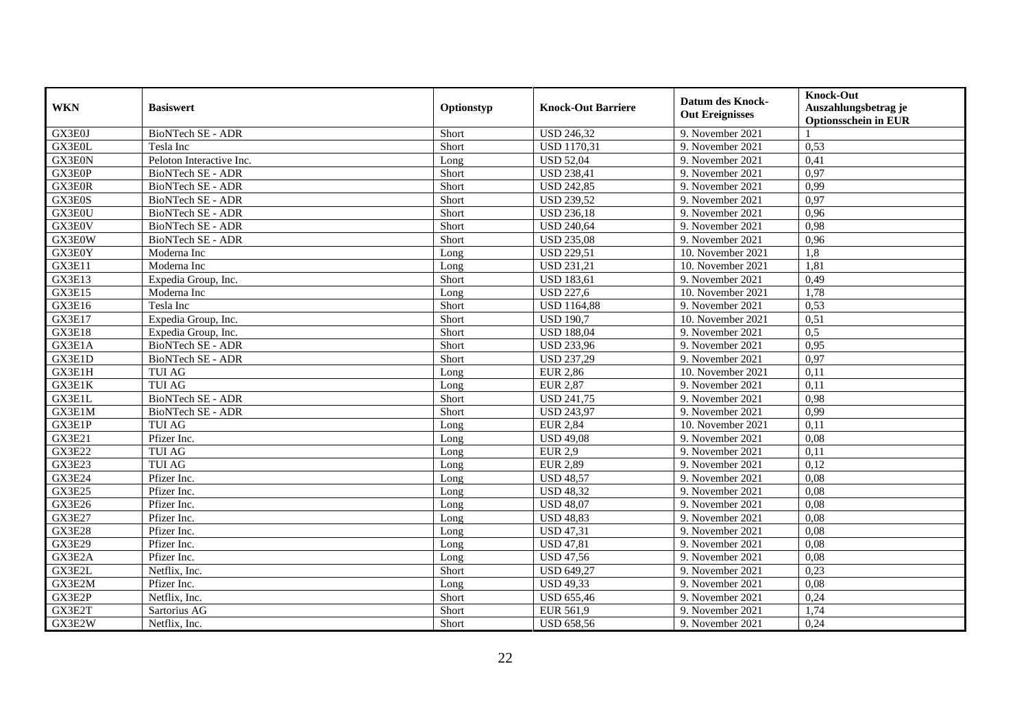| WKN | Basiswert | Optionstyp | Knock-Out Barriere | Datum des Knock-Out Ereignisses | Knock-Out Auszahlungsbetrag je Optionsschein in EUR |
|---|---|---|---|---|---|
| GX3E0J | BioNTech SE - ADR | Short | USD 246,32 | 9. November 2021 | 1 |
| GX3E0L | Tesla Inc | Short | USD 1170,31 | 9. November 2021 | 0,53 |
| GX3E0N | Peloton Interactive Inc. | Long | USD 52,04 | 9. November 2021 | 0,41 |
| GX3E0P | BioNTech SE - ADR | Short | USD 238,41 | 9. November 2021 | 0,97 |
| GX3E0R | BioNTech SE - ADR | Short | USD 242,85 | 9. November 2021 | 0,99 |
| GX3E0S | BioNTech SE - ADR | Short | USD 239,52 | 9. November 2021 | 0,97 |
| GX3E0U | BioNTech SE - ADR | Short | USD 236,18 | 9. November 2021 | 0,96 |
| GX3E0V | BioNTech SE - ADR | Short | USD 240,64 | 9. November 2021 | 0,98 |
| GX3E0W | BioNTech SE - ADR | Short | USD 235,08 | 9. November 2021 | 0,96 |
| GX3E0Y | Moderna Inc | Long | USD 229,51 | 10. November 2021 | 1,8 |
| GX3E11 | Moderna Inc | Long | USD 231,21 | 10. November 2021 | 1,81 |
| GX3E13 | Expedia Group, Inc. | Short | USD 183,61 | 9. November 2021 | 0,49 |
| GX3E15 | Moderna Inc | Long | USD 227,6 | 10. November 2021 | 1,78 |
| GX3E16 | Tesla Inc | Short | USD 1164,88 | 9. November 2021 | 0,53 |
| GX3E17 | Expedia Group, Inc. | Short | USD 190,7 | 10. November 2021 | 0,51 |
| GX3E18 | Expedia Group, Inc. | Short | USD 188,04 | 9. November 2021 | 0,5 |
| GX3E1A | BioNTech SE - ADR | Short | USD 233,96 | 9. November 2021 | 0,95 |
| GX3E1D | BioNTech SE - ADR | Short | USD 237,29 | 9. November 2021 | 0,97 |
| GX3E1H | TUI AG | Long | EUR 2,86 | 10. November 2021 | 0,11 |
| GX3E1K | TUI AG | Long | EUR 2,87 | 9. November 2021 | 0,11 |
| GX3E1L | BioNTech SE - ADR | Short | USD 241,75 | 9. November 2021 | 0,98 |
| GX3E1M | BioNTech SE - ADR | Short | USD 243,97 | 9. November 2021 | 0,99 |
| GX3E1P | TUI AG | Long | EUR 2,84 | 10. November 2021 | 0,11 |
| GX3E21 | Pfizer Inc. | Long | USD 49,08 | 9. November 2021 | 0,08 |
| GX3E22 | TUI AG | Long | EUR 2,9 | 9. November 2021 | 0,11 |
| GX3E23 | TUI AG | Long | EUR 2,89 | 9. November 2021 | 0,12 |
| GX3E24 | Pfizer Inc. | Long | USD 48,57 | 9. November 2021 | 0,08 |
| GX3E25 | Pfizer Inc. | Long | USD 48,32 | 9. November 2021 | 0,08 |
| GX3E26 | Pfizer Inc. | Long | USD 48,07 | 9. November 2021 | 0,08 |
| GX3E27 | Pfizer Inc. | Long | USD 48,83 | 9. November 2021 | 0,08 |
| GX3E28 | Pfizer Inc. | Long | USD 47,31 | 9. November 2021 | 0,08 |
| GX3E29 | Pfizer Inc. | Long | USD 47,81 | 9. November 2021 | 0,08 |
| GX3E2A | Pfizer Inc. | Long | USD 47,56 | 9. November 2021 | 0,08 |
| GX3E2L | Netflix, Inc. | Short | USD 649,27 | 9. November 2021 | 0,23 |
| GX3E2M | Pfizer Inc. | Long | USD 49,33 | 9. November 2021 | 0,08 |
| GX3E2P | Netflix, Inc. | Short | USD 655,46 | 9. November 2021 | 0,24 |
| GX3E2T | Sartorius AG | Short | EUR 561,9 | 9. November 2021 | 1,74 |
| GX3E2W | Netflix, Inc. | Short | USD 658,56 | 9. November 2021 | 0,24 |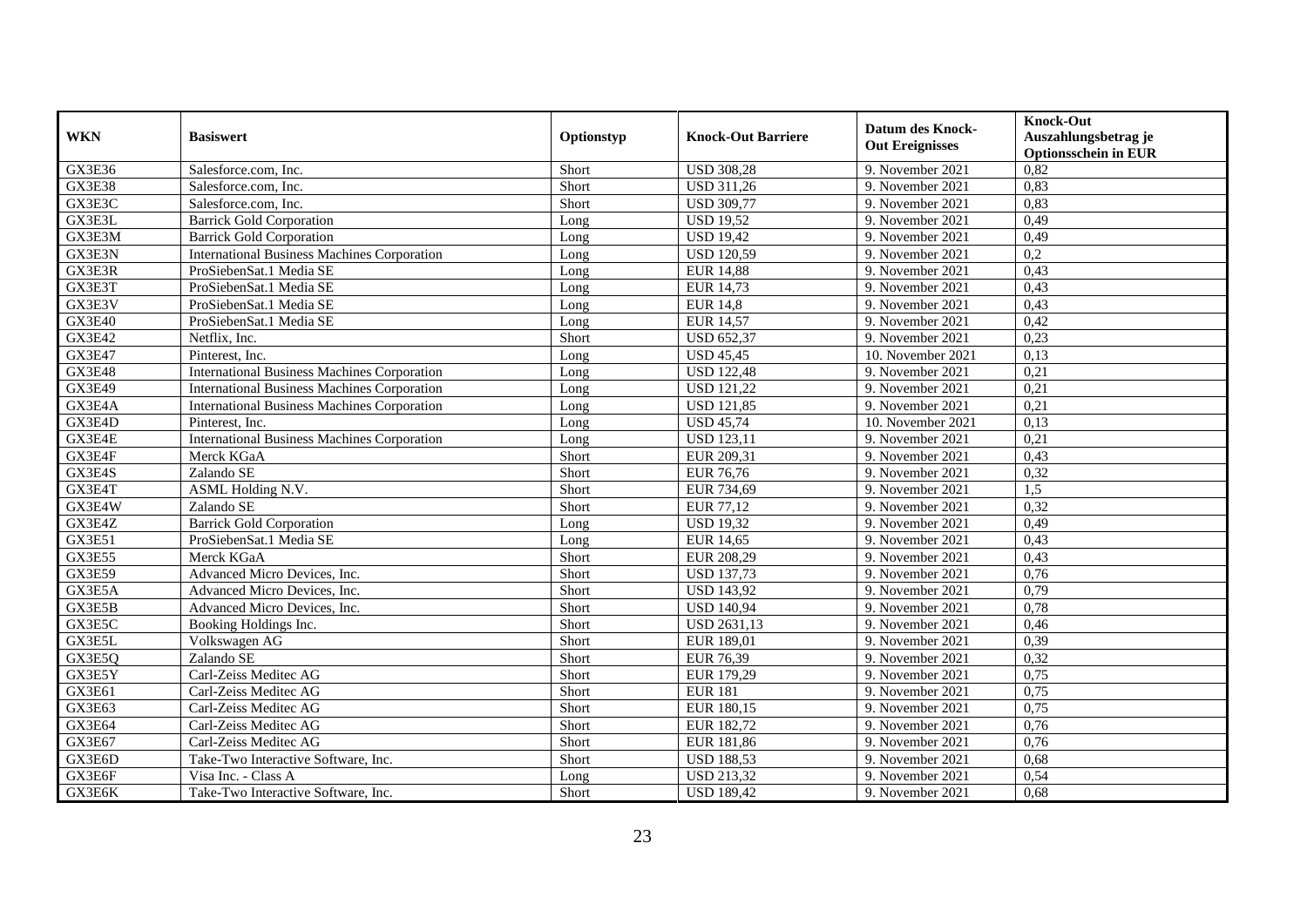| WKN | Basiswert | Optionstyp | Knock-Out Barriere | Datum des Knock-Out Ereignisses | Knock-Out Auszahlungsbetrag je Optionsschein in EUR |
|---|---|---|---|---|---|
| GX3E36 | Salesforce.com, Inc. | Short | USD 308,28 | 9. November 2021 | 0,82 |
| GX3E38 | Salesforce.com, Inc. | Short | USD 311,26 | 9. November 2021 | 0,83 |
| GX3E3C | Salesforce.com, Inc. | Short | USD 309,77 | 9. November 2021 | 0,83 |
| GX3E3L | Barrick Gold Corporation | Long | USD 19,52 | 9. November 2021 | 0,49 |
| GX3E3M | Barrick Gold Corporation | Long | USD 19,42 | 9. November 2021 | 0,49 |
| GX3E3N | International Business Machines Corporation | Long | USD 120,59 | 9. November 2021 | 0,2 |
| GX3E3R | ProSiebenSat.1 Media SE | Long | EUR 14,88 | 9. November 2021 | 0,43 |
| GX3E3T | ProSiebenSat.1 Media SE | Long | EUR 14,73 | 9. November 2021 | 0,43 |
| GX3E3V | ProSiebenSat.1 Media SE | Long | EUR 14,8 | 9. November 2021 | 0,43 |
| GX3E40 | ProSiebenSat.1 Media SE | Long | EUR 14,57 | 9. November 2021 | 0,42 |
| GX3E42 | Netflix, Inc. | Short | USD 652,37 | 9. November 2021 | 0,23 |
| GX3E47 | Pinterest, Inc. | Long | USD 45,45 | 10. November 2021 | 0,13 |
| GX3E48 | International Business Machines Corporation | Long | USD 122,48 | 9. November 2021 | 0,21 |
| GX3E49 | International Business Machines Corporation | Long | USD 121,22 | 9. November 2021 | 0,21 |
| GX3E4A | International Business Machines Corporation | Long | USD 121,85 | 9. November 2021 | 0,21 |
| GX3E4D | Pinterest, Inc. | Long | USD 45,74 | 10. November 2021 | 0,13 |
| GX3E4E | International Business Machines Corporation | Long | USD 123,11 | 9. November 2021 | 0,21 |
| GX3E4F | Merck KGaA | Short | EUR 209,31 | 9. November 2021 | 0,43 |
| GX3E4S | Zalando SE | Short | EUR 76,76 | 9. November 2021 | 0,32 |
| GX3E4T | ASML Holding N.V. | Short | EUR 734,69 | 9. November 2021 | 1,5 |
| GX3E4W | Zalando SE | Short | EUR 77,12 | 9. November 2021 | 0,32 |
| GX3E4Z | Barrick Gold Corporation | Long | USD 19,32 | 9. November 2021 | 0,49 |
| GX3E51 | ProSiebenSat.1 Media SE | Long | EUR 14,65 | 9. November 2021 | 0,43 |
| GX3E55 | Merck KGaA | Short | EUR 208,29 | 9. November 2021 | 0,43 |
| GX3E59 | Advanced Micro Devices, Inc. | Short | USD 137,73 | 9. November 2021 | 0,76 |
| GX3E5A | Advanced Micro Devices, Inc. | Short | USD 143,92 | 9. November 2021 | 0,79 |
| GX3E5B | Advanced Micro Devices, Inc. | Short | USD 140,94 | 9. November 2021 | 0,78 |
| GX3E5C | Booking Holdings Inc. | Short | USD 2631,13 | 9. November 2021 | 0,46 |
| GX3E5L | Volkswagen AG | Short | EUR 189,01 | 9. November 2021 | 0,39 |
| GX3E5Q | Zalando SE | Short | EUR 76,39 | 9. November 2021 | 0,32 |
| GX3E5Y | Carl-Zeiss Meditec AG | Short | EUR 179,29 | 9. November 2021 | 0,75 |
| GX3E61 | Carl-Zeiss Meditec AG | Short | EUR 181 | 9. November 2021 | 0,75 |
| GX3E63 | Carl-Zeiss Meditec AG | Short | EUR 180,15 | 9. November 2021 | 0,75 |
| GX3E64 | Carl-Zeiss Meditec AG | Short | EUR 182,72 | 9. November 2021 | 0,76 |
| GX3E67 | Carl-Zeiss Meditec AG | Short | EUR 181,86 | 9. November 2021 | 0,76 |
| GX3E6D | Take-Two Interactive Software, Inc. | Short | USD 188,53 | 9. November 2021 | 0,68 |
| GX3E6F | Visa Inc. - Class A | Long | USD 213,32 | 9. November 2021 | 0,54 |
| GX3E6K | Take-Two Interactive Software, Inc. | Short | USD 189,42 | 9. November 2021 | 0,68 |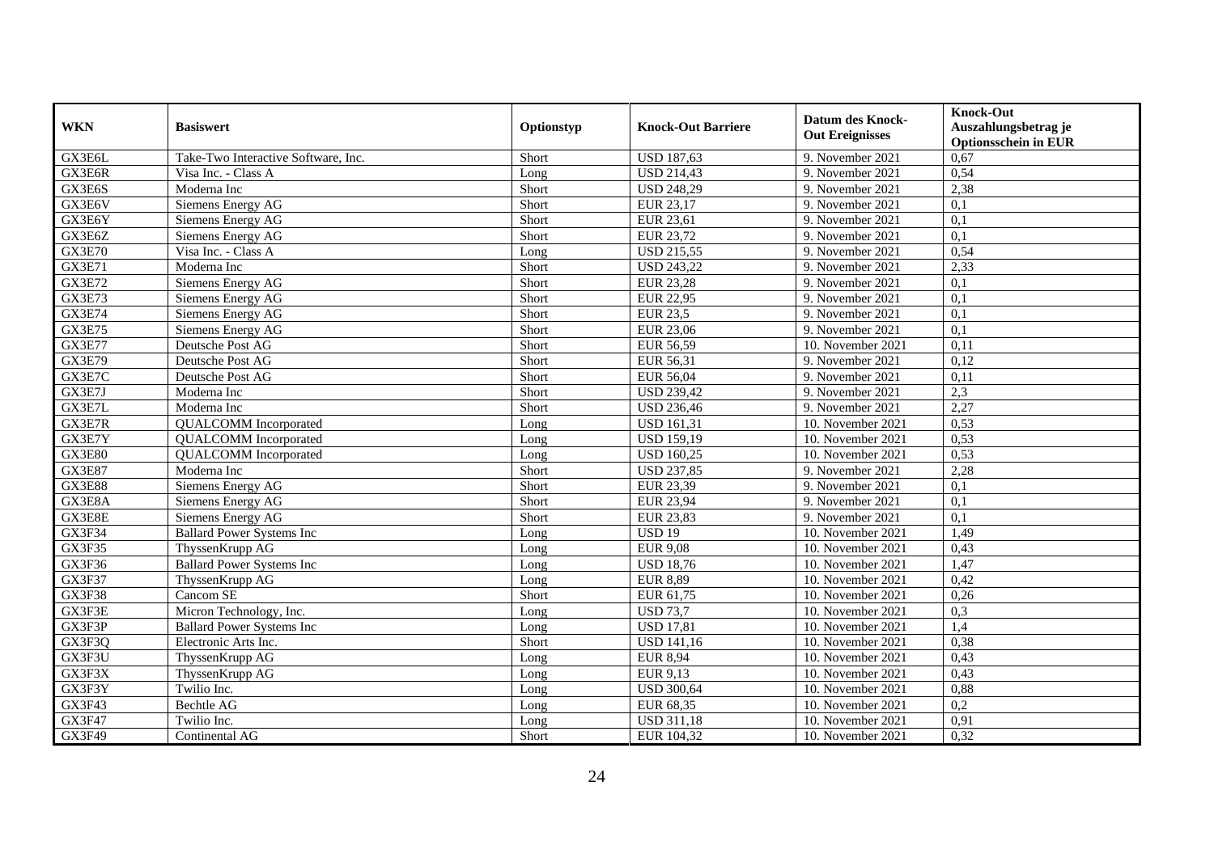| WKN | Basiswert | Optionstyp | Knock-Out Barriere | Datum des Knock-Out Ereignisses | Knock-Out Auszahlungsbetrag je Optionsschein in EUR |
|---|---|---|---|---|---|
| GX3E6L | Take-Two Interactive Software, Inc. | Short | USD 187,63 | 9. November 2021 | 0,67 |
| GX3E6R | Visa Inc. - Class A | Long | USD 214,43 | 9. November 2021 | 0,54 |
| GX3E6S | Moderna Inc | Short | USD 248,29 | 9. November 2021 | 2,38 |
| GX3E6V | Siemens Energy AG | Short | EUR 23,17 | 9. November 2021 | 0,1 |
| GX3E6Y | Siemens Energy AG | Short | EUR 23,61 | 9. November 2021 | 0,1 |
| GX3E6Z | Siemens Energy AG | Short | EUR 23,72 | 9. November 2021 | 0,1 |
| GX3E70 | Visa Inc. - Class A | Long | USD 215,55 | 9. November 2021 | 0,54 |
| GX3E71 | Moderna Inc | Short | USD 243,22 | 9. November 2021 | 2,33 |
| GX3E72 | Siemens Energy AG | Short | EUR 23,28 | 9. November 2021 | 0,1 |
| GX3E73 | Siemens Energy AG | Short | EUR 22,95 | 9. November 2021 | 0,1 |
| GX3E74 | Siemens Energy AG | Short | EUR 23,5 | 9. November 2021 | 0,1 |
| GX3E75 | Siemens Energy AG | Short | EUR 23,06 | 9. November 2021 | 0,1 |
| GX3E77 | Deutsche Post AG | Short | EUR 56,59 | 10. November 2021 | 0,11 |
| GX3E79 | Deutsche Post AG | Short | EUR 56,31 | 9. November 2021 | 0,12 |
| GX3E7C | Deutsche Post AG | Short | EUR 56,04 | 9. November 2021 | 0,11 |
| GX3E7J | Moderna Inc | Short | USD 239,42 | 9. November 2021 | 2,3 |
| GX3E7L | Moderna Inc | Short | USD 236,46 | 9. November 2021 | 2,27 |
| GX3E7R | QUALCOMM Incorporated | Long | USD 161,31 | 10. November 2021 | 0,53 |
| GX3E7Y | QUALCOMM Incorporated | Long | USD 159,19 | 10. November 2021 | 0,53 |
| GX3E80 | QUALCOMM Incorporated | Long | USD 160,25 | 10. November 2021 | 0,53 |
| GX3E87 | Moderna Inc | Short | USD 237,85 | 9. November 2021 | 2,28 |
| GX3E88 | Siemens Energy AG | Short | EUR 23,39 | 9. November 2021 | 0,1 |
| GX3E8A | Siemens Energy AG | Short | EUR 23,94 | 9. November 2021 | 0,1 |
| GX3E8E | Siemens Energy AG | Short | EUR 23,83 | 9. November 2021 | 0,1 |
| GX3F34 | Ballard Power Systems Inc | Long | USD 19 | 10. November 2021 | 1,49 |
| GX3F35 | ThyssenKrupp AG | Long | EUR 9,08 | 10. November 2021 | 0,43 |
| GX3F36 | Ballard Power Systems Inc | Long | USD 18,76 | 10. November 2021 | 1,47 |
| GX3F37 | ThyssenKrupp AG | Long | EUR 8,89 | 10. November 2021 | 0,42 |
| GX3F38 | Cancom SE | Short | EUR 61,75 | 10. November 2021 | 0,26 |
| GX3F3E | Micron Technology, Inc. | Long | USD 73,7 | 10. November 2021 | 0,3 |
| GX3F3P | Ballard Power Systems Inc | Long | USD 17,81 | 10. November 2021 | 1,4 |
| GX3F3Q | Electronic Arts Inc. | Short | USD 141,16 | 10. November 2021 | 0,38 |
| GX3F3U | ThyssenKrupp AG | Long | EUR 8,94 | 10. November 2021 | 0,43 |
| GX3F3X | ThyssenKrupp AG | Long | EUR 9,13 | 10. November 2021 | 0,43 |
| GX3F3Y | Twilio Inc. | Long | USD 300,64 | 10. November 2021 | 0,88 |
| GX3F43 | Bechtle AG | Long | EUR 68,35 | 10. November 2021 | 0,2 |
| GX3F47 | Twilio Inc. | Long | USD 311,18 | 10. November 2021 | 0,91 |
| GX3F49 | Continental AG | Short | EUR 104,32 | 10. November 2021 | 0,32 |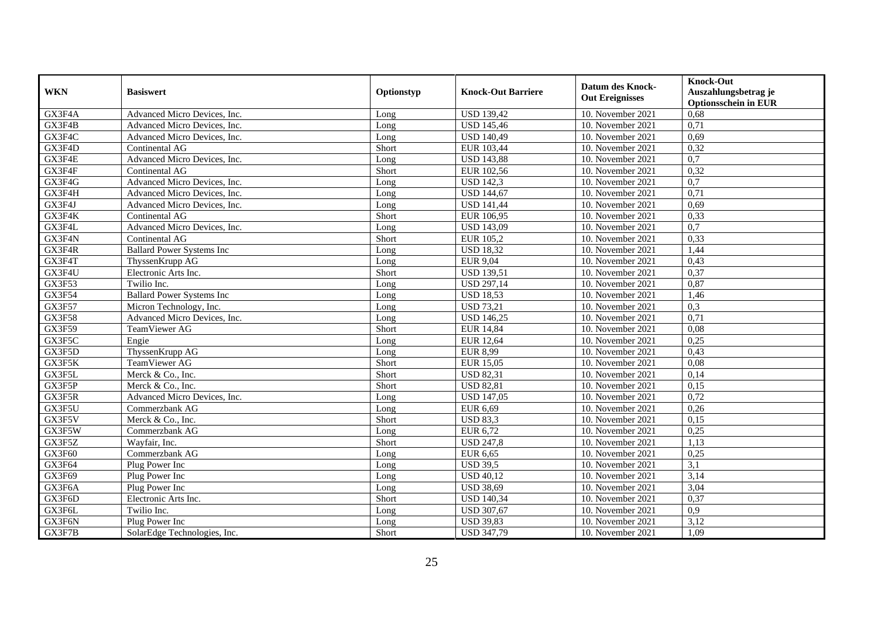| WKN | Basiswert | Optionstyp | Knock-Out Barriere | Datum des Knock-Out Ereignisses | Knock-Out Auszahlungsbetrag je Optionsschein in EUR |
|---|---|---|---|---|---|
| GX3F4A | Advanced Micro Devices, Inc. | Long | USD 139,42 | 10. November 2021 | 0,68 |
| GX3F4B | Advanced Micro Devices, Inc. | Long | USD 145,46 | 10. November 2021 | 0,71 |
| GX3F4C | Advanced Micro Devices, Inc. | Long | USD 140,49 | 10. November 2021 | 0,69 |
| GX3F4D | Continental AG | Short | EUR 103,44 | 10. November 2021 | 0,32 |
| GX3F4E | Advanced Micro Devices, Inc. | Long | USD 143,88 | 10. November 2021 | 0,7 |
| GX3F4F | Continental AG | Short | EUR 102,56 | 10. November 2021 | 0,32 |
| GX3F4G | Advanced Micro Devices, Inc. | Long | USD 142,3 | 10. November 2021 | 0,7 |
| GX3F4H | Advanced Micro Devices, Inc. | Long | USD 144,67 | 10. November 2021 | 0,71 |
| GX3F4J | Advanced Micro Devices, Inc. | Long | USD 141,44 | 10. November 2021 | 0,69 |
| GX3F4K | Continental AG | Short | EUR 106,95 | 10. November 2021 | 0,33 |
| GX3F4L | Advanced Micro Devices, Inc. | Long | USD 143,09 | 10. November 2021 | 0,7 |
| GX3F4N | Continental AG | Short | EUR 105,2 | 10. November 2021 | 0,33 |
| GX3F4R | Ballard Power Systems Inc | Long | USD 18,32 | 10. November 2021 | 1,44 |
| GX3F4T | ThyssenKrupp AG | Long | EUR 9,04 | 10. November 2021 | 0,43 |
| GX3F4U | Electronic Arts Inc. | Short | USD 139,51 | 10. November 2021 | 0,37 |
| GX3F53 | Twilio Inc. | Long | USD 297,14 | 10. November 2021 | 0,87 |
| GX3F54 | Ballard Power Systems Inc | Long | USD 18,53 | 10. November 2021 | 1,46 |
| GX3F57 | Micron Technology, Inc. | Long | USD 73,21 | 10. November 2021 | 0,3 |
| GX3F58 | Advanced Micro Devices, Inc. | Long | USD 146,25 | 10. November 2021 | 0,71 |
| GX3F59 | TeamViewer AG | Short | EUR 14,84 | 10. November 2021 | 0,08 |
| GX3F5C | Engie | Long | EUR 12,64 | 10. November 2021 | 0,25 |
| GX3F5D | ThyssenKrupp AG | Long | EUR 8,99 | 10. November 2021 | 0,43 |
| GX3F5K | TeamViewer AG | Short | EUR 15,05 | 10. November 2021 | 0,08 |
| GX3F5L | Merck & Co., Inc. | Short | USD 82,31 | 10. November 2021 | 0,14 |
| GX3F5P | Merck & Co., Inc. | Short | USD 82,81 | 10. November 2021 | 0,15 |
| GX3F5R | Advanced Micro Devices, Inc. | Long | USD 147,05 | 10. November 2021 | 0,72 |
| GX3F5U | Commerzbank AG | Long | EUR 6,69 | 10. November 2021 | 0,26 |
| GX3F5V | Merck & Co., Inc. | Short | USD 83,3 | 10. November 2021 | 0,15 |
| GX3F5W | Commerzbank AG | Long | EUR 6,72 | 10. November 2021 | 0,25 |
| GX3F5Z | Wayfair, Inc. | Short | USD 247,8 | 10. November 2021 | 1,13 |
| GX3F60 | Commerzbank AG | Long | EUR 6,65 | 10. November 2021 | 0,25 |
| GX3F64 | Plug Power Inc | Long | USD 39,5 | 10. November 2021 | 3,1 |
| GX3F69 | Plug Power Inc | Long | USD 40,12 | 10. November 2021 | 3,14 |
| GX3F6A | Plug Power Inc | Long | USD 38,69 | 10. November 2021 | 3,04 |
| GX3F6D | Electronic Arts Inc. | Short | USD 140,34 | 10. November 2021 | 0,37 |
| GX3F6L | Twilio Inc. | Long | USD 307,67 | 10. November 2021 | 0,9 |
| GX3F6N | Plug Power Inc | Long | USD 39,83 | 10. November 2021 | 3,12 |
| GX3F7B | SolarEdge Technologies, Inc. | Short | USD 347,79 | 10. November 2021 | 1,09 |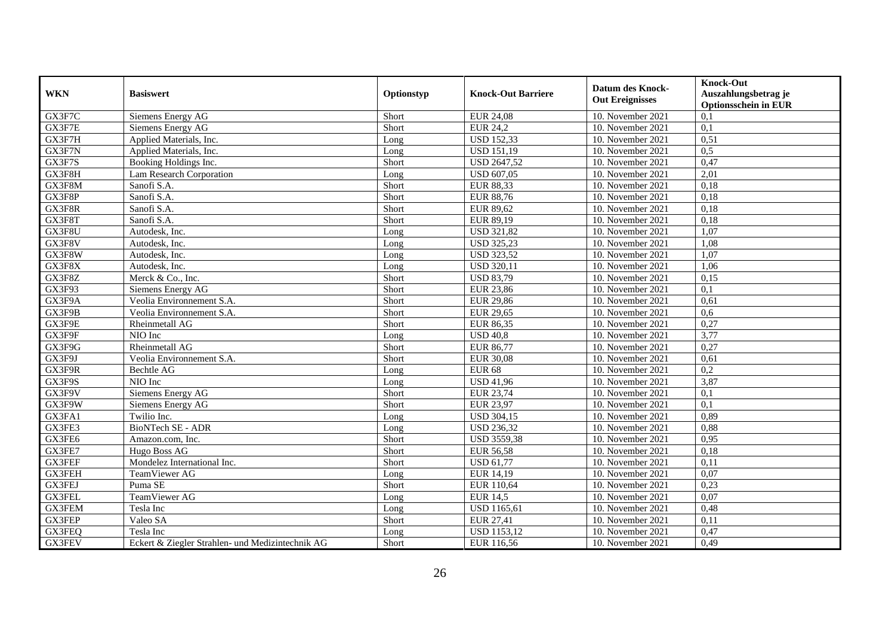| WKN | Basiswert | Optionstyp | Knock-Out Barriere | Datum des Knock-Out Ereignisses | Knock-Out Auszahlungsbetrag je Optionsschein in EUR |
|---|---|---|---|---|---|
| GX3F7C | Siemens Energy AG | Short | EUR 24,08 | 10. November 2021 | 0,1 |
| GX3F7E | Siemens Energy AG | Short | EUR 24,2 | 10. November 2021 | 0,1 |
| GX3F7H | Applied Materials, Inc. | Long | USD 152,33 | 10. November 2021 | 0,51 |
| GX3F7N | Applied Materials, Inc. | Long | USD 151,19 | 10. November 2021 | 0,5 |
| GX3F7S | Booking Holdings Inc. | Short | USD 2647,52 | 10. November 2021 | 0,47 |
| GX3F8H | Lam Research Corporation | Long | USD 607,05 | 10. November 2021 | 2,01 |
| GX3F8M | Sanofi S.A. | Short | EUR 88,33 | 10. November 2021 | 0,18 |
| GX3F8P | Sanofi S.A. | Short | EUR 88,76 | 10. November 2021 | 0,18 |
| GX3F8R | Sanofi S.A. | Short | EUR 89,62 | 10. November 2021 | 0,18 |
| GX3F8T | Sanofi S.A. | Short | EUR 89,19 | 10. November 2021 | 0,18 |
| GX3F8U | Autodesk, Inc. | Long | USD 321,82 | 10. November 2021 | 1,07 |
| GX3F8V | Autodesk, Inc. | Long | USD 325,23 | 10. November 2021 | 1,08 |
| GX3F8W | Autodesk, Inc. | Long | USD 323,52 | 10. November 2021 | 1,07 |
| GX3F8X | Autodesk, Inc. | Long | USD 320,11 | 10. November 2021 | 1,06 |
| GX3F8Z | Merck & Co., Inc. | Short | USD 83,79 | 10. November 2021 | 0,15 |
| GX3F93 | Siemens Energy AG | Short | EUR 23,86 | 10. November 2021 | 0,1 |
| GX3F9A | Veolia Environnement S.A. | Short | EUR 29,86 | 10. November 2021 | 0,61 |
| GX3F9B | Veolia Environnement S.A. | Short | EUR 29,65 | 10. November 2021 | 0,6 |
| GX3F9E | Rheinmetall AG | Short | EUR 86,35 | 10. November 2021 | 0,27 |
| GX3F9F | NIO Inc | Long | USD 40,8 | 10. November 2021 | 3,77 |
| GX3F9G | Rheinmetall AG | Short | EUR 86,77 | 10. November 2021 | 0,27 |
| GX3F9J | Veolia Environnement S.A. | Short | EUR 30,08 | 10. November 2021 | 0,61 |
| GX3F9R | Bechtle AG | Long | EUR 68 | 10. November 2021 | 0,2 |
| GX3F9S | NIO Inc | Long | USD 41,96 | 10. November 2021 | 3,87 |
| GX3F9V | Siemens Energy AG | Short | EUR 23,74 | 10. November 2021 | 0,1 |
| GX3F9W | Siemens Energy AG | Short | EUR 23,97 | 10. November 2021 | 0,1 |
| GX3FA1 | Twilio Inc. | Long | USD 304,15 | 10. November 2021 | 0,89 |
| GX3FE3 | BioNTech SE - ADR | Long | USD 236,32 | 10. November 2021 | 0,88 |
| GX3FE6 | Amazon.com, Inc. | Short | USD 3559,38 | 10. November 2021 | 0,95 |
| GX3FE7 | Hugo Boss AG | Short | EUR 56,58 | 10. November 2021 | 0,18 |
| GX3FEF | Mondelez International Inc. | Short | USD 61,77 | 10. November 2021 | 0,11 |
| GX3FEH | TeamViewer AG | Long | EUR 14,19 | 10. November 2021 | 0,07 |
| GX3FEJ | Puma SE | Short | EUR 110,64 | 10. November 2021 | 0,23 |
| GX3FEL | TeamViewer AG | Long | EUR 14,5 | 10. November 2021 | 0,07 |
| GX3FEM | Tesla Inc | Long | USD 1165,61 | 10. November 2021 | 0,48 |
| GX3FEP | Valeo SA | Short | EUR 27,41 | 10. November 2021 | 0,11 |
| GX3FEQ | Tesla Inc | Long | USD 1153,12 | 10. November 2021 | 0,47 |
| GX3FEV | Eckert & Ziegler Strahlen- und Medizintechnik AG | Short | EUR 116,56 | 10. November 2021 | 0,49 |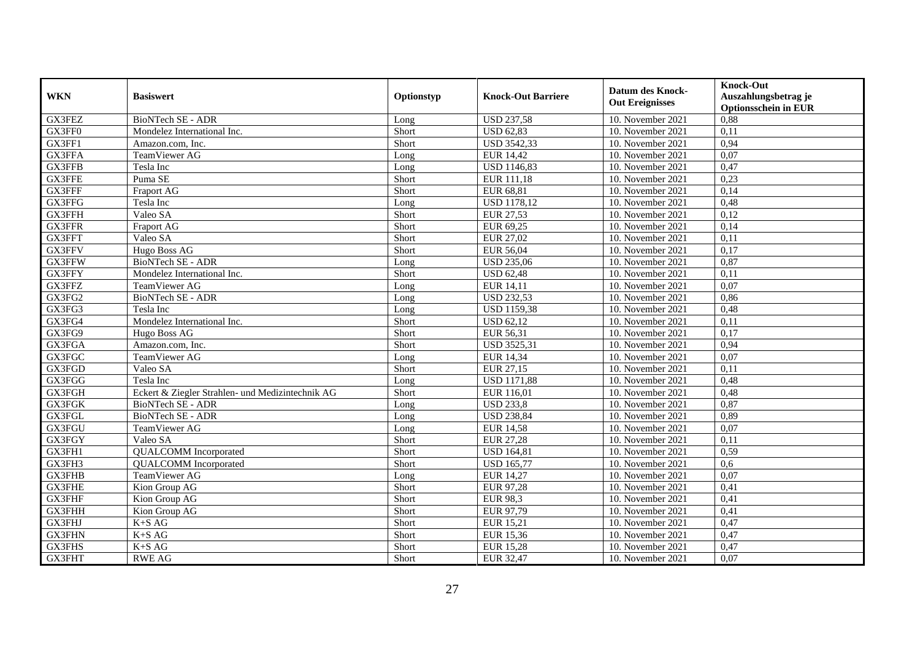| WKN | Basiswert | Optionstyp | Knock-Out Barriere | Datum des Knock-Out Ereignisses | Knock-Out Auszahlungsbetrag je Optionsschein in EUR |
|---|---|---|---|---|---|
| GX3FEZ | BioNTech SE - ADR | Long | USD 237,58 | 10. November 2021 | 0,88 |
| GX3FF0 | Mondelez International Inc. | Short | USD 62,83 | 10. November 2021 | 0,11 |
| GX3FF1 | Amazon.com, Inc. | Short | USD 3542,33 | 10. November 2021 | 0,94 |
| GX3FFA | TeamViewer AG | Long | EUR 14,42 | 10. November 2021 | 0,07 |
| GX3FFB | Tesla Inc | Long | USD 1146,83 | 10. November 2021 | 0,47 |
| GX3FFE | Puma SE | Short | EUR 111,18 | 10. November 2021 | 0,23 |
| GX3FFF | Fraport AG | Short | EUR 68,81 | 10. November 2021 | 0,14 |
| GX3FFG | Tesla Inc | Long | USD 1178,12 | 10. November 2021 | 0,48 |
| GX3FFH | Valeo SA | Short | EUR 27,53 | 10. November 2021 | 0,12 |
| GX3FFR | Fraport AG | Short | EUR 69,25 | 10. November 2021 | 0,14 |
| GX3FFT | Valeo SA | Short | EUR 27,02 | 10. November 2021 | 0,11 |
| GX3FFV | Hugo Boss AG | Short | EUR 56,04 | 10. November 2021 | 0,17 |
| GX3FFW | BioNTech SE - ADR | Long | USD 235,06 | 10. November 2021 | 0,87 |
| GX3FFY | Mondelez International Inc. | Short | USD 62,48 | 10. November 2021 | 0,11 |
| GX3FFZ | TeamViewer AG | Long | EUR 14,11 | 10. November 2021 | 0,07 |
| GX3FG2 | BioNTech SE - ADR | Long | USD 232,53 | 10. November 2021 | 0,86 |
| GX3FG3 | Tesla Inc | Long | USD 1159,38 | 10. November 2021 | 0,48 |
| GX3FG4 | Mondelez International Inc. | Short | USD 62,12 | 10. November 2021 | 0,11 |
| GX3FG9 | Hugo Boss AG | Short | EUR 56,31 | 10. November 2021 | 0,17 |
| GX3FGA | Amazon.com, Inc. | Short | USD 3525,31 | 10. November 2021 | 0,94 |
| GX3FGC | TeamViewer AG | Long | EUR 14,34 | 10. November 2021 | 0,07 |
| GX3FGD | Valeo SA | Short | EUR 27,15 | 10. November 2021 | 0,11 |
| GX3FGG | Tesla Inc | Long | USD 1171,88 | 10. November 2021 | 0,48 |
| GX3FGH | Eckert & Ziegler Strahlen- und Medizintechnik AG | Short | EUR 116,01 | 10. November 2021 | 0,48 |
| GX3FGK | BioNTech SE - ADR | Long | USD 233,8 | 10. November 2021 | 0,87 |
| GX3FGL | BioNTech SE - ADR | Long | USD 238,84 | 10. November 2021 | 0,89 |
| GX3FGU | TeamViewer AG | Long | EUR 14,58 | 10. November 2021 | 0,07 |
| GX3FGY | Valeo SA | Short | EUR 27,28 | 10. November 2021 | 0,11 |
| GX3FH1 | QUALCOMM Incorporated | Short | USD 164,81 | 10. November 2021 | 0,59 |
| GX3FH3 | QUALCOMM Incorporated | Short | USD 165,77 | 10. November 2021 | 0,6 |
| GX3FHB | TeamViewer AG | Long | EUR 14,27 | 10. November 2021 | 0,07 |
| GX3FHE | Kion Group AG | Short | EUR 97,28 | 10. November 2021 | 0,41 |
| GX3FHF | Kion Group AG | Short | EUR 98,3 | 10. November 2021 | 0,41 |
| GX3FHH | Kion Group AG | Short | EUR 97,79 | 10. November 2021 | 0,41 |
| GX3FHJ | K+S AG | Short | EUR 15,21 | 10. November 2021 | 0,47 |
| GX3FHN | K+S AG | Short | EUR 15,36 | 10. November 2021 | 0,47 |
| GX3FHS | K+S AG | Short | EUR 15,28 | 10. November 2021 | 0,47 |
| GX3FHT | RWE AG | Short | EUR 32,47 | 10. November 2021 | 0,07 |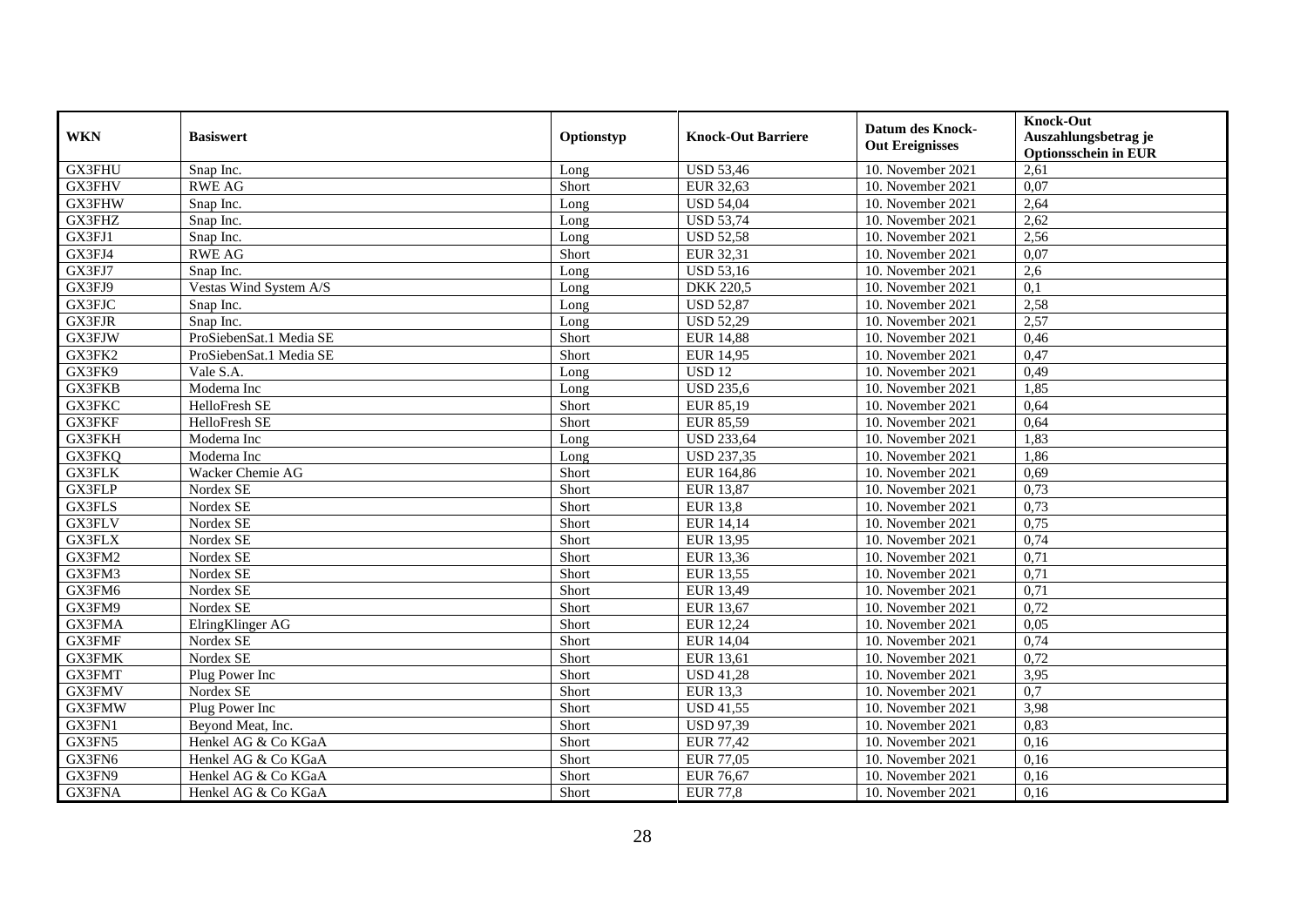| WKN | Basiswert | Optionstyp | Knock-Out Barriere | Datum des Knock-Out Ereignisses | Knock-Out Auszahlungsbetrag je Optionsschein in EUR |
|---|---|---|---|---|---|
| GX3FHU | Snap Inc. | Long | USD 53,46 | 10. November 2021 | 2,61 |
| GX3FHV | RWE AG | Short | EUR 32,63 | 10. November 2021 | 0,07 |
| GX3FHW | Snap Inc. | Long | USD 54,04 | 10. November 2021 | 2,64 |
| GX3FHZ | Snap Inc. | Long | USD 53,74 | 10. November 2021 | 2,62 |
| GX3FJ1 | Snap Inc. | Long | USD 52,58 | 10. November 2021 | 2,56 |
| GX3FJ4 | RWE AG | Short | EUR 32,31 | 10. November 2021 | 0,07 |
| GX3FJ7 | Snap Inc. | Long | USD 53,16 | 10. November 2021 | 2,6 |
| GX3FJ9 | Vestas Wind System A/S | Long | DKK 220,5 | 10. November 2021 | 0,1 |
| GX3FJC | Snap Inc. | Long | USD 52,87 | 10. November 2021 | 2,58 |
| GX3FJR | Snap Inc. | Long | USD 52,29 | 10. November 2021 | 2,57 |
| GX3FJW | ProSiebenSat.1 Media SE | Short | EUR 14,88 | 10. November 2021 | 0,46 |
| GX3FK2 | ProSiebenSat.1 Media SE | Short | EUR 14,95 | 10. November 2021 | 0,47 |
| GX3FK9 | Vale S.A. | Long | USD 12 | 10. November 2021 | 0,49 |
| GX3FKB | Moderna Inc | Long | USD 235,6 | 10. November 2021 | 1,85 |
| GX3FKC | HelloFresh SE | Short | EUR 85,19 | 10. November 2021 | 0,64 |
| GX3FKF | HelloFresh SE | Short | EUR 85,59 | 10. November 2021 | 0,64 |
| GX3FKH | Moderna Inc | Long | USD 233,64 | 10. November 2021 | 1,83 |
| GX3FKQ | Moderna Inc | Long | USD 237,35 | 10. November 2021 | 1,86 |
| GX3FLK | Wacker Chemie AG | Short | EUR 164,86 | 10. November 2021 | 0,69 |
| GX3FLP | Nordex SE | Short | EUR 13,87 | 10. November 2021 | 0,73 |
| GX3FLS | Nordex SE | Short | EUR 13,8 | 10. November 2021 | 0,73 |
| GX3FLV | Nordex SE | Short | EUR 14,14 | 10. November 2021 | 0,75 |
| GX3FLX | Nordex SE | Short | EUR 13,95 | 10. November 2021 | 0,74 |
| GX3FM2 | Nordex SE | Short | EUR 13,36 | 10. November 2021 | 0,71 |
| GX3FM3 | Nordex SE | Short | EUR 13,55 | 10. November 2021 | 0,71 |
| GX3FM6 | Nordex SE | Short | EUR 13,49 | 10. November 2021 | 0,71 |
| GX3FM9 | Nordex SE | Short | EUR 13,67 | 10. November 2021 | 0,72 |
| GX3FMA | ElringKlinger AG | Short | EUR 12,24 | 10. November 2021 | 0,05 |
| GX3FMF | Nordex SE | Short | EUR 14,04 | 10. November 2021 | 0,74 |
| GX3FMK | Nordex SE | Short | EUR 13,61 | 10. November 2021 | 0,72 |
| GX3FMT | Plug Power Inc | Short | USD 41,28 | 10. November 2021 | 3,95 |
| GX3FMV | Nordex SE | Short | EUR 13,3 | 10. November 2021 | 0,7 |
| GX3FMW | Plug Power Inc | Short | USD 41,55 | 10. November 2021 | 3,98 |
| GX3FN1 | Beyond Meat, Inc. | Short | USD 97,39 | 10. November 2021 | 0,83 |
| GX3FN5 | Henkel AG & Co KGaA | Short | EUR 77,42 | 10. November 2021 | 0,16 |
| GX3FN6 | Henkel AG & Co KGaA | Short | EUR 77,05 | 10. November 2021 | 0,16 |
| GX3FN9 | Henkel AG & Co KGaA | Short | EUR 76,67 | 10. November 2021 | 0,16 |
| GX3FNA | Henkel AG & Co KGaA | Short | EUR 77,8 | 10. November 2021 | 0,16 |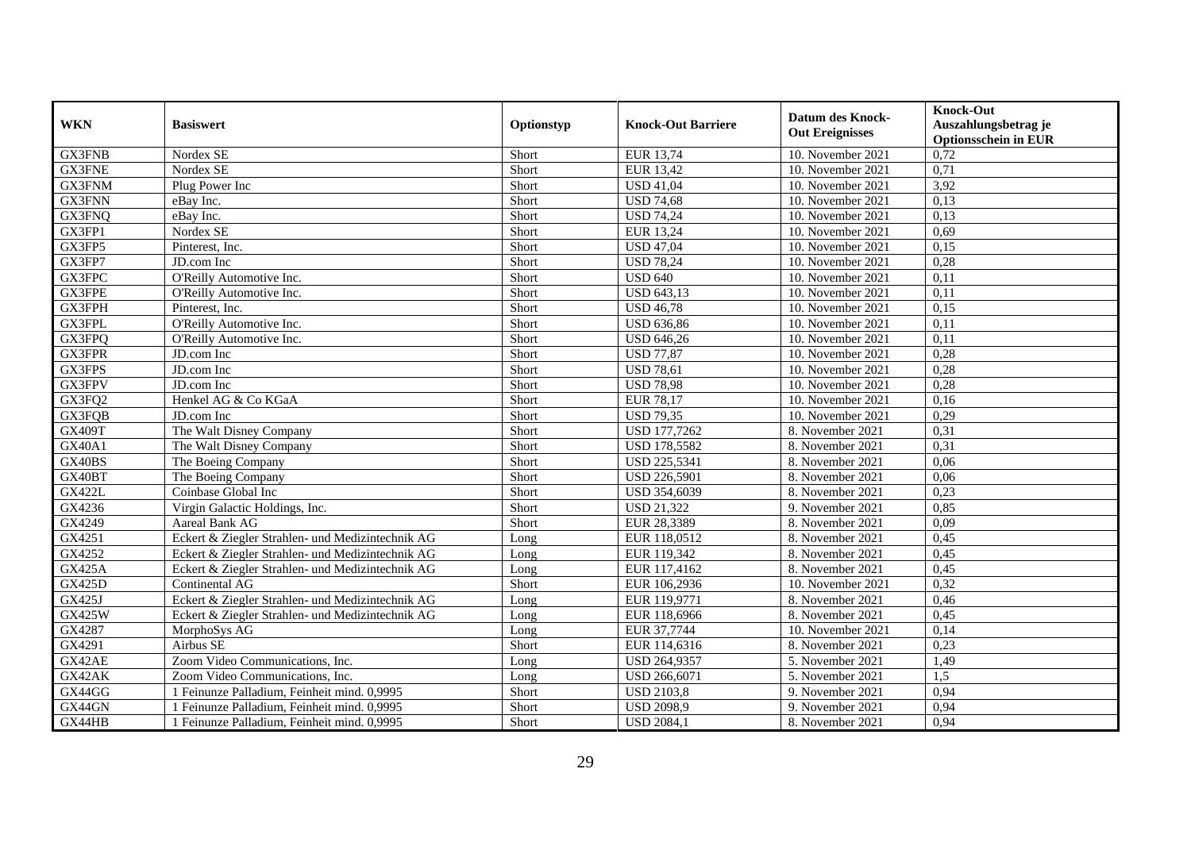| WKN | Basiswert | Optionstyp | Knock-Out Barriere | Datum des Knock-Out Ereignisses | Knock-Out Auszahlungsbetrag je Optionsschein in EUR |
|---|---|---|---|---|---|
| GX3FNB | Nordex SE | Short | EUR 13,74 | 10. November 2021 | 0,72 |
| GX3FNE | Nordex SE | Short | EUR 13,42 | 10. November 2021 | 0,71 |
| GX3FNM | Plug Power Inc | Short | USD 41,04 | 10. November 2021 | 3,92 |
| GX3FNN | eBay Inc. | Short | USD 74,68 | 10. November 2021 | 0,13 |
| GX3FNQ | eBay Inc. | Short | USD 74,24 | 10. November 2021 | 0,13 |
| GX3FP1 | Nordex SE | Short | EUR 13,24 | 10. November 2021 | 0,69 |
| GX3FP5 | Pinterest, Inc. | Short | USD 47,04 | 10. November 2021 | 0,15 |
| GX3FP7 | JD.com Inc | Short | USD 78,24 | 10. November 2021 | 0,28 |
| GX3FPC | O'Reilly Automotive Inc. | Short | USD 640 | 10. November 2021 | 0,11 |
| GX3FPE | O'Reilly Automotive Inc. | Short | USD 643,13 | 10. November 2021 | 0,11 |
| GX3FPH | Pinterest, Inc. | Short | USD 46,78 | 10. November 2021 | 0,15 |
| GX3FPL | O'Reilly Automotive Inc. | Short | USD 636,86 | 10. November 2021 | 0,11 |
| GX3FPQ | O'Reilly Automotive Inc. | Short | USD 646,26 | 10. November 2021 | 0,11 |
| GX3FPR | JD.com Inc | Short | USD 77,87 | 10. November 2021 | 0,28 |
| GX3FPS | JD.com Inc | Short | USD 78,61 | 10. November 2021 | 0,28 |
| GX3FPV | JD.com Inc | Short | USD 78,98 | 10. November 2021 | 0,28 |
| GX3FQ2 | Henkel AG & Co KGaA | Short | EUR 78,17 | 10. November 2021 | 0,16 |
| GX3FQB | JD.com Inc | Short | USD 79,35 | 10. November 2021 | 0,29 |
| GX409T | The Walt Disney Company | Short | USD 177,7262 | 8. November 2021 | 0,31 |
| GX40A1 | The Walt Disney Company | Short | USD 178,5582 | 8. November 2021 | 0,31 |
| GX40BS | The Boeing Company | Short | USD 225,5341 | 8. November 2021 | 0,06 |
| GX40BT | The Boeing Company | Short | USD 226,5901 | 8. November 2021 | 0,06 |
| GX422L | Coinbase Global Inc | Short | USD 354,6039 | 8. November 2021 | 0,23 |
| GX4236 | Virgin Galactic Holdings, Inc. | Short | USD 21,322 | 9. November 2021 | 0,85 |
| GX4249 | Aareal Bank AG | Short | EUR 28,3389 | 8. November 2021 | 0,09 |
| GX4251 | Eckert & Ziegler Strahlen- und Medizintechnik AG | Long | EUR 118,0512 | 8. November 2021 | 0,45 |
| GX4252 | Eckert & Ziegler Strahlen- und Medizintechnik AG | Long | EUR 119,342 | 8. November 2021 | 0,45 |
| GX425A | Eckert & Ziegler Strahlen- und Medizintechnik AG | Long | EUR 117,4162 | 8. November 2021 | 0,45 |
| GX425D | Continental AG | Short | EUR 106,2936 | 10. November 2021 | 0,32 |
| GX425J | Eckert & Ziegler Strahlen- und Medizintechnik AG | Long | EUR 119,9771 | 8. November 2021 | 0,46 |
| GX425W | Eckert & Ziegler Strahlen- und Medizintechnik AG | Long | EUR 118,6966 | 8. November 2021 | 0,45 |
| GX4287 | MorphoSys AG | Long | EUR 37,7744 | 10. November 2021 | 0,14 |
| GX4291 | Airbus SE | Short | EUR 114,6316 | 8. November 2021 | 0,23 |
| GX42AE | Zoom Video Communications, Inc. | Long | USD 264,9357 | 5. November 2021 | 1,49 |
| GX42AK | Zoom Video Communications, Inc. | Long | USD 266,6071 | 5. November 2021 | 1,5 |
| GX44GG | 1 Feinunze Palladium, Feinheit mind. 0,9995 | Short | USD 2103,8 | 9. November 2021 | 0,94 |
| GX44GN | 1 Feinunze Palladium, Feinheit mind. 0,9995 | Short | USD 2098,9 | 9. November 2021 | 0,94 |
| GX44HB | 1 Feinunze Palladium, Feinheit mind. 0,9995 | Short | USD 2084,1 | 8. November 2021 | 0,94 |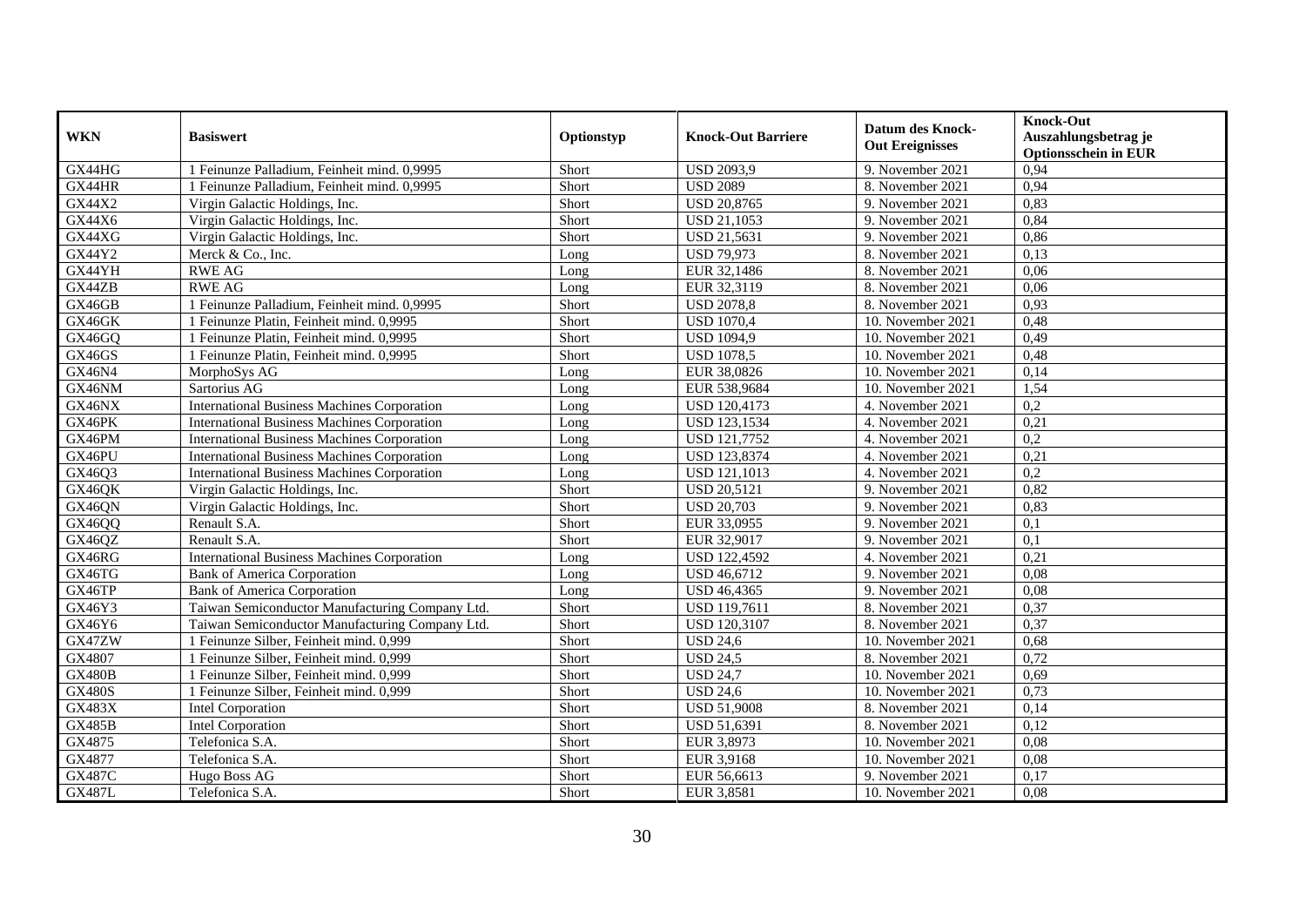| WKN | Basiswert | Optionstyp | Knock-Out Barriere | Datum des Knock-Out Ereignisses | Knock-Out Auszahlungsbetrag je Optionsschein in EUR |
|---|---|---|---|---|---|
| GX44HG | 1 Feinunze Palladium, Feinheit mind. 0,9995 | Short | USD 2093,9 | 9. November 2021 | 0,94 |
| GX44HR | 1 Feinunze Palladium, Feinheit mind. 0,9995 | Short | USD 2089 | 8. November 2021 | 0,94 |
| GX44X2 | Virgin Galactic Holdings, Inc. | Short | USD 20,8765 | 9. November 2021 | 0,83 |
| GX44X6 | Virgin Galactic Holdings, Inc. | Short | USD 21,1053 | 9. November 2021 | 0,84 |
| GX44XG | Virgin Galactic Holdings, Inc. | Short | USD 21,5631 | 9. November 2021 | 0,86 |
| GX44Y2 | Merck & Co., Inc. | Long | USD 79,973 | 8. November 2021 | 0,13 |
| GX44YH | RWE AG | Long | EUR 32,1486 | 8. November 2021 | 0,06 |
| GX44ZB | RWE AG | Long | EUR 32,3119 | 8. November 2021 | 0,06 |
| GX46GB | 1 Feinunze Palladium, Feinheit mind. 0,9995 | Short | USD 2078,8 | 8. November 2021 | 0,93 |
| GX46GK | 1 Feinunze Platin, Feinheit mind. 0,9995 | Short | USD 1070,4 | 10. November 2021 | 0,48 |
| GX46GQ | 1 Feinunze Platin, Feinheit mind. 0,9995 | Short | USD 1094,9 | 10. November 2021 | 0,49 |
| GX46GS | 1 Feinunze Platin, Feinheit mind. 0,9995 | Short | USD 1078,5 | 10. November 2021 | 0,48 |
| GX46N4 | MorphoSys AG | Long | EUR 38,0826 | 10. November 2021 | 0,14 |
| GX46NM | Sartorius AG | Long | EUR 538,9684 | 10. November 2021 | 1,54 |
| GX46NX | International Business Machines Corporation | Long | USD 120,4173 | 4. November 2021 | 0,2 |
| GX46PK | International Business Machines Corporation | Long | USD 123,1534 | 4. November 2021 | 0,21 |
| GX46PM | International Business Machines Corporation | Long | USD 121,7752 | 4. November 2021 | 0,2 |
| GX46PU | International Business Machines Corporation | Long | USD 123,8374 | 4. November 2021 | 0,21 |
| GX46Q3 | International Business Machines Corporation | Long | USD 121,1013 | 4. November 2021 | 0,2 |
| GX46QK | Virgin Galactic Holdings, Inc. | Short | USD 20,5121 | 9. November 2021 | 0,82 |
| GX46QN | Virgin Galactic Holdings, Inc. | Short | USD 20,703 | 9. November 2021 | 0,83 |
| GX46QQ | Renault S.A. | Short | EUR 33,0955 | 9. November 2021 | 0,1 |
| GX46QZ | Renault S.A. | Short | EUR 32,9017 | 9. November 2021 | 0,1 |
| GX46RG | International Business Machines Corporation | Long | USD 122,4592 | 4. November 2021 | 0,21 |
| GX46TG | Bank of America Corporation | Long | USD 46,6712 | 9. November 2021 | 0,08 |
| GX46TP | Bank of America Corporation | Long | USD 46,4365 | 9. November 2021 | 0,08 |
| GX46Y3 | Taiwan Semiconductor Manufacturing Company Ltd. | Short | USD 119,7611 | 8. November 2021 | 0,37 |
| GX46Y6 | Taiwan Semiconductor Manufacturing Company Ltd. | Short | USD 120,3107 | 8. November 2021 | 0,37 |
| GX47ZW | 1 Feinunze Silber, Feinheit mind. 0,999 | Short | USD 24,6 | 10. November 2021 | 0,68 |
| GX4807 | 1 Feinunze Silber, Feinheit mind. 0,999 | Short | USD 24,5 | 8. November 2021 | 0,72 |
| GX480B | 1 Feinunze Silber, Feinheit mind. 0,999 | Short | USD 24,7 | 10. November 2021 | 0,69 |
| GX480S | 1 Feinunze Silber, Feinheit mind. 0,999 | Short | USD 24,6 | 10. November 2021 | 0,73 |
| GX483X | Intel Corporation | Short | USD 51,9008 | 8. November 2021 | 0,14 |
| GX485B | Intel Corporation | Short | USD 51,6391 | 8. November 2021 | 0,12 |
| GX4875 | Telefonica S.A. | Short | EUR 3,8973 | 10. November 2021 | 0,08 |
| GX4877 | Telefonica S.A. | Short | EUR 3,9168 | 10. November 2021 | 0,08 |
| GX487C | Hugo Boss AG | Short | EUR 56,6613 | 9. November 2021 | 0,17 |
| GX487L | Telefonica S.A. | Short | EUR 3,8581 | 10. November 2021 | 0,08 |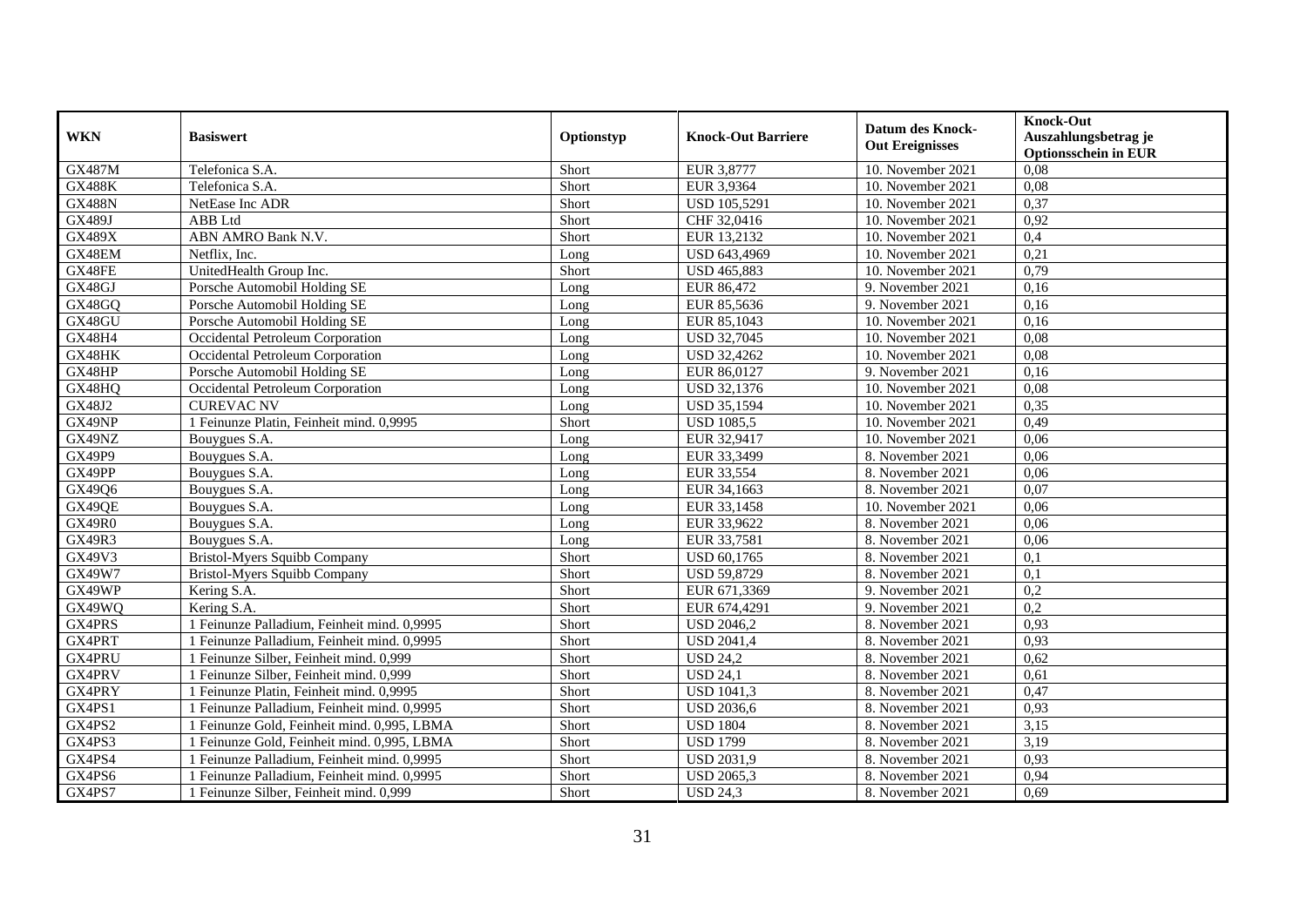| WKN | Basiswert | Optionstyp | Knock-Out Barriere | Datum des Knock-Out Ereignisses | Knock-Out Auszahlungsbetrag je Optionsschein in EUR |
|---|---|---|---|---|---|
| GX487M | Telefonica S.A. | Short | EUR 3,8777 | 10. November 2021 | 0,08 |
| GX488K | Telefonica S.A. | Short | EUR 3,9364 | 10. November 2021 | 0,08 |
| GX488N | NetEase Inc ADR | Short | USD 105,5291 | 10. November 2021 | 0,37 |
| GX489J | ABB Ltd | Short | CHF 32,0416 | 10. November 2021 | 0,92 |
| GX489X | ABN AMRO Bank N.V. | Short | EUR 13,2132 | 10. November 2021 | 0,4 |
| GX48EM | Netflix, Inc. | Long | USD 643,4969 | 10. November 2021 | 0,21 |
| GX48FE | UnitedHealth Group Inc. | Short | USD 465,883 | 10. November 2021 | 0,79 |
| GX48GJ | Porsche Automobil Holding SE | Long | EUR 86,472 | 9. November 2021 | 0,16 |
| GX48GQ | Porsche Automobil Holding SE | Long | EUR 85,5636 | 9. November 2021 | 0,16 |
| GX48GU | Porsche Automobil Holding SE | Long | EUR 85,1043 | 10. November 2021 | 0,16 |
| GX48H4 | Occidental Petroleum Corporation | Long | USD 32,7045 | 10. November 2021 | 0,08 |
| GX48HK | Occidental Petroleum Corporation | Long | USD 32,4262 | 10. November 2021 | 0,08 |
| GX48HP | Porsche Automobil Holding SE | Long | EUR 86,0127 | 9. November 2021 | 0,16 |
| GX48HQ | Occidental Petroleum Corporation | Long | USD 32,1376 | 10. November 2021 | 0,08 |
| GX48J2 | CUREVAC NV | Long | USD 35,1594 | 10. November 2021 | 0,35 |
| GX49NP | 1 Feinunze Platin, Feinheit mind. 0,9995 | Short | USD 1085,5 | 10. November 2021 | 0,49 |
| GX49NZ | Bouygues S.A. | Long | EUR 32,9417 | 10. November 2021 | 0,06 |
| GX49P9 | Bouygues S.A. | Long | EUR 33,3499 | 8. November 2021 | 0,06 |
| GX49PP | Bouygues S.A. | Long | EUR 33,554 | 8. November 2021 | 0,06 |
| GX49Q6 | Bouygues S.A. | Long | EUR 34,1663 | 8. November 2021 | 0,07 |
| GX49QE | Bouygues S.A. | Long | EUR 33,1458 | 10. November 2021 | 0,06 |
| GX49R0 | Bouygues S.A. | Long | EUR 33,9622 | 8. November 2021 | 0,06 |
| GX49R3 | Bouygues S.A. | Long | EUR 33,7581 | 8. November 2021 | 0,06 |
| GX49V3 | Bristol-Myers Squibb Company | Short | USD 60,1765 | 8. November 2021 | 0,1 |
| GX49W7 | Bristol-Myers Squibb Company | Short | USD 59,8729 | 8. November 2021 | 0,1 |
| GX49WP | Kering S.A. | Short | EUR 671,3369 | 9. November 2021 | 0,2 |
| GX49WQ | Kering S.A. | Short | EUR 674,4291 | 9. November 2021 | 0,2 |
| GX4PRS | 1 Feinunze Palladium, Feinheit mind. 0,9995 | Short | USD 2046,2 | 8. November 2021 | 0,93 |
| GX4PRT | 1 Feinunze Palladium, Feinheit mind. 0,9995 | Short | USD 2041,4 | 8. November 2021 | 0,93 |
| GX4PRU | 1 Feinunze Silber, Feinheit mind. 0,999 | Short | USD 24,2 | 8. November 2021 | 0,62 |
| GX4PRV | 1 Feinunze Silber, Feinheit mind. 0,999 | Short | USD 24,1 | 8. November 2021 | 0,61 |
| GX4PRY | 1 Feinunze Platin, Feinheit mind. 0,9995 | Short | USD 1041,3 | 8. November 2021 | 0,47 |
| GX4PS1 | 1 Feinunze Palladium, Feinheit mind. 0,9995 | Short | USD 2036,6 | 8. November 2021 | 0,93 |
| GX4PS2 | 1 Feinunze Gold, Feinheit mind. 0,995, LBMA | Short | USD 1804 | 8. November 2021 | 3,15 |
| GX4PS3 | 1 Feinunze Gold, Feinheit mind. 0,995, LBMA | Short | USD 1799 | 8. November 2021 | 3,19 |
| GX4PS4 | 1 Feinunze Palladium, Feinheit mind. 0,9995 | Short | USD 2031,9 | 8. November 2021 | 0,93 |
| GX4PS6 | 1 Feinunze Palladium, Feinheit mind. 0,9995 | Short | USD 2065,3 | 8. November 2021 | 0,94 |
| GX4PS7 | 1 Feinunze Silber, Feinheit mind. 0,999 | Short | USD 24,3 | 8. November 2021 | 0,69 |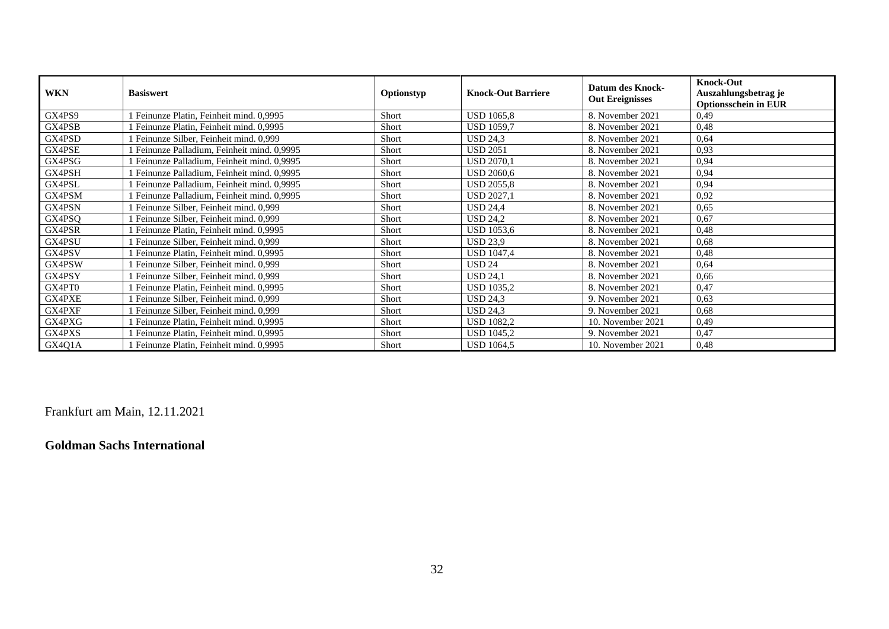| WKN | Basiswert | Optionstyp | Knock-Out Barriere | Datum des Knock-Out Ereignisses | Knock-Out Auszahlungsbetrag je Optionsschein in EUR |
|---|---|---|---|---|---|
| GX4PS9 | 1 Feinunze Platin, Feinheit mind. 0,9995 | Short | USD 1065,8 | 8. November 2021 | 0,49 |
| GX4PSB | 1 Feinunze Platin, Feinheit mind. 0,9995 | Short | USD 1059,7 | 8. November 2021 | 0,48 |
| GX4PSD | 1 Feinunze Silber, Feinheit mind. 0,999 | Short | USD 24,3 | 8. November 2021 | 0,64 |
| GX4PSE | 1 Feinunze Palladium, Feinheit mind. 0,9995 | Short | USD 2051 | 8. November 2021 | 0,93 |
| GX4PSG | 1 Feinunze Palladium, Feinheit mind. 0,9995 | Short | USD 2070,1 | 8. November 2021 | 0,94 |
| GX4PSH | 1 Feinunze Palladium, Feinheit mind. 0,9995 | Short | USD 2060,6 | 8. November 2021 | 0,94 |
| GX4PSL | 1 Feinunze Palladium, Feinheit mind. 0,9995 | Short | USD 2055,8 | 8. November 2021 | 0,94 |
| GX4PSM | 1 Feinunze Palladium, Feinheit mind. 0,9995 | Short | USD 2027,1 | 8. November 2021 | 0,92 |
| GX4PSN | 1 Feinunze Silber, Feinheit mind. 0,999 | Short | USD 24,4 | 8. November 2021 | 0,65 |
| GX4PSQ | 1 Feinunze Silber, Feinheit mind. 0,999 | Short | USD 24,2 | 8. November 2021 | 0,67 |
| GX4PSR | 1 Feinunze Platin, Feinheit mind. 0,9995 | Short | USD 1053,6 | 8. November 2021 | 0,48 |
| GX4PSU | 1 Feinunze Silber, Feinheit mind. 0,999 | Short | USD 23,9 | 8. November 2021 | 0,68 |
| GX4PSV | 1 Feinunze Platin, Feinheit mind. 0,9995 | Short | USD 1047,4 | 8. November 2021 | 0,48 |
| GX4PSW | 1 Feinunze Silber, Feinheit mind. 0,999 | Short | USD 24 | 8. November 2021 | 0,64 |
| GX4PSY | 1 Feinunze Silber, Feinheit mind. 0,999 | Short | USD 24,1 | 8. November 2021 | 0,66 |
| GX4PT0 | 1 Feinunze Platin, Feinheit mind. 0,9995 | Short | USD 1035,2 | 8. November 2021 | 0,47 |
| GX4PXE | 1 Feinunze Silber, Feinheit mind. 0,999 | Short | USD 24,3 | 9. November 2021 | 0,63 |
| GX4PXF | 1 Feinunze Silber, Feinheit mind. 0,999 | Short | USD 24,3 | 9. November 2021 | 0,68 |
| GX4PXG | 1 Feinunze Platin, Feinheit mind. 0,9995 | Short | USD 1082,2 | 10. November 2021 | 0,49 |
| GX4PXS | 1 Feinunze Platin, Feinheit mind. 0,9995 | Short | USD 1045,2 | 9. November 2021 | 0,47 |
| GX4Q1A | 1 Feinunze Platin, Feinheit mind. 0,9995 | Short | USD 1064,5 | 10. November 2021 | 0,48 |

Frankfurt am Main, 12.11.2021

**Goldman Sachs International**